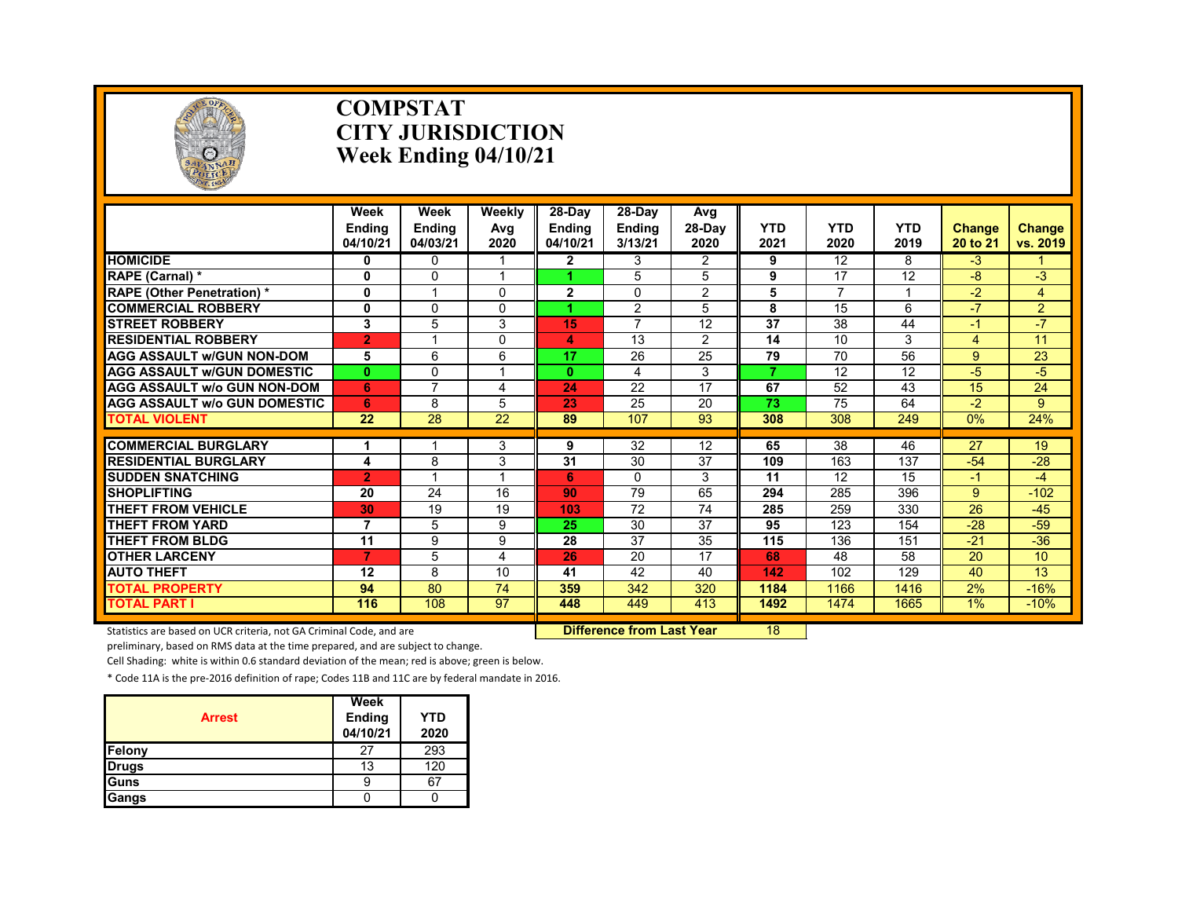# COMPSTAT
# CITY JURISDICTION
# Week Ending 04/10/21

| | Week Ending 04/10/21 | Week Ending 04/03/21 | Weekly Avg 2020 | 28-Day Ending 04/10/21 | 28-Day Ending 3/13/21 | Avg 28-Day 2020 | YTD 2021 | YTD 2020 | YTD 2019 | Change 20 to 21 | Change vs. 2019 |
|---|---|---|---|---|---|---|---|---|---|---|---|
| HOMICIDE | 0 | 0 | 1 | 2 | 3 | 2 | 9 | 12 | 8 | -3 | 1 |
| RAPE (Carnal) * | 0 | 0 | 1 | 1 | 5 | 5 | 9 | 17 | 12 | -8 | -3 |
| RAPE (Other Penetration) * | 0 | 1 | 0 | 2 | 0 | 2 | 5 | 7 | 1 | -2 | 4 |
| COMMERCIAL ROBBERY | 0 | 0 | 0 | 1 | 2 | 5 | 8 | 15 | 6 | -7 | 2 |
| STREET ROBBERY | 3 | 5 | 3 | 15 | 7 | 12 | 37 | 38 | 44 | -1 | -7 |
| RESIDENTIAL ROBBERY | 2 | 1 | 0 | 4 | 13 | 2 | 14 | 10 | 3 | 4 | 11 |
| AGG ASSAULT w/GUN NON-DOM | 5 | 6 | 6 | 17 | 26 | 25 | 79 | 70 | 56 | 9 | 23 |
| AGG ASSAULT w/GUN DOMESTIC | 0 | 0 | 1 | 0 | 4 | 3 | 7 | 12 | 12 | -5 | -5 |
| AGG ASSAULT w/o GUN NON-DOM | 6 | 7 | 4 | 24 | 22 | 17 | 67 | 52 | 43 | 15 | 24 |
| AGG ASSAULT w/o GUN DOMESTIC | 6 | 8 | 5 | 23 | 25 | 20 | 73 | 75 | 64 | -2 | 9 |
| TOTAL VIOLENT | 22 | 28 | 22 | 89 | 107 | 93 | 308 | 308 | 249 | 0% | 24% |
| COMMERCIAL BURGLARY | 1 | 1 | 3 | 9 | 32 | 12 | 65 | 38 | 46 | 27 | 19 |
| RESIDENTIAL BURGLARY | 4 | 8 | 3 | 31 | 30 | 37 | 109 | 163 | 137 | -54 | -28 |
| SUDDEN SNATCHING | 2 | 1 | 1 | 6 | 0 | 3 | 11 | 12 | 15 | -1 | -4 |
| SHOPLIFTING | 20 | 24 | 16 | 90 | 79 | 65 | 294 | 285 | 396 | 9 | -102 |
| THEFT FROM VEHICLE | 30 | 19 | 19 | 103 | 72 | 74 | 285 | 259 | 330 | 26 | -45 |
| THEFT FROM YARD | 7 | 5 | 9 | 25 | 30 | 37 | 95 | 123 | 154 | -28 | -59 |
| THEFT FROM BLDG | 11 | 9 | 9 | 28 | 37 | 35 | 115 | 136 | 151 | -21 | -36 |
| OTHER LARCENY | 7 | 5 | 4 | 26 | 20 | 17 | 68 | 48 | 58 | 20 | 10 |
| AUTO THEFT | 12 | 8 | 10 | 41 | 42 | 40 | 142 | 102 | 129 | 40 | 13 |
| TOTAL PROPERTY | 94 | 80 | 74 | 359 | 342 | 320 | 1184 | 1166 | 1416 | 2% | -16% |
| TOTAL PART I | 116 | 108 | 97 | 448 | 449 | 413 | 1492 | 1474 | 1665 | 1% | -10% |

**Difference from Last Year** 18

Statistics are based on UCR criteria, not GA Criminal Code, and are preliminary, based on RMS data at the time prepared, and are subject to change.

Cell Shading: white is within 0.6 standard deviation of the mean; red is above; green is below.

* Code 11A is the pre-2016 definition of rape; Codes 11B and 11C are by federal mandate in 2016.

| Arrest | Week Ending 04/10/21 | YTD 2020 |
|---|---|---|
| Felony | 27 | 293 |
| Drugs | 13 | 120 |
| Guns | 9 | 67 |
| Gangs | 0 | 0 |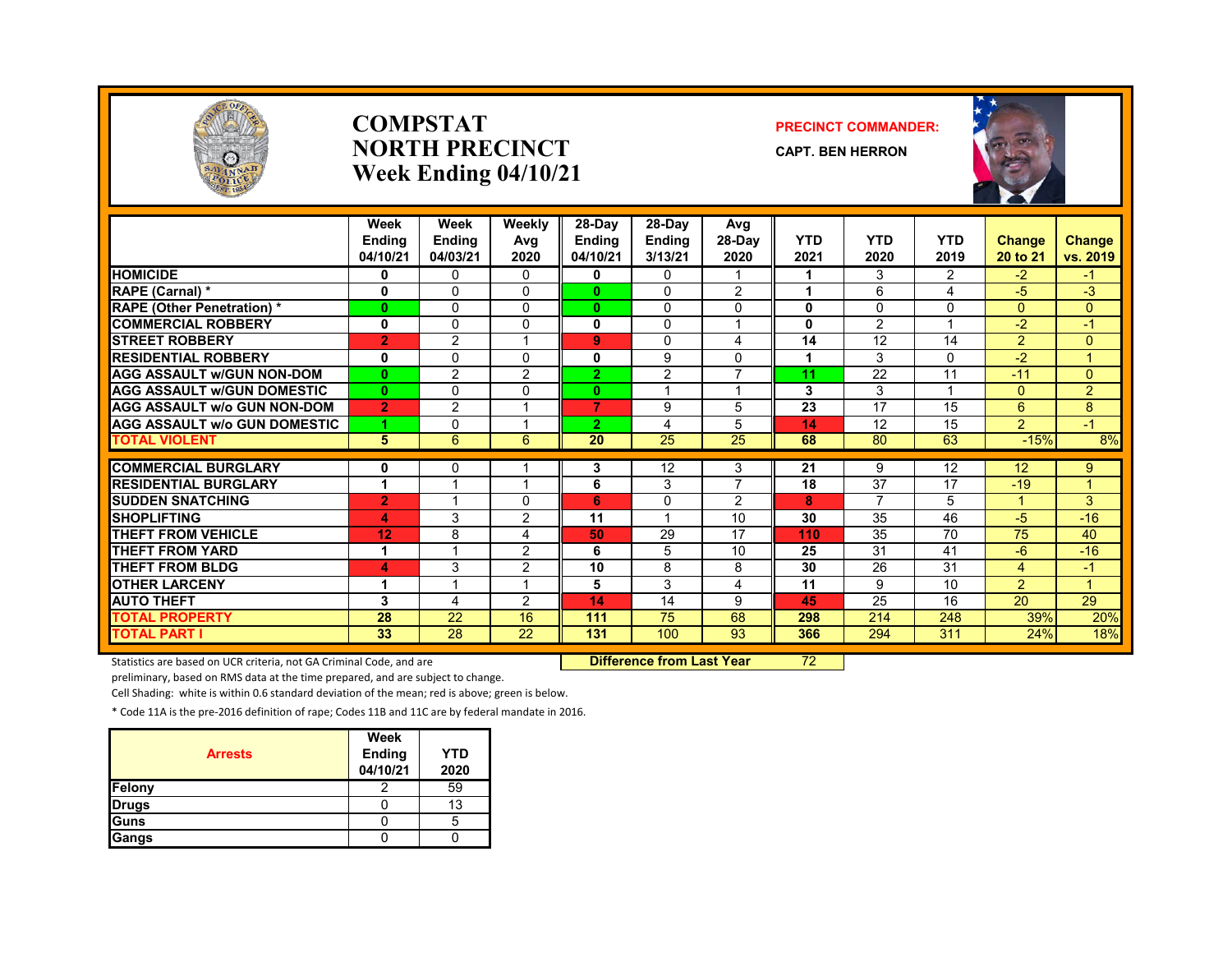# COMPSTAT
# NORTH PRECINCT
# Week Ending 04/10/21

**PRECINCT COMMANDER:**

**CAPT. BEN HERRON**

| | Week Ending 04/10/21 | Week Ending 04/03/21 | Weekly Avg 2020 | 28-Day Ending 04/10/21 | 28-Day Ending 3/13/21 | Avg 28-Day 2020 | YTD 2021 | YTD 2020 | YTD 2019 | Change 20 to 21 | Change vs. 2019 |
|---|---|---|---|---|---|---|---|---|---|---|---|
| HOMICIDE | 0 | 0 | 0 | 0 | 0 | 1 | 1 | 3 | 2 | -2 | -1 |
| RAPE (Carnal) * | 0 | 0 | 0 | 0 | 0 | 2 | 1 | 6 | 4 | -5 | -3 |
| RAPE (Other Penetration) * | 0 | 0 | 0 | 0 | 0 | 0 | 0 | 0 | 0 | 0 | 0 |
| COMMERCIAL ROBBERY | 0 | 0 | 0 | 0 | 0 | 1 | 0 | 2 | 1 | -2 | -1 |
| STREET ROBBERY | 2 | 2 | 1 | 9 | 0 | 4 | 14 | 12 | 14 | 2 | 0 |
| RESIDENTIAL ROBBERY | 0 | 0 | 0 | 0 | 9 | 0 | 1 | 3 | 0 | -2 | 1 |
| AGG ASSAULT w/GUN NON-DOM | 0 | 2 | 2 | 2 | 2 | 7 | 11 | 22 | 11 | -11 | 0 |
| AGG ASSAULT w/GUN DOMESTIC | 0 | 0 | 0 | 0 | 1 | 1 | 3 | 3 | 1 | 0 | 2 |
| AGG ASSAULT w/o GUN NON-DOM | 2 | 2 | 1 | 7 | 9 | 5 | 23 | 17 | 15 | 6 | 8 |
| AGG ASSAULT w/o GUN DOMESTIC | 1 | 0 | 1 | 2 | 4 | 5 | 14 | 12 | 15 | 2 | -1 |
| TOTAL VIOLENT | 5 | 6 | 6 | 20 | 25 | 25 | 68 | 80 | 63 | -15% | 8% |
| COMMERCIAL BURGLARY | 0 | 0 | 1 | 3 | 12 | 3 | 21 | 9 | 12 | 12 | 9 |
| RESIDENTIAL BURGLARY | 1 | 1 | 1 | 6 | 3 | 7 | 18 | 37 | 17 | -19 | 1 |
| SUDDEN SNATCHING | 2 | 1 | 0 | 6 | 0 | 2 | 8 | 7 | 5 | 1 | 3 |
| SHOPLIFTING | 4 | 3 | 2 | 11 | 1 | 10 | 30 | 35 | 46 | -5 | -16 |
| THEFT FROM VEHICLE | 12 | 8 | 4 | 50 | 29 | 17 | 110 | 35 | 70 | 75 | 40 |
| THEFT FROM YARD | 1 | 1 | 2 | 6 | 5 | 10 | 25 | 31 | 41 | -6 | -16 |
| THEFT FROM BLDG | 4 | 3 | 2 | 10 | 8 | 8 | 30 | 26 | 31 | 4 | -1 |
| OTHER LARCENY | 1 | 1 | 1 | 5 | 3 | 4 | 11 | 9 | 10 | 2 | 1 |
| AUTO THEFT | 3 | 4 | 2 | 14 | 14 | 9 | 45 | 25 | 16 | 20 | 29 |
| TOTAL PROPERTY | 28 | 22 | 16 | 111 | 75 | 68 | 298 | 214 | 248 | 39% | 20% |
| TOTAL PART I | 33 | 28 | 22 | 131 | 100 | 93 | 366 | 294 | 311 | 24% | 18% |

**Difference from Last Year** 72

Statistics are based on UCR criteria, not GA Criminal Code, and are preliminary, based on RMS data at the time prepared, and are subject to change.

Cell Shading: white is within 0.6 standard deviation of the mean; red is above; green is below.

* Code 11A is the pre-2016 definition of rape; Codes 11B and 11C are by federal mandate in 2016.

| Arrests | Week Ending 04/10/21 | YTD 2020 |
|---|---|---|
| Felony | 2 | 59 |
| Drugs | 0 | 13 |
| Guns | 0 | 5 |
| Gangs | 0 | 0 |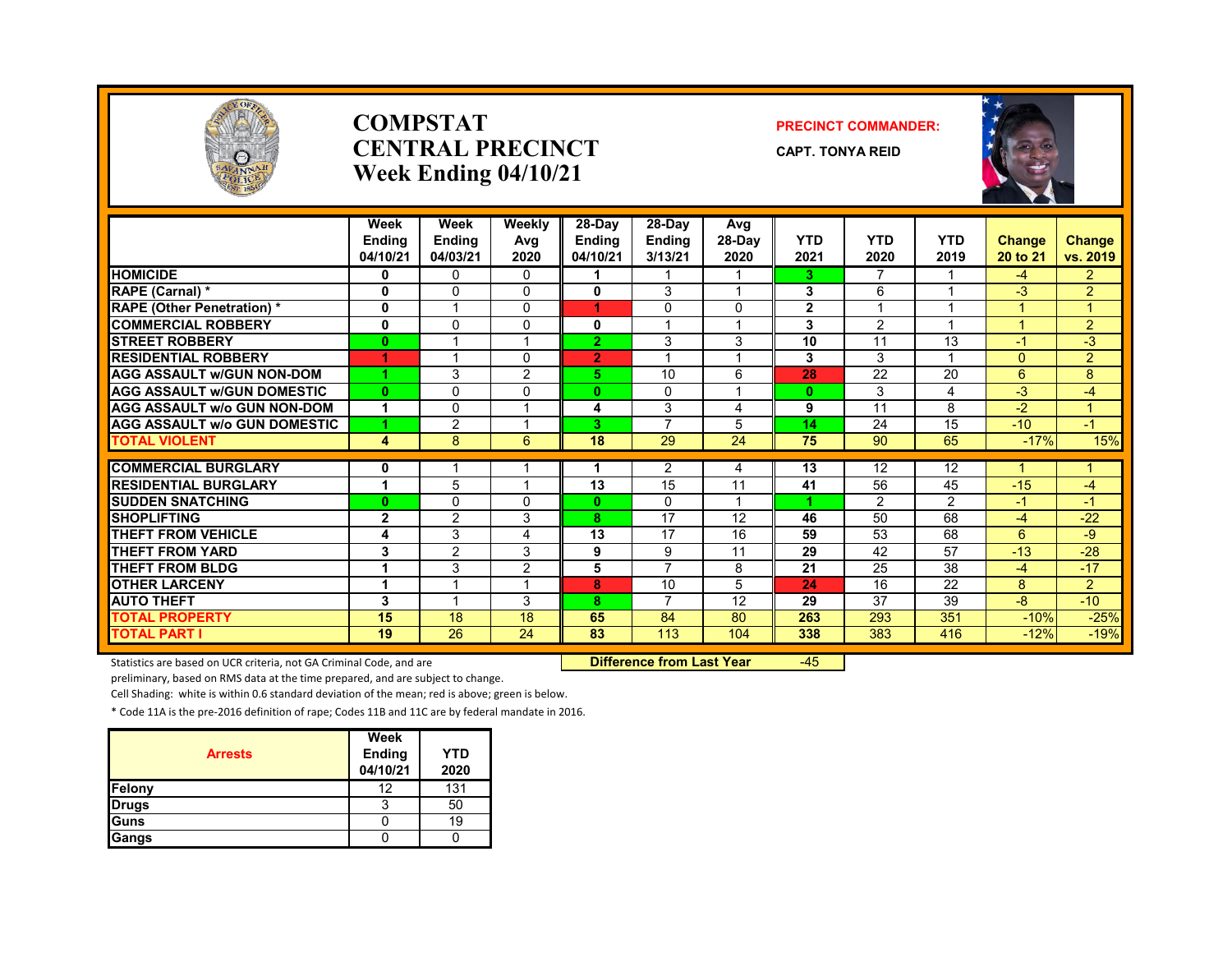# COMPSTAT CENTRAL PRECINCT Week Ending 04/10/21

**PRECINCT COMMANDER:**

**CAPT. TONYA REID**

| | Week Ending 04/10/21 | Week Ending 04/03/21 | Weekly Avg 2020 | 28-Day Ending 04/10/21 | 28-Day Ending 3/13/21 | Avg 28-Day 2020 | YTD 2021 | YTD 2020 | YTD 2019 | Change 20 to 21 | Change vs. 2019 |
|---|---|---|---|---|---|---|---|---|---|---|---|
| HOMICIDE | 0 | 0 | 0 | 1 | 1 | 1 | 3 | 7 | 1 | -4 | 2 |
| RAPE (Carnal) * | 0 | 0 | 0 | 0 | 3 | 1 | 3 | 6 | 1 | -3 | 2 |
| RAPE (Other Penetration) * | 0 | 1 | 0 | 1 | 0 | 0 | 2 | 1 | 1 | 1 | 1 |
| COMMERCIAL ROBBERY | 0 | 0 | 0 | 0 | 1 | 1 | 3 | 2 | 1 | 1 | 2 |
| STREET ROBBERY | 0 | 1 | 1 | 2 | 3 | 3 | 10 | 11 | 13 | -1 | -3 |
| RESIDENTIAL ROBBERY | 1 | 1 | 0 | 2 | 1 | 1 | 3 | 3 | 1 | 0 | 2 |
| AGG ASSAULT w/GUN NON-DOM | 1 | 3 | 2 | 5 | 10 | 6 | 28 | 22 | 20 | 6 | 8 |
| AGG ASSAULT w/GUN DOMESTIC | 0 | 0 | 0 | 0 | 0 | 1 | 0 | 3 | 4 | -3 | -4 |
| AGG ASSAULT w/o GUN NON-DOM | 1 | 0 | 1 | 4 | 3 | 4 | 9 | 11 | 8 | -2 | 1 |
| AGG ASSAULT w/o GUN DOMESTIC | 1 | 2 | 1 | 3 | 7 | 5 | 14 | 24 | 15 | -10 | -1 |
| TOTAL VIOLENT | 4 | 8 | 6 | 18 | 29 | 24 | 75 | 90 | 65 | -17% | 15% |
| COMMERCIAL BURGLARY | 0 | 1 | 1 | 1 | 2 | 4 | 13 | 12 | 12 | 1 | 1 |
| RESIDENTIAL BURGLARY | 1 | 5 | 1 | 13 | 15 | 11 | 41 | 56 | 45 | -15 | -4 |
| SUDDEN SNATCHING | 0 | 0 | 0 | 0 | 0 | 1 | 1 | 2 | 2 | -1 | -1 |
| SHOPLIFTING | 2 | 2 | 3 | 8 | 17 | 12 | 46 | 50 | 68 | -4 | -22 |
| THEFT FROM VEHICLE | 4 | 3 | 4 | 13 | 17 | 16 | 59 | 53 | 68 | 6 | -9 |
| THEFT FROM YARD | 3 | 2 | 3 | 9 | 9 | 11 | 29 | 42 | 57 | -13 | -28 |
| THEFT FROM BLDG | 1 | 3 | 2 | 5 | 7 | 8 | 21 | 25 | 38 | -4 | -17 |
| OTHER LARCENY | 1 | 1 | 1 | 8 | 10 | 5 | 24 | 16 | 22 | 8 | 2 |
| AUTO THEFT | 3 | 1 | 3 | 8 | 7 | 12 | 29 | 37 | 39 | -8 | -10 |
| TOTAL PROPERTY | 15 | 18 | 18 | 65 | 84 | 80 | 263 | 293 | 351 | -10% | -25% |
| TOTAL PART I | 19 | 26 | 24 | 83 | 113 | 104 | 338 | 383 | 416 | -12% | -19% |

**Difference from Last Year** -45

Statistics are based on UCR criteria, not GA Criminal Code, and are preliminary, based on RMS data at the time prepared, and are subject to change.

Cell Shading: white is within 0.6 standard deviation of the mean; red is above; green is below.

* Code 11A is the pre-2016 definition of rape; Codes 11B and 11C are by federal mandate in 2016.

| Arrests | Week Ending 04/10/21 | YTD 2020 |
|---|---|---|
| Felony | 12 | 131 |
| Drugs | 3 | 50 |
| Guns | 0 | 19 |
| Gangs | 0 | 0 |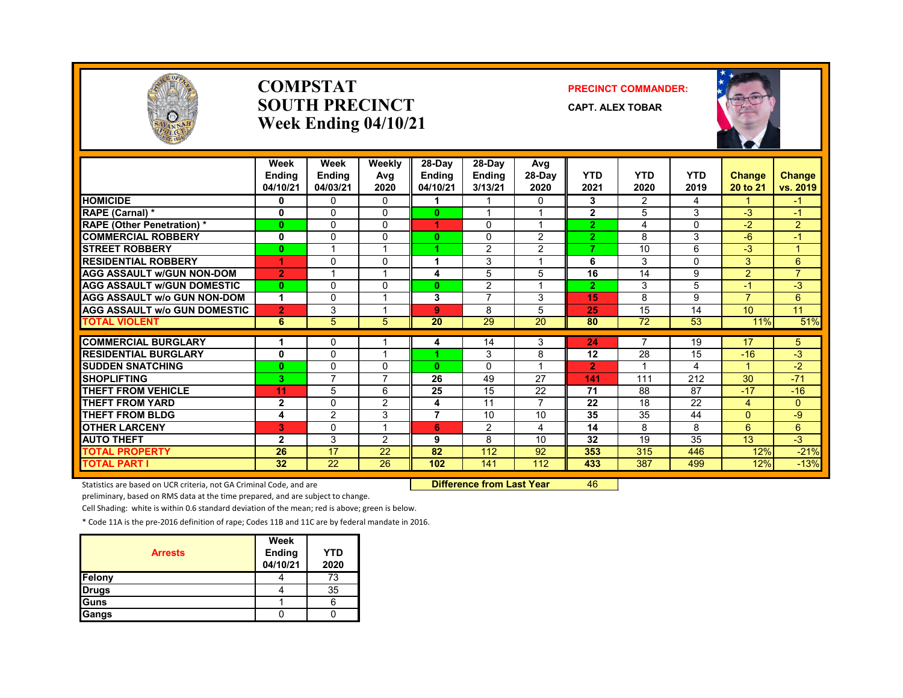# COMPSTAT SOUTH PRECINCT Week Ending 04/10/21

**PRECINCT COMMANDER:**

**CAPT. ALEX TOBAR**

| | Week Ending 04/10/21 | Week Ending 04/03/21 | Weekly Avg 2020 | 28-Day Ending 04/10/21 | 28-Day Ending 3/13/21 | Avg 28-Day 2020 | YTD 2021 | YTD 2020 | YTD 2019 | Change 20 to 21 | Change vs. 2019 |
|---|---|---|---|---|---|---|---|---|---|---|---|
| HOMICIDE | 0 | 0 | 0 | 1 | 1 | 0 | 3 | 2 | 4 | 1 | -1 |
| RAPE (Carnal) * | 0 | 0 | 0 | 0 | 1 | 1 | 2 | 5 | 3 | -3 | -1 |
| RAPE (Other Penetration) * | 0 | 0 | 0 | 1 | 0 | 1 | 2 | 4 | 0 | -2 | 2 |
| COMMERCIAL ROBBERY | 0 | 0 | 0 | 0 | 0 | 2 | 2 | 8 | 3 | -6 | -1 |
| STREET ROBBERY | 0 | 1 | 1 | 1 | 2 | 2 | 7 | 10 | 6 | -3 | 1 |
| RESIDENTIAL ROBBERY | 1 | 0 | 0 | 1 | 3 | 1 | 6 | 3 | 0 | 3 | 6 |
| AGG ASSAULT w/GUN NON-DOM | 2 | 1 | 1 | 4 | 5 | 5 | 16 | 14 | 9 | 2 | 7 |
| AGG ASSAULT w/GUN DOMESTIC | 0 | 0 | 0 | 0 | 2 | 1 | 2 | 3 | 5 | -1 | -3 |
| AGG ASSAULT w/o GUN NON-DOM | 1 | 0 | 1 | 3 | 7 | 3 | 15 | 8 | 9 | 7 | 6 |
| AGG ASSAULT w/o GUN DOMESTIC | 2 | 3 | 1 | 9 | 8 | 5 | 25 | 15 | 14 | 10 | 11 |
| TOTAL VIOLENT | 6 | 5 | 5 | 20 | 29 | 20 | 80 | 72 | 53 | 11% | 51% |
| COMMERCIAL BURGLARY | 1 | 0 | 1 | 4 | 14 | 3 | 24 | 7 | 19 | 17 | 5 |
| RESIDENTIAL BURGLARY | 0 | 0 | 1 | 1 | 3 | 8 | 12 | 28 | 15 | -16 | -3 |
| SUDDEN SNATCHING | 0 | 0 | 0 | 0 | 0 | 1 | 2 | 1 | 4 | 1 | -2 |
| SHOPLIFTING | 3 | 7 | 7 | 26 | 49 | 27 | 141 | 111 | 212 | 30 | -71 |
| THEFT FROM VEHICLE | 11 | 5 | 6 | 25 | 15 | 22 | 71 | 88 | 87 | -17 | -16 |
| THEFT FROM YARD | 2 | 0 | 2 | 4 | 11 | 7 | 22 | 18 | 22 | 4 | 0 |
| THEFT FROM BLDG | 4 | 2 | 3 | 7 | 10 | 10 | 35 | 35 | 44 | 0 | -9 |
| OTHER LARCENY | 3 | 0 | 1 | 6 | 2 | 4 | 14 | 8 | 8 | 6 | 6 |
| AUTO THEFT | 2 | 3 | 2 | 9 | 8 | 10 | 32 | 19 | 35 | 13 | -3 |
| TOTAL PROPERTY | 26 | 17 | 22 | 82 | 112 | 92 | 353 | 315 | 446 | 12% | -21% |
| TOTAL PART I | 32 | 22 | 26 | 102 | 141 | 112 | 433 | 387 | 499 | 12% | -13% |

**Difference from Last Year** 46

Statistics are based on UCR criteria, not GA Criminal Code, and are preliminary, based on RMS data at the time prepared, and are subject to change.

Cell Shading: white is within 0.6 standard deviation of the mean; red is above; green is below.

* Code 11A is the pre-2016 definition of rape; Codes 11B and 11C are by federal mandate in 2016.

| Arrests | Week Ending 04/10/21 | YTD 2020 |
|---|---|---|
| Felony | 4 | 73 |
| Drugs | 4 | 35 |
| Guns | 1 | 6 |
| Gangs | 0 | 0 |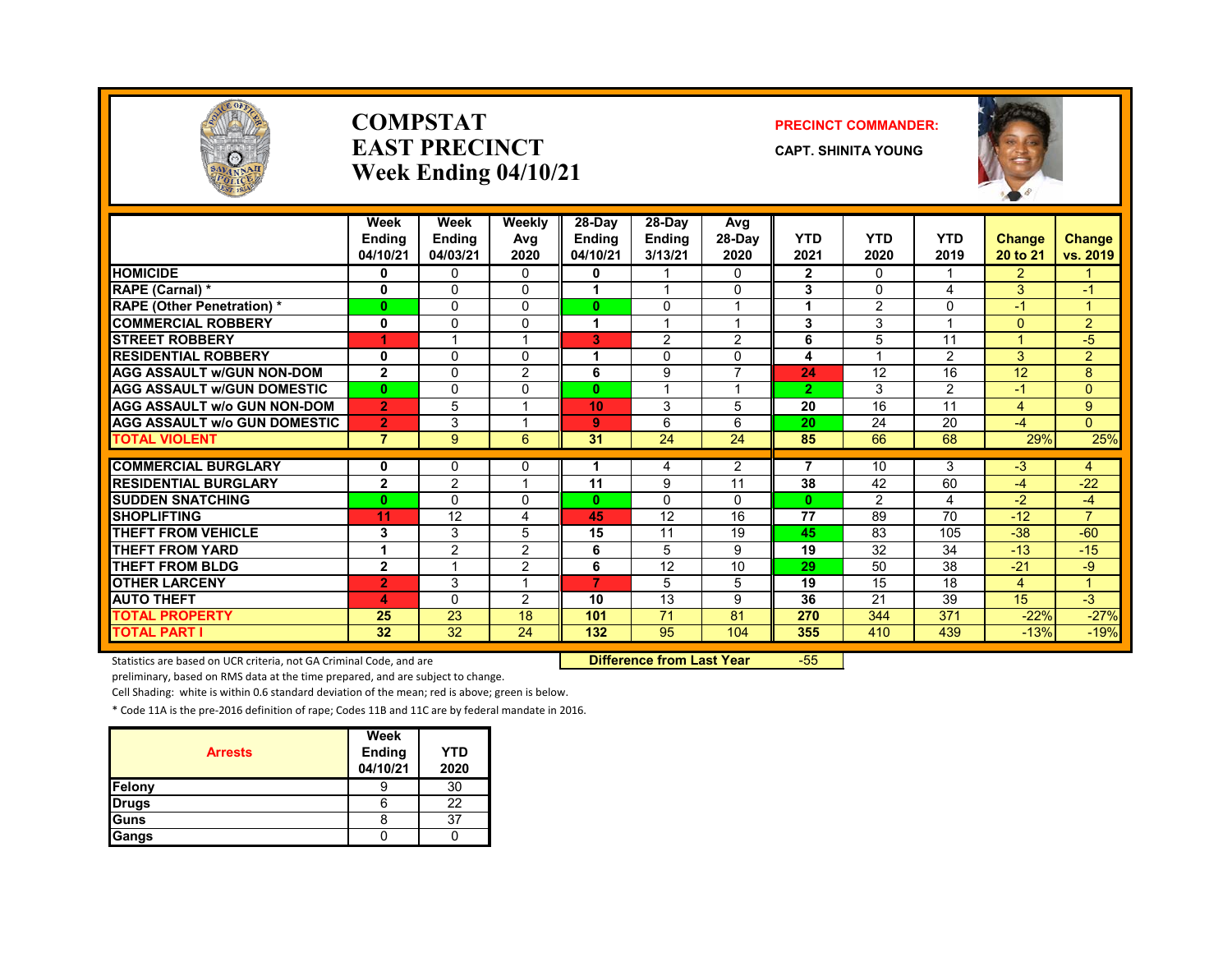# COMPSTAT EAST PRECINCT

## Week Ending 04/10/21

**PRECINCT COMMANDER:**

**CAPT. SHINITA YOUNG**

| | Week Ending 04/10/21 | Week Ending 04/03/21 | Weekly Avg 2020 | 28-Day Ending 04/10/21 | 28-Day Ending 3/13/21 | Avg 28-Day 2020 | YTD 2021 | YTD 2020 | YTD 2019 | Change 20 to 21 | Change vs. 2019 |
|---|---|---|---|---|---|---|---|---|---|---|---|
| HOMICIDE | 0 | 0 | 0 | 0 | 1 | 0 | 2 | 0 | 1 | 2 | 1 |
| RAPE (Carnal) * | 0 | 0 | 0 | 1 | 1 | 0 | 3 | 0 | 4 | 3 | -1 |
| RAPE (Other Penetration) * | 0 | 0 | 0 | 0 | 0 | 1 | 1 | 2 | 0 | -1 | 1 |
| COMMERCIAL ROBBERY | 0 | 0 | 0 | 1 | 1 | 1 | 3 | 3 | 1 | 0 | 2 |
| STREET ROBBERY | 1 | 1 | 1 | 3 | 2 | 2 | 6 | 5 | 11 | 1 | -5 |
| RESIDENTIAL ROBBERY | 0 | 0 | 0 | 1 | 0 | 0 | 4 | 1 | 2 | 3 | 2 |
| AGG ASSAULT w/GUN NON-DOM | 2 | 0 | 2 | 6 | 9 | 7 | 24 | 12 | 16 | 12 | 8 |
| AGG ASSAULT w/GUN DOMESTIC | 0 | 0 | 0 | 0 | 1 | 1 | 2 | 3 | 2 | -1 | 0 |
| AGG ASSAULT w/o GUN NON-DOM | 2 | 5 | 1 | 10 | 3 | 5 | 20 | 16 | 11 | 4 | 9 |
| AGG ASSAULT w/o GUN DOMESTIC | 2 | 3 | 1 | 9 | 6 | 6 | 20 | 24 | 20 | -4 | 0 |
| TOTAL VIOLENT | 7 | 9 | 6 | 31 | 24 | 24 | 85 | 66 | 68 | 29% | 25% |
| COMMERCIAL BURGLARY | 0 | 0 | 0 | 1 | 4 | 2 | 7 | 10 | 3 | -3 | 4 |
| RESIDENTIAL BURGLARY | 2 | 2 | 1 | 11 | 9 | 11 | 38 | 42 | 60 | -4 | -22 |
| SUDDEN SNATCHING | 0 | 0 | 0 | 0 | 0 | 0 | 0 | 2 | 4 | -2 | -4 |
| SHOPLIFTING | 11 | 12 | 4 | 45 | 12 | 16 | 77 | 89 | 70 | -12 | 7 |
| THEFT FROM VEHICLE | 3 | 3 | 5 | 15 | 11 | 19 | 45 | 83 | 105 | -38 | -60 |
| THEFT FROM YARD | 1 | 2 | 2 | 6 | 5 | 9 | 19 | 32 | 34 | -13 | -15 |
| THEFT FROM BLDG | 2 | 1 | 2 | 6 | 12 | 10 | 29 | 50 | 38 | -21 | -9 |
| OTHER LARCENY | 2 | 3 | 1 | 7 | 5 | 5 | 19 | 15 | 18 | 4 | 1 |
| AUTO THEFT | 4 | 0 | 2 | 10 | 13 | 9 | 36 | 21 | 39 | 15 | -3 |
| TOTAL PROPERTY | 25 | 23 | 18 | 101 | 71 | 81 | 270 | 344 | 371 | -22% | -27% |
| TOTAL PART I | 32 | 32 | 24 | 132 | 95 | 104 | 355 | 410 | 439 | -13% | -19% |

**Difference from Last Year** -55

Statistics are based on UCR criteria, not GA Criminal Code, and are preliminary, based on RMS data at the time prepared, and are subject to change.

Cell Shading: white is within 0.6 standard deviation of the mean; red is above; green is below.

* Code 11A is the pre-2016 definition of rape; Codes 11B and 11C are by federal mandate in 2016.

| Arrests | Week Ending 04/10/21 | YTD 2020 |
|---|---|---|
| Felony | 9 | 30 |
| Drugs | 6 | 22 |
| Guns | 8 | 37 |
| Gangs | 0 | 0 |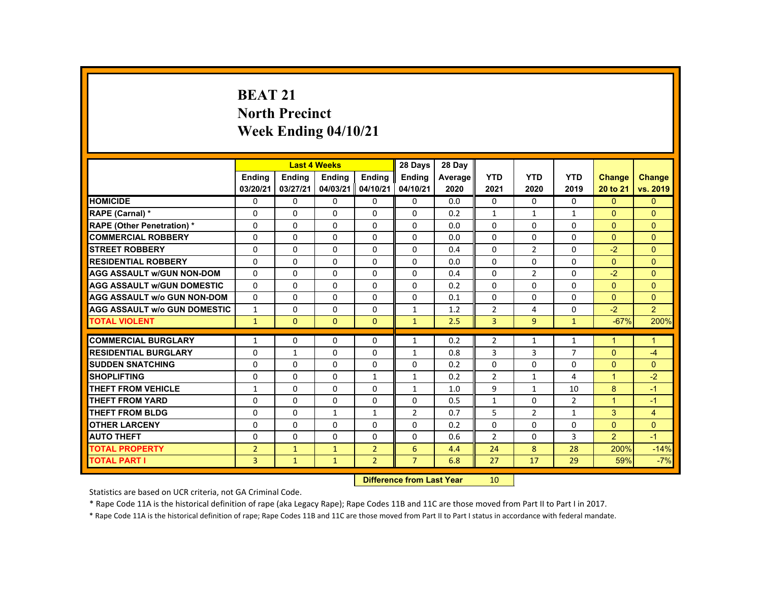# BEAT 21
## North Precinct
## Week Ending 04/10/21

| | Last 4 Weeks | | | | 28 Days | 28 Day | | | | | |
|---|---|---|---|---|---|---|---|---|---|---|---|
| | Ending 03/20/21 | Ending 03/27/21 | Ending 04/03/21 | Ending 04/10/21 | Ending 04/10/21 | Average 2020 | YTD 2021 | YTD 2020 | YTD 2019 | Change 20 to 21 | Change vs. 2019 |
| HOMICIDE | 0 | 0 | 0 | 0 | 0 | 0.0 | 0 | 0 | 0 | 0 | 0 |
| RAPE (Carnal) * | 0 | 0 | 0 | 0 | 0 | 0.2 | 1 | 1 | 1 | 0 | 0 |
| RAPE (Other Penetration) * | 0 | 0 | 0 | 0 | 0 | 0.0 | 0 | 0 | 0 | 0 | 0 |
| COMMERCIAL ROBBERY | 0 | 0 | 0 | 0 | 0 | 0.0 | 0 | 0 | 0 | 0 | 0 |
| STREET ROBBERY | 0 | 0 | 0 | 0 | 0 | 0.4 | 0 | 2 | 0 | -2 | 0 |
| RESIDENTIAL ROBBERY | 0 | 0 | 0 | 0 | 0 | 0.0 | 0 | 0 | 0 | 0 | 0 |
| AGG ASSAULT w/GUN NON-DOM | 0 | 0 | 0 | 0 | 0 | 0.4 | 0 | 2 | 0 | -2 | 0 |
| AGG ASSAULT w/GUN DOMESTIC | 0 | 0 | 0 | 0 | 0 | 0.2 | 0 | 0 | 0 | 0 | 0 |
| AGG ASSAULT w/o GUN NON-DOM | 0 | 0 | 0 | 0 | 0 | 0.1 | 0 | 0 | 0 | 0 | 0 |
| AGG ASSAULT w/o GUN DOMESTIC | 1 | 0 | 0 | 0 | 1 | 1.2 | 2 | 4 | 0 | -2 | 2 |
| TOTAL VIOLENT | 1 | 0 | 0 | 0 | 1 | 2.5 | 3 | 9 | 1 | -67% | 200% |
| COMMERCIAL BURGLARY | 1 | 0 | 0 | 0 | 1 | 0.2 | 2 | 1 | 1 | 1 | 1 |
| RESIDENTIAL BURGLARY | 0 | 1 | 0 | 0 | 1 | 0.8 | 3 | 3 | 7 | 0 | -4 |
| SUDDEN SNATCHING | 0 | 0 | 0 | 0 | 0 | 0.2 | 0 | 0 | 0 | 0 | 0 |
| SHOPLIFTING | 0 | 0 | 0 | 1 | 1 | 0.2 | 2 | 1 | 4 | 1 | -2 |
| THEFT FROM VEHICLE | 1 | 0 | 0 | 0 | 1 | 1.0 | 9 | 1 | 10 | 8 | -1 |
| THEFT FROM YARD | 0 | 0 | 0 | 0 | 0 | 0.5 | 1 | 0 | 2 | 1 | -1 |
| THEFT FROM BLDG | 0 | 0 | 1 | 1 | 2 | 0.7 | 5 | 2 | 1 | 3 | 4 |
| OTHER LARCENY | 0 | 0 | 0 | 0 | 0 | 0.2 | 0 | 0 | 0 | 0 | 0 |
| AUTO THEFT | 0 | 0 | 0 | 0 | 0 | 0.6 | 2 | 0 | 3 | 2 | -1 |
| TOTAL PROPERTY | 2 | 1 | 1 | 2 | 6 | 4.4 | 24 | 8 | 28 | 200% | -14% |
| TOTAL PART I | 3 | 1 | 1 | 2 | 7 | 6.8 | 27 | 17 | 29 | 59% | -7% |

**Difference from Last Year** 10

Statistics are based on UCR criteria, not GA Criminal Code.

* Rape Code 11A is the historical definition of rape (aka Legacy Rape); Rape Codes 11B and 11C are those moved from Part II to Part I in 2017.

* Rape Code 11A is the historical definition of rape; Rape Codes 11B and 11C are those moved from Part II to Part I status in accordance with federal mandate.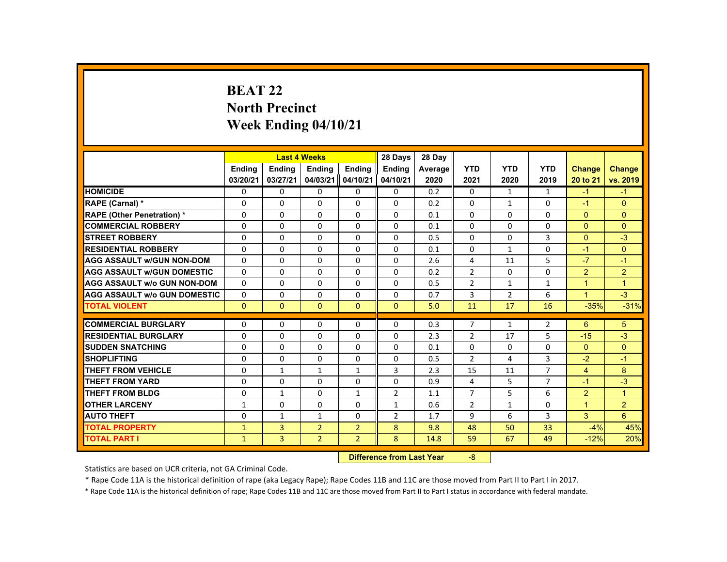# BEAT 22
## North Precinct
## Week Ending 04/10/21

| | Last 4 Weeks | | | | 28 Days | 28 Day | | | | | |
|---|---|---|---|---|---|---|---|---|---|---|---|
| | Ending 03/20/21 | Ending 03/27/21 | Ending 04/03/21 | Ending 04/10/21 | Ending 04/10/21 | Average 2020 | YTD 2021 | YTD 2020 | YTD 2019 | Change 20 to 21 | Change vs. 2019 |
| **HOMICIDE** | 0 | 0 | 0 | 0 | 0 | 0.2 | 0 | 1 | 1 | -1 | -1 |
| **RAPE (Carnal) *** | 0 | 0 | 0 | 0 | 0 | 0.2 | 0 | 1 | 0 | -1 | 0 |
| **RAPE (Other Penetration) *** | 0 | 0 | 0 | 0 | 0 | 0.1 | 0 | 0 | 0 | 0 | 0 |
| **COMMERCIAL ROBBERY** | 0 | 0 | 0 | 0 | 0 | 0.1 | 0 | 0 | 0 | 0 | 0 |
| **STREET ROBBERY** | 0 | 0 | 0 | 0 | 0 | 0.5 | 0 | 0 | 3 | 0 | -3 |
| **RESIDENTIAL ROBBERY** | 0 | 0 | 0 | 0 | 0 | 0.1 | 0 | 1 | 0 | -1 | 0 |
| **AGG ASSAULT w/GUN NON-DOM** | 0 | 0 | 0 | 0 | 0 | 2.6 | 4 | 11 | 5 | -7 | -1 |
| **AGG ASSAULT w/GUN DOMESTIC** | 0 | 0 | 0 | 0 | 0 | 0.2 | 2 | 0 | 0 | 2 | 2 |
| **AGG ASSAULT w/o GUN NON-DOM** | 0 | 0 | 0 | 0 | 0 | 0.5 | 2 | 1 | 1 | 1 | 1 |
| **AGG ASSAULT w/o GUN DOMESTIC** | 0 | 0 | 0 | 0 | 0 | 0.7 | 3 | 2 | 6 | 1 | -3 |
| **TOTAL VIOLENT** | 0 | 0 | 0 | 0 | 0 | 5.0 | 11 | 17 | 16 | -35% | -31% |
| **COMMERCIAL BURGLARY** | 0 | 0 | 0 | 0 | 0 | 0.3 | 7 | 1 | 2 | 6 | 5 |
| **RESIDENTIAL BURGLARY** | 0 | 0 | 0 | 0 | 0 | 2.3 | 2 | 17 | 5 | -15 | -3 |
| **SUDDEN SNATCHING** | 0 | 0 | 0 | 0 | 0 | 0.1 | 0 | 0 | 0 | 0 | 0 |
| **SHOPLIFTING** | 0 | 0 | 0 | 0 | 0 | 0.5 | 2 | 4 | 3 | -2 | -1 |
| **THEFT FROM VEHICLE** | 0 | 1 | 1 | 1 | 3 | 2.3 | 15 | 11 | 7 | 4 | 8 |
| **THEFT FROM YARD** | 0 | 0 | 0 | 0 | 0 | 0.9 | 4 | 5 | 7 | -1 | -3 |
| **THEFT FROM BLDG** | 0 | 1 | 0 | 1 | 2 | 1.1 | 7 | 5 | 6 | 2 | 1 |
| **OTHER LARCENY** | 1 | 0 | 0 | 0 | 1 | 0.6 | 2 | 1 | 0 | 1 | 2 |
| **AUTO THEFT** | 0 | 1 | 1 | 0 | 2 | 1.7 | 9 | 6 | 3 | 3 | 6 |
| **TOTAL PROPERTY** | 1 | 3 | 2 | 2 | 8 | 9.8 | 48 | 50 | 33 | -4% | 45% |
| **TOTAL PART I** | 1 | 3 | 2 | 2 | 8 | 14.8 | 59 | 67 | 49 | -12% | 20% |

**Difference from Last Year** -8

Statistics are based on UCR criteria, not GA Criminal Code.

* Rape Code 11A is the historical definition of rape (aka Legacy Rape); Rape Codes 11B and 11C are those moved from Part II to Part I in 2017.

* Rape Code 11A is the historical definition of rape; Rape Codes 11B and 11C are those moved from Part II to Part I status in accordance with federal mandate.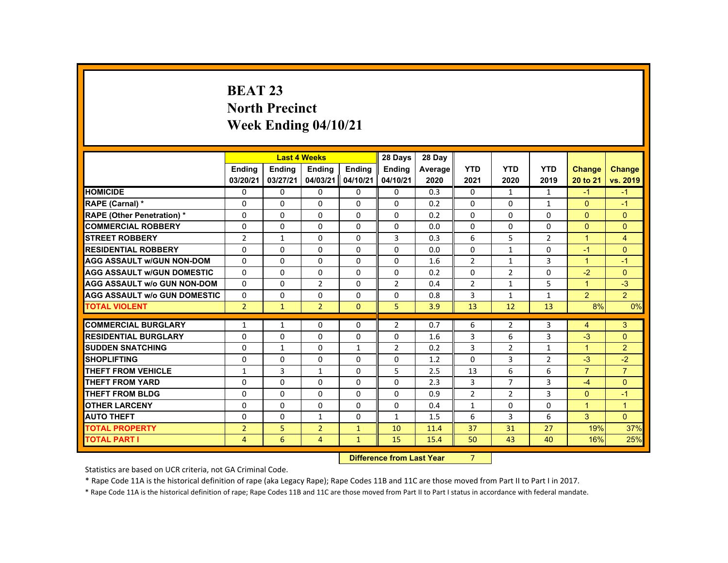# BEAT 23
## North Precinct
## Week Ending 04/10/21

| | Last 4 Weeks | | | | 28 Days | 28 Day | | | | | |
|---|---|---|---|---|---|---|---|---|---|---|---|
| | Ending 03/20/21 | Ending 03/27/21 | Ending 04/03/21 | Ending 04/10/21 | Ending 04/10/21 | Average 2020 | YTD 2021 | YTD 2020 | YTD 2019 | Change 20 to 21 | Change vs. 2019 |
| HOMICIDE | 0 | 0 | 0 | 0 | 0 | 0.3 | 0 | 1 | 1 | -1 | -1 |
| RAPE (Carnal) * | 0 | 0 | 0 | 0 | 0 | 0.2 | 0 | 0 | 1 | 0 | -1 |
| RAPE (Other Penetration) * | 0 | 0 | 0 | 0 | 0 | 0.2 | 0 | 0 | 0 | 0 | 0 |
| COMMERCIAL ROBBERY | 0 | 0 | 0 | 0 | 0 | 0.0 | 0 | 0 | 0 | 0 | 0 |
| STREET ROBBERY | 2 | 1 | 0 | 0 | 3 | 0.3 | 6 | 5 | 2 | 1 | 4 |
| RESIDENTIAL ROBBERY | 0 | 0 | 0 | 0 | 0 | 0.0 | 0 | 1 | 0 | -1 | 0 |
| AGG ASSAULT w/GUN NON-DOM | 0 | 0 | 0 | 0 | 0 | 1.6 | 2 | 1 | 3 | 1 | -1 |
| AGG ASSAULT w/GUN DOMESTIC | 0 | 0 | 0 | 0 | 0 | 0.2 | 0 | 2 | 0 | -2 | 0 |
| AGG ASSAULT w/o GUN NON-DOM | 0 | 0 | 2 | 0 | 2 | 0.4 | 2 | 1 | 5 | 1 | -3 |
| AGG ASSAULT w/o GUN DOMESTIC | 0 | 0 | 0 | 0 | 0 | 0.8 | 3 | 1 | 1 | 2 | 2 |
| TOTAL VIOLENT | 2 | 1 | 2 | 0 | 5 | 3.9 | 13 | 12 | 13 | 8% | 0% |
| COMMERCIAL BURGLARY | 1 | 1 | 0 | 0 | 2 | 0.7 | 6 | 2 | 3 | 4 | 3 |
| RESIDENTIAL BURGLARY | 0 | 0 | 0 | 0 | 0 | 1.6 | 3 | 6 | 3 | -3 | 0 |
| SUDDEN SNATCHING | 0 | 1 | 0 | 1 | 2 | 0.2 | 3 | 2 | 1 | 1 | 2 |
| SHOPLIFTING | 0 | 0 | 0 | 0 | 0 | 1.2 | 0 | 3 | 2 | -3 | -2 |
| THEFT FROM VEHICLE | 1 | 3 | 1 | 0 | 5 | 2.5 | 13 | 6 | 6 | 7 | 7 |
| THEFT FROM YARD | 0 | 0 | 0 | 0 | 0 | 2.3 | 3 | 7 | 3 | -4 | 0 |
| THEFT FROM BLDG | 0 | 0 | 0 | 0 | 0 | 0.9 | 2 | 2 | 3 | 0 | -1 |
| OTHER LARCENY | 0 | 0 | 0 | 0 | 0 | 0.4 | 1 | 0 | 0 | 1 | 1 |
| AUTO THEFT | 0 | 0 | 1 | 0 | 1 | 1.5 | 6 | 3 | 6 | 3 | 0 |
| TOTAL PROPERTY | 2 | 5 | 2 | 1 | 10 | 11.4 | 37 | 31 | 27 | 19% | 37% |
| TOTAL PART I | 4 | 6 | 4 | 1 | 15 | 15.4 | 50 | 43 | 40 | 16% | 25% |

**Difference from Last Year** 7

Statistics are based on UCR criteria, not GA Criminal Code.

* Rape Code 11A is the historical definition of rape (aka Legacy Rape); Rape Codes 11B and 11C are those moved from Part II to Part I in 2017.

* Rape Code 11A is the historical definition of rape; Rape Codes 11B and 11C are those moved from Part II to Part I status in accordance with federal mandate.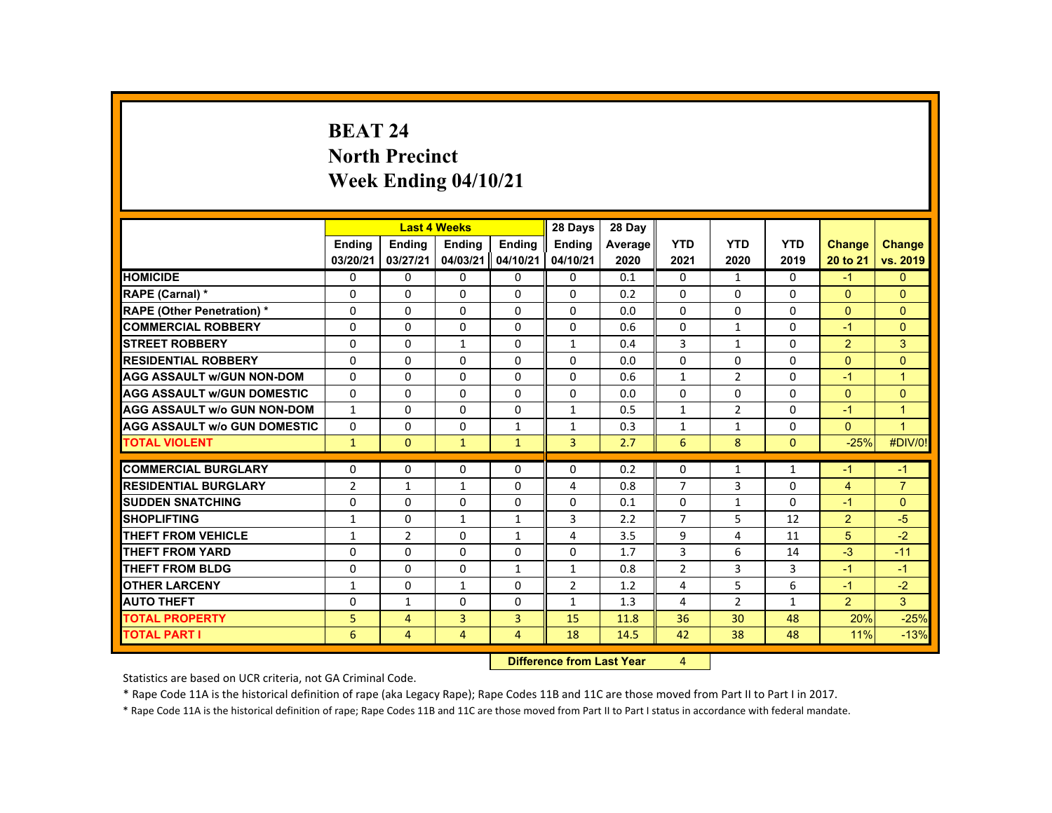# BEAT 24
## North Precinct
## Week Ending 04/10/21

| | Last 4 Weeks | | | | 28 Days | 28 Day | | | | | |
|---|---|---|---|---|---|---|---|---|---|---|---|
| | Ending 03/20/21 | Ending 03/27/21 | Ending 04/03/21 | Ending 04/10/21 | Ending 04/10/21 | Average 2020 | YTD 2021 | YTD 2020 | YTD 2019 | Change 20 to 21 | Change vs. 2019 |
| HOMICIDE | 0 | 0 | 0 | 0 | 0 | 0.1 | 0 | 1 | 0 | -1 | 0 |
| RAPE (Carnal) * | 0 | 0 | 0 | 0 | 0 | 0.2 | 0 | 0 | 0 | 0 | 0 |
| RAPE (Other Penetration) * | 0 | 0 | 0 | 0 | 0 | 0.0 | 0 | 0 | 0 | 0 | 0 |
| COMMERCIAL ROBBERY | 0 | 0 | 0 | 0 | 0 | 0.6 | 0 | 1 | 0 | -1 | 0 |
| STREET ROBBERY | 0 | 0 | 1 | 0 | 1 | 0.4 | 3 | 1 | 0 | 2 | 3 |
| RESIDENTIAL ROBBERY | 0 | 0 | 0 | 0 | 0 | 0.0 | 0 | 0 | 0 | 0 | 0 |
| AGG ASSAULT w/GUN NON-DOM | 0 | 0 | 0 | 0 | 0 | 0.6 | 1 | 2 | 0 | -1 | 1 |
| AGG ASSAULT w/GUN DOMESTIC | 0 | 0 | 0 | 0 | 0 | 0.0 | 0 | 0 | 0 | 0 | 0 |
| AGG ASSAULT w/o GUN NON-DOM | 1 | 0 | 0 | 0 | 1 | 0.5 | 1 | 2 | 0 | -1 | 1 |
| AGG ASSAULT w/o GUN DOMESTIC | 0 | 0 | 0 | 1 | 1 | 0.3 | 1 | 1 | 0 | 0 | 1 |
| TOTAL VIOLENT | 1 | 0 | 1 | 1 | 3 | 2.7 | 6 | 8 | 0 | -25% | #DIV/0! |
| COMMERCIAL BURGLARY | 0 | 0 | 0 | 0 | 0 | 0.2 | 0 | 1 | 1 | -1 | -1 |
| RESIDENTIAL BURGLARY | 2 | 1 | 1 | 0 | 4 | 0.8 | 7 | 3 | 0 | 4 | 7 |
| SUDDEN SNATCHING | 0 | 0 | 0 | 0 | 0 | 0.1 | 0 | 1 | 0 | -1 | 0 |
| SHOPLIFTING | 1 | 0 | 1 | 1 | 3 | 2.2 | 7 | 5 | 12 | 2 | -5 |
| THEFT FROM VEHICLE | 1 | 2 | 0 | 1 | 4 | 3.5 | 9 | 4 | 11 | 5 | -2 |
| THEFT FROM YARD | 0 | 0 | 0 | 0 | 0 | 1.7 | 3 | 6 | 14 | -3 | -11 |
| THEFT FROM BLDG | 0 | 0 | 0 | 1 | 1 | 0.8 | 2 | 3 | 3 | -1 | -1 |
| OTHER LARCENY | 1 | 0 | 1 | 0 | 2 | 1.2 | 4 | 5 | 6 | -1 | -2 |
| AUTO THEFT | 0 | 1 | 0 | 0 | 1 | 1.3 | 4 | 2 | 1 | 2 | 3 |
| TOTAL PROPERTY | 5 | 4 | 3 | 3 | 15 | 11.8 | 36 | 30 | 48 | 20% | -25% |
| TOTAL PART I | 6 | 4 | 4 | 4 | 18 | 14.5 | 42 | 38 | 48 | 11% | -13% |

**Difference from Last Year** 4

Statistics are based on UCR criteria, not GA Criminal Code.

* Rape Code 11A is the historical definition of rape (aka Legacy Rape); Rape Codes 11B and 11C are those moved from Part II to Part I in 2017.

* Rape Code 11A is the historical definition of rape; Rape Codes 11B and 11C are those moved from Part II to Part I status in accordance with federal mandate.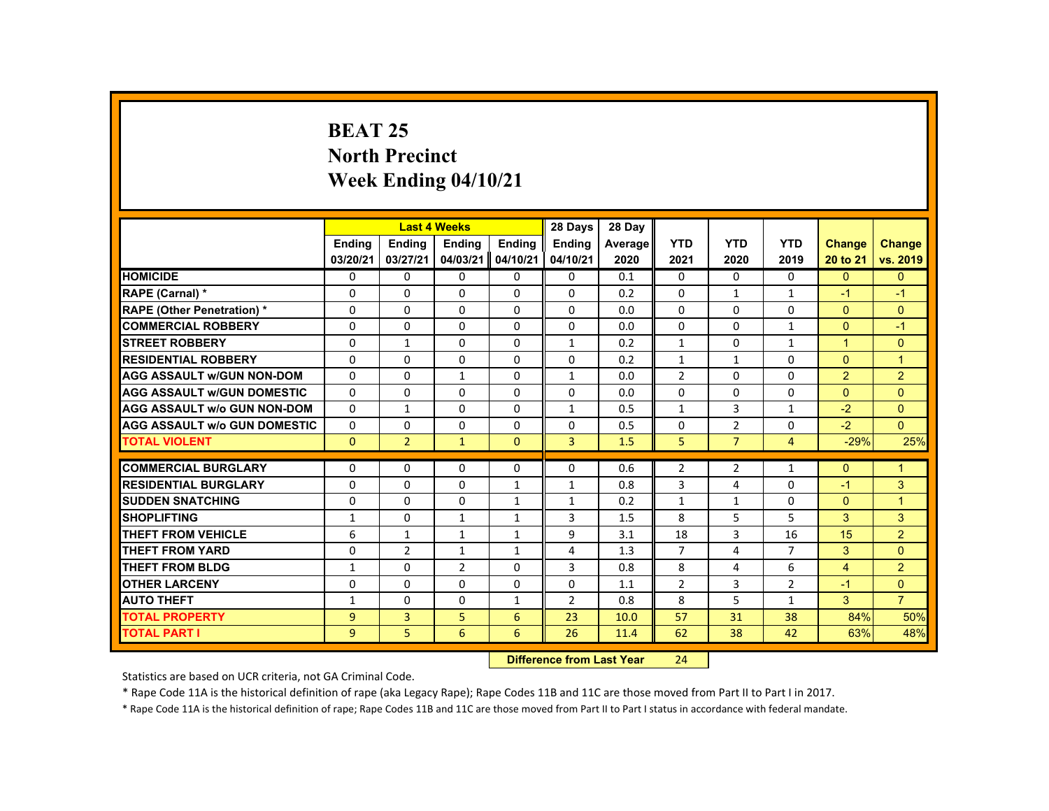# BEAT 25
## North Precinct
## Week Ending 04/10/21

| | Last 4 Weeks | | | | 28 Days | 28 Day | YTD | YTD | YTD | Change | Change |
|---|---|---|---|---|---|---|---|---|---|---|---|
| | Ending 03/20/21 | Ending 03/27/21 | Ending 04/03/21 | Ending 04/10/21 | Ending 04/10/21 | Average 2020 | 2021 | 2020 | 2019 | 20 to 21 | vs. 2019 |
| HOMICIDE | 0 | 0 | 0 | 0 | 0 | 0.1 | 0 | 0 | 0 | 0 | 0 |
| RAPE (Carnal) * | 0 | 0 | 0 | 0 | 0 | 0.2 | 0 | 1 | 1 | -1 | -1 |
| RAPE (Other Penetration) * | 0 | 0 | 0 | 0 | 0 | 0.0 | 0 | 0 | 0 | 0 | 0 |
| COMMERCIAL ROBBERY | 0 | 0 | 0 | 0 | 0 | 0.0 | 0 | 0 | 1 | 0 | -1 |
| STREET ROBBERY | 0 | 1 | 0 | 0 | 1 | 0.2 | 1 | 0 | 1 | 1 | 0 |
| RESIDENTIAL ROBBERY | 0 | 0 | 0 | 0 | 0 | 0.2 | 1 | 1 | 0 | 0 | 1 |
| AGG ASSAULT w/GUN NON-DOM | 0 | 0 | 1 | 0 | 1 | 0.0 | 2 | 0 | 0 | 2 | 2 |
| AGG ASSAULT w/GUN DOMESTIC | 0 | 0 | 0 | 0 | 0 | 0.0 | 0 | 0 | 0 | 0 | 0 |
| AGG ASSAULT w/o GUN NON-DOM | 0 | 1 | 0 | 0 | 1 | 0.5 | 1 | 3 | 1 | -2 | 0 |
| AGG ASSAULT w/o GUN DOMESTIC | 0 | 0 | 0 | 0 | 0 | 0.5 | 0 | 2 | 0 | -2 | 0 |
| TOTAL VIOLENT | 0 | 2 | 1 | 0 | 3 | 1.5 | 5 | 7 | 4 | -29% | 25% |
| COMMERCIAL BURGLARY | 0 | 0 | 0 | 0 | 0 | 0.6 | 2 | 2 | 1 | 0 | 1 |
| RESIDENTIAL BURGLARY | 0 | 0 | 0 | 1 | 1 | 0.8 | 3 | 4 | 0 | -1 | 3 |
| SUDDEN SNATCHING | 0 | 0 | 0 | 1 | 1 | 0.2 | 1 | 1 | 0 | 0 | 1 |
| SHOPLIFTING | 1 | 0 | 1 | 1 | 3 | 1.5 | 8 | 5 | 5 | 3 | 3 |
| THEFT FROM VEHICLE | 6 | 1 | 1 | 1 | 9 | 3.1 | 18 | 3 | 16 | 15 | 2 |
| THEFT FROM YARD | 0 | 2 | 1 | 1 | 4 | 1.3 | 7 | 4 | 7 | 3 | 0 |
| THEFT FROM BLDG | 1 | 0 | 2 | 0 | 3 | 0.8 | 8 | 4 | 6 | 4 | 2 |
| OTHER LARCENY | 0 | 0 | 0 | 0 | 0 | 1.1 | 2 | 3 | 2 | -1 | 0 |
| AUTO THEFT | 1 | 0 | 0 | 1 | 2 | 0.8 | 8 | 5 | 1 | 3 | 7 |
| TOTAL PROPERTY | 9 | 3 | 5 | 6 | 23 | 10.0 | 57 | 31 | 38 | 84% | 50% |
| TOTAL PART I | 9 | 5 | 6 | 6 | 26 | 11.4 | 62 | 38 | 42 | 63% | 48% |

**Difference from Last Year** 24

Statistics are based on UCR criteria, not GA Criminal Code.

* Rape Code 11A is the historical definition of rape (aka Legacy Rape); Rape Codes 11B and 11C are those moved from Part II to Part I in 2017.

* Rape Code 11A is the historical definition of rape; Rape Codes 11B and 11C are those moved from Part II to Part I status in accordance with federal mandate.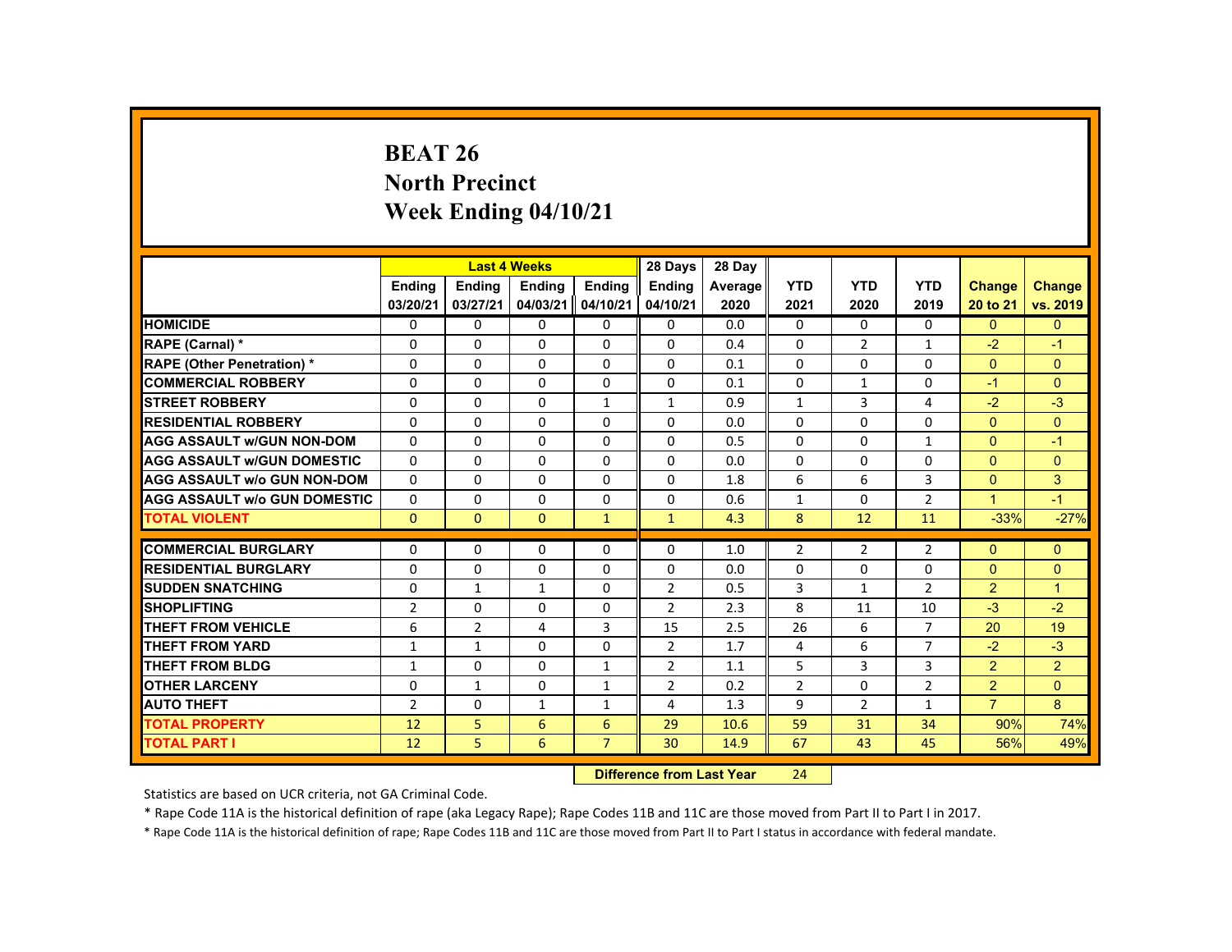# BEAT 26
## North Precinct
## Week Ending 04/10/21

| | Last 4 Weeks | | | | 28 Days | 28 Day | | | | | |
|---|---|---|---|---|---|---|---|---|---|---|---|
| | Ending 03/20/21 | Ending 03/27/21 | Ending 04/03/21 | Ending 04/10/21 | Ending 04/10/21 | Average 2020 | YTD 2021 | YTD 2020 | YTD 2019 | Change 20 to 21 | Change vs. 2019 |
| HOMICIDE | 0 | 0 | 0 | 0 | 0 | 0.0 | 0 | 0 | 0 | 0 | 0 |
| RAPE (Carnal) * | 0 | 0 | 0 | 0 | 0 | 0.4 | 0 | 2 | 1 | -2 | -1 |
| RAPE (Other Penetration) * | 0 | 0 | 0 | 0 | 0 | 0.1 | 0 | 0 | 0 | 0 | 0 |
| COMMERCIAL ROBBERY | 0 | 0 | 0 | 0 | 0 | 0.1 | 0 | 1 | 0 | -1 | 0 |
| STREET ROBBERY | 0 | 0 | 0 | 1 | 1 | 0.9 | 1 | 3 | 4 | -2 | -3 |
| RESIDENTIAL ROBBERY | 0 | 0 | 0 | 0 | 0 | 0.0 | 0 | 0 | 0 | 0 | 0 |
| AGG ASSAULT w/GUN NON-DOM | 0 | 0 | 0 | 0 | 0 | 0.5 | 0 | 0 | 1 | 0 | -1 |
| AGG ASSAULT w/GUN DOMESTIC | 0 | 0 | 0 | 0 | 0 | 0.0 | 0 | 0 | 0 | 0 | 0 |
| AGG ASSAULT w/o GUN NON-DOM | 0 | 0 | 0 | 0 | 0 | 1.8 | 6 | 6 | 3 | 0 | 3 |
| AGG ASSAULT w/o GUN DOMESTIC | 0 | 0 | 0 | 0 | 0 | 0.6 | 1 | 0 | 2 | 1 | -1 |
| TOTAL VIOLENT | 0 | 0 | 0 | 1 | 1 | 4.3 | 8 | 12 | 11 | -33% | -27% |
| COMMERCIAL BURGLARY | 0 | 0 | 0 | 0 | 0 | 1.0 | 2 | 2 | 2 | 0 | 0 |
| RESIDENTIAL BURGLARY | 0 | 0 | 0 | 0 | 0 | 0.0 | 0 | 0 | 0 | 0 | 0 |
| SUDDEN SNATCHING | 0 | 1 | 1 | 0 | 2 | 0.5 | 3 | 1 | 2 | 2 | 1 |
| SHOPLIFTING | 2 | 0 | 0 | 0 | 2 | 2.3 | 8 | 11 | 10 | -3 | -2 |
| THEFT FROM VEHICLE | 6 | 2 | 4 | 3 | 15 | 2.5 | 26 | 6 | 7 | 20 | 19 |
| THEFT FROM YARD | 1 | 1 | 0 | 0 | 2 | 1.7 | 4 | 6 | 7 | -2 | -3 |
| THEFT FROM BLDG | 1 | 0 | 0 | 1 | 2 | 1.1 | 5 | 3 | 3 | 2 | 2 |
| OTHER LARCENY | 0 | 1 | 0 | 1 | 2 | 0.2 | 2 | 0 | 2 | 2 | 0 |
| AUTO THEFT | 2 | 0 | 1 | 1 | 4 | 1.3 | 9 | 2 | 1 | 7 | 8 |
| TOTAL PROPERTY | 12 | 5 | 6 | 6 | 29 | 10.6 | 59 | 31 | 34 | 90% | 74% |
| TOTAL PART I | 12 | 5 | 6 | 7 | 30 | 14.9 | 67 | 43 | 45 | 56% | 49% |

**Difference from Last Year** 24

Statistics are based on UCR criteria, not GA Criminal Code.

* Rape Code 11A is the historical definition of rape (aka Legacy Rape); Rape Codes 11B and 11C are those moved from Part II to Part I in 2017.

* Rape Code 11A is the historical definition of rape; Rape Codes 11B and 11C are those moved from Part II to Part I status in accordance with federal mandate.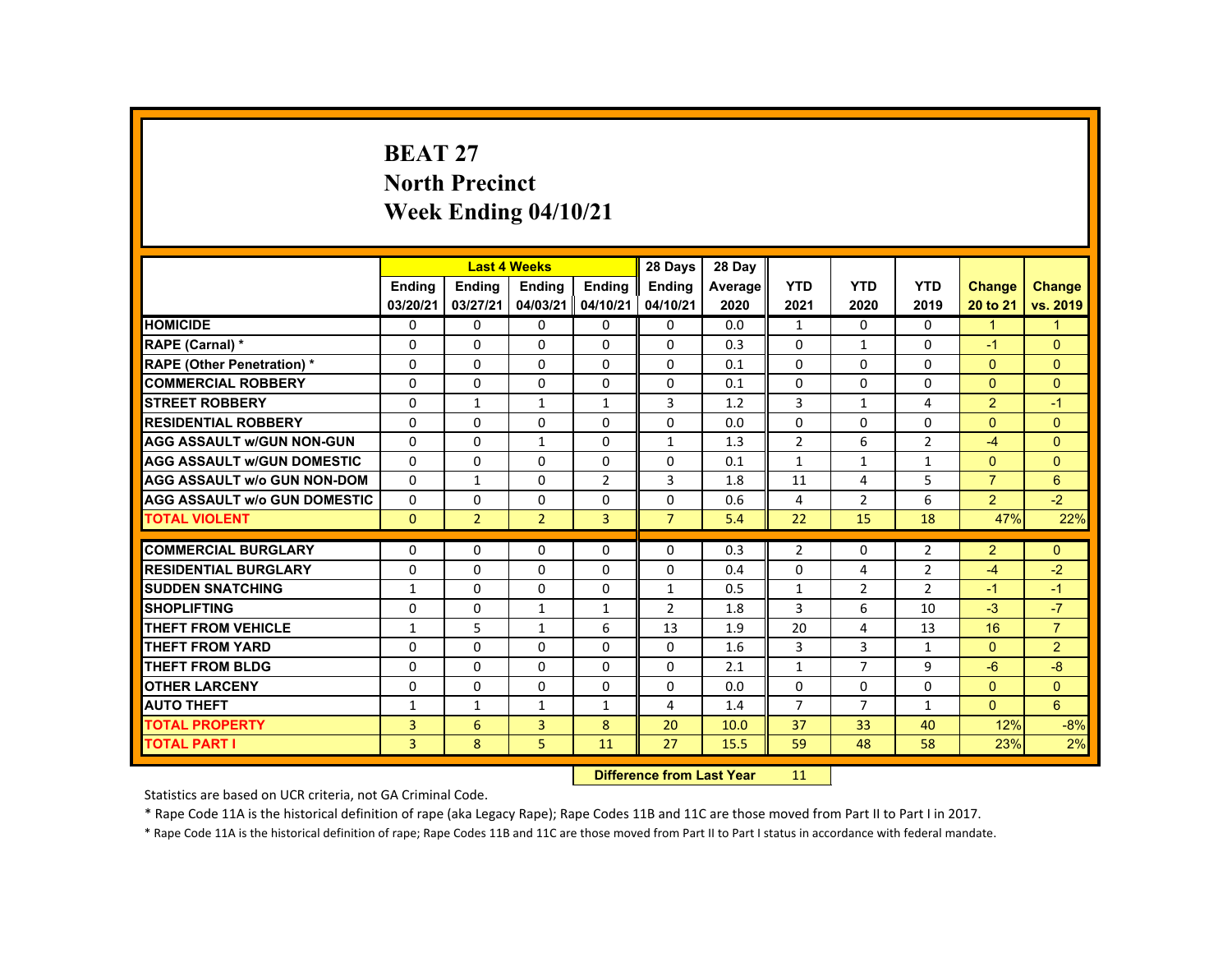# BEAT 27
## North Precinct
## Week Ending 04/10/21

| | Last 4 Weeks | | | | 28 Days | 28 Day | | | | | |
|---|---|---|---|---|---|---|---|---|---|---|---|
| | Ending 03/20/21 | Ending 03/27/21 | Ending 04/03/21 | Ending 04/10/21 | Ending 04/10/21 | Average 2020 | YTD 2021 | YTD 2020 | YTD 2019 | Change 20 to 21 | Change vs. 2019 |
| HOMICIDE | 0 | 0 | 0 | 0 | 0 | 0.0 | 1 | 0 | 0 | 1 | 1 |
| RAPE (Carnal) * | 0 | 0 | 0 | 0 | 0 | 0.3 | 0 | 1 | 0 | -1 | 0 |
| RAPE (Other Penetration) * | 0 | 0 | 0 | 0 | 0 | 0.1 | 0 | 0 | 0 | 0 | 0 |
| COMMERCIAL ROBBERY | 0 | 0 | 0 | 0 | 0 | 0.1 | 0 | 0 | 0 | 0 | 0 |
| STREET ROBBERY | 0 | 1 | 1 | 1 | 3 | 1.2 | 3 | 1 | 4 | 2 | -1 |
| RESIDENTIAL ROBBERY | 0 | 0 | 0 | 0 | 0 | 0.0 | 0 | 0 | 0 | 0 | 0 |
| AGG ASSAULT w/GUN NON-GUN | 0 | 0 | 1 | 0 | 1 | 1.3 | 2 | 6 | 2 | -4 | 0 |
| AGG ASSAULT w/GUN DOMESTIC | 0 | 0 | 0 | 0 | 0 | 0.1 | 1 | 1 | 1 | 0 | 0 |
| AGG ASSAULT w/o GUN NON-DOM | 0 | 1 | 0 | 2 | 3 | 1.8 | 11 | 4 | 5 | 7 | 6 |
| AGG ASSAULT w/o GUN DOMESTIC | 0 | 0 | 0 | 0 | 0 | 0.6 | 4 | 2 | 6 | 2 | -2 |
| TOTAL VIOLENT | 0 | 2 | 2 | 3 | 7 | 5.4 | 22 | 15 | 18 | 47% | 22% |
| COMMERCIAL BURGLARY | 0 | 0 | 0 | 0 | 0 | 0.3 | 2 | 0 | 2 | 2 | 0 |
| RESIDENTIAL BURGLARY | 0 | 0 | 0 | 0 | 0 | 0.4 | 0 | 4 | 2 | -4 | -2 |
| SUDDEN SNATCHING | 1 | 0 | 0 | 0 | 1 | 0.5 | 1 | 2 | 2 | -1 | -1 |
| SHOPLIFTING | 0 | 0 | 1 | 1 | 2 | 1.8 | 3 | 6 | 10 | -3 | -7 |
| THEFT FROM VEHICLE | 1 | 5 | 1 | 6 | 13 | 1.9 | 20 | 4 | 13 | 16 | 7 |
| THEFT FROM YARD | 0 | 0 | 0 | 0 | 0 | 1.6 | 3 | 3 | 1 | 0 | 2 |
| THEFT FROM BLDG | 0 | 0 | 0 | 0 | 0 | 2.1 | 1 | 7 | 9 | -6 | -8 |
| OTHER LARCENY | 0 | 0 | 0 | 0 | 0 | 0.0 | 0 | 0 | 0 | 0 | 0 |
| AUTO THEFT | 1 | 1 | 1 | 1 | 4 | 1.4 | 7 | 7 | 1 | 0 | 6 |
| TOTAL PROPERTY | 3 | 6 | 3 | 8 | 20 | 10.0 | 37 | 33 | 40 | 12% | -8% |
| TOTAL PART I | 3 | 8 | 5 | 11 | 27 | 15.5 | 59 | 48 | 58 | 23% | 2% |

| Difference from Last Year | 11 |
|---|---|

Statistics are based on UCR criteria, not GA Criminal Code.

* Rape Code 11A is the historical definition of rape (aka Legacy Rape); Rape Codes 11B and 11C are those moved from Part II to Part I in 2017.

* Rape Code 11A is the historical definition of rape; Rape Codes 11B and 11C are those moved from Part II to Part I status in accordance with federal mandate.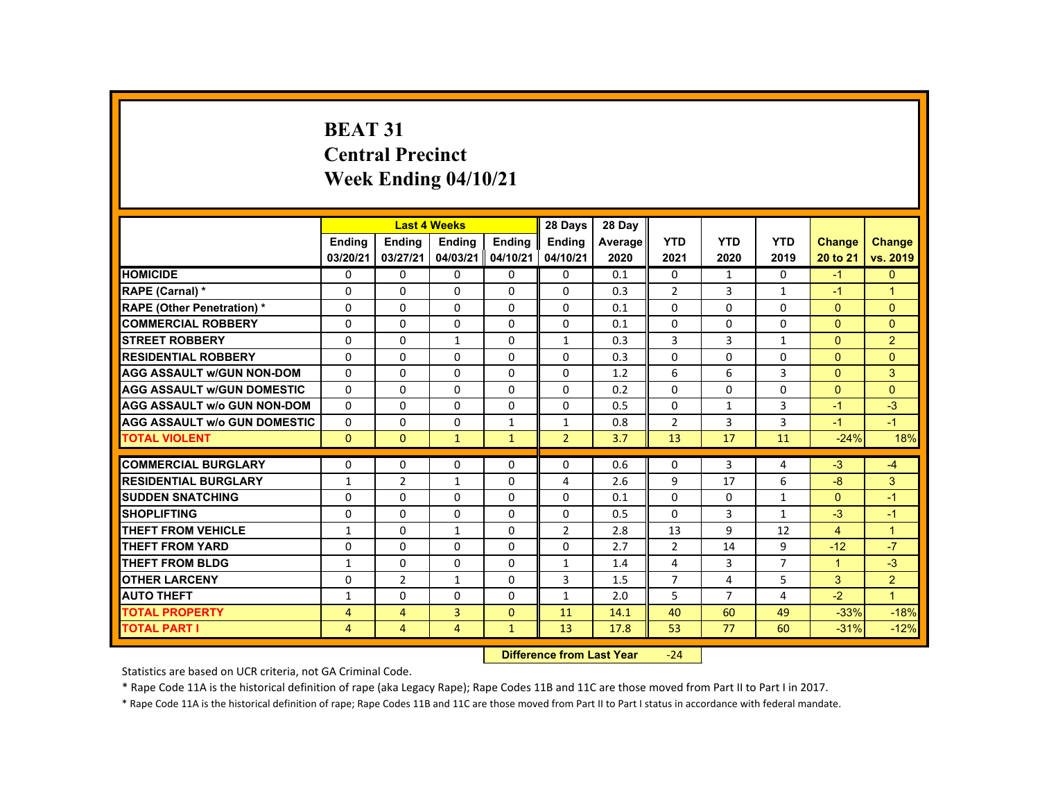# BEAT 31
# Central Precinct
# Week Ending 04/10/21

| | Last 4 Weeks | | | | 28 Days | 28 Day | | | | | |
|---|---|---|---|---|---|---|---|---|---|---|---|
| | Ending 03/20/21 | Ending 03/27/21 | Ending 04/03/21 | Ending 04/10/21 | Ending 04/10/21 | Average 2020 | YTD 2021 | YTD 2020 | YTD 2019 | Change 20 to 21 | Change vs. 2019 |
| HOMICIDE | 0 | 0 | 0 | 0 | 0 | 0.1 | 0 | 1 | 0 | -1 | 0 |
| RAPE (Carnal) * | 0 | 0 | 0 | 0 | 0 | 0.3 | 2 | 3 | 1 | -1 | 1 |
| RAPE (Other Penetration) * | 0 | 0 | 0 | 0 | 0 | 0.1 | 0 | 0 | 0 | 0 | 0 |
| COMMERCIAL ROBBERY | 0 | 0 | 0 | 0 | 0 | 0.1 | 0 | 0 | 0 | 0 | 0 |
| STREET ROBBERY | 0 | 0 | 1 | 0 | 1 | 0.3 | 3 | 3 | 1 | 0 | 2 |
| RESIDENTIAL ROBBERY | 0 | 0 | 0 | 0 | 0 | 0.3 | 0 | 0 | 0 | 0 | 0 |
| AGG ASSAULT w/GUN NON-DOM | 0 | 0 | 0 | 0 | 0 | 1.2 | 6 | 6 | 3 | 0 | 3 |
| AGG ASSAULT w/GUN DOMESTIC | 0 | 0 | 0 | 0 | 0 | 0.2 | 0 | 0 | 0 | 0 | 0 |
| AGG ASSAULT w/o GUN NON-DOM | 0 | 0 | 0 | 0 | 0 | 0.5 | 0 | 1 | 3 | -1 | -3 |
| AGG ASSAULT w/o GUN DOMESTIC | 0 | 0 | 0 | 1 | 1 | 0.8 | 2 | 3 | 3 | -1 | -1 |
| TOTAL VIOLENT | 0 | 0 | 1 | 1 | 2 | 3.7 | 13 | 17 | 11 | -24% | 18% |
| COMMERCIAL BURGLARY | 0 | 0 | 0 | 0 | 0 | 0.6 | 0 | 3 | 4 | -3 | -4 |
| RESIDENTIAL BURGLARY | 1 | 2 | 1 | 0 | 4 | 2.6 | 9 | 17 | 6 | -8 | 3 |
| SUDDEN SNATCHING | 0 | 0 | 0 | 0 | 0 | 0.1 | 0 | 0 | 1 | 0 | -1 |
| SHOPLIFTING | 0 | 0 | 0 | 0 | 0 | 0.5 | 0 | 3 | 1 | -3 | -1 |
| THEFT FROM VEHICLE | 1 | 0 | 1 | 0 | 2 | 2.8 | 13 | 9 | 12 | 4 | 1 |
| THEFT FROM YARD | 0 | 0 | 0 | 0 | 0 | 2.7 | 2 | 14 | 9 | -12 | -7 |
| THEFT FROM BLDG | 1 | 0 | 0 | 0 | 1 | 1.4 | 4 | 3 | 7 | 1 | -3 |
| OTHER LARCENY | 0 | 2 | 1 | 0 | 3 | 1.5 | 7 | 4 | 5 | 3 | 2 |
| AUTO THEFT | 1 | 0 | 0 | 0 | 1 | 2.0 | 5 | 7 | 4 | -2 | 1 |
| TOTAL PROPERTY | 4 | 4 | 3 | 0 | 11 | 14.1 | 40 | 60 | 49 | -33% | -18% |
| TOTAL PART I | 4 | 4 | 4 | 1 | 13 | 17.8 | 53 | 77 | 60 | -31% | -12% |

**Difference from Last Year** -24

Statistics are based on UCR criteria, not GA Criminal Code.

* Rape Code 11A is the historical definition of rape (aka Legacy Rape); Rape Codes 11B and 11C are those moved from Part II to Part I in 2017.

* Rape Code 11A is the historical definition of rape; Rape Codes 11B and 11C are those moved from Part II to Part I status in accordance with federal mandate.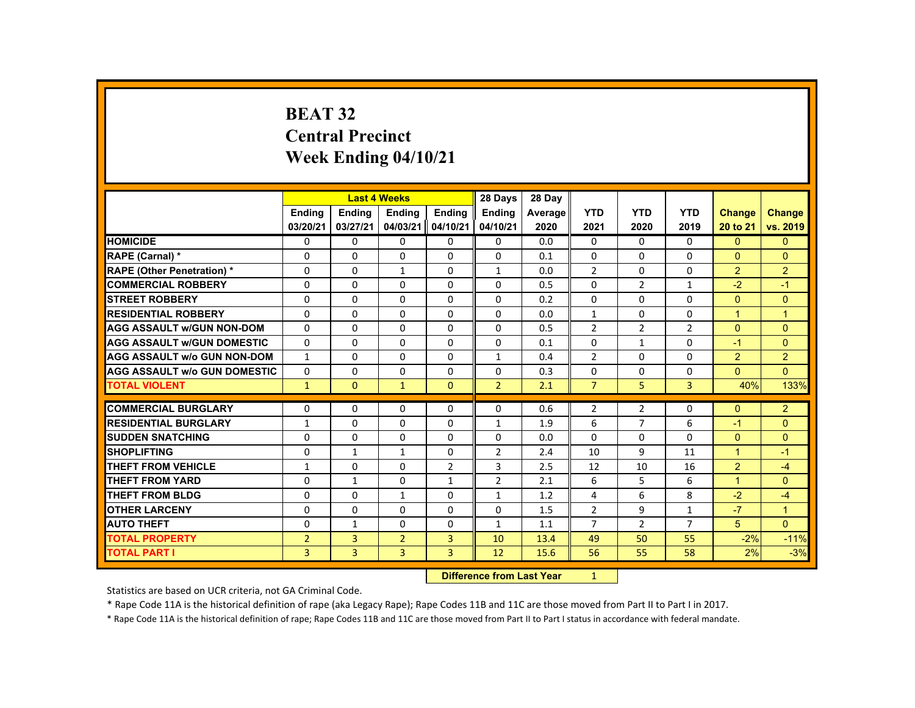# BEAT 32
# Central Precinct
# Week Ending 04/10/21

| | Last 4 Weeks | | | | 28 Days | 28 Day | | | | | |
|---|---|---|---|---|---|---|---|---|---|---|---|
| | Ending 03/20/21 | Ending 03/27/21 | Ending 04/03/21 | Ending 04/10/21 | Ending 04/10/21 | Average 2020 | YTD 2021 | YTD 2020 | YTD 2019 | Change 20 to 21 | Change vs. 2019 |
| HOMICIDE | 0 | 0 | 0 | 0 | 0 | 0.0 | 0 | 0 | 0 | 0 | 0 |
| RAPE (Carnal) * | 0 | 0 | 0 | 0 | 0 | 0.1 | 0 | 0 | 0 | 0 | 0 |
| RAPE (Other Penetration) * | 0 | 0 | 1 | 0 | 1 | 0.0 | 2 | 0 | 0 | 2 | 2 |
| COMMERCIAL ROBBERY | 0 | 0 | 0 | 0 | 0 | 0.5 | 0 | 2 | 1 | -2 | -1 |
| STREET ROBBERY | 0 | 0 | 0 | 0 | 0 | 0.2 | 0 | 0 | 0 | 0 | 0 |
| RESIDENTIAL ROBBERY | 0 | 0 | 0 | 0 | 0 | 0.0 | 1 | 0 | 0 | 1 | 1 |
| AGG ASSAULT w/GUN NON-DOM | 0 | 0 | 0 | 0 | 0 | 0.5 | 2 | 2 | 2 | 0 | 0 |
| AGG ASSAULT w/GUN DOMESTIC | 0 | 0 | 0 | 0 | 0 | 0.1 | 0 | 1 | 0 | -1 | 0 |
| AGG ASSAULT w/o GUN NON-DOM | 1 | 0 | 0 | 0 | 1 | 0.4 | 2 | 0 | 0 | 2 | 2 |
| AGG ASSAULT w/o GUN DOMESTIC | 0 | 0 | 0 | 0 | 0 | 0.3 | 0 | 0 | 0 | 0 | 0 |
| TOTAL VIOLENT | 1 | 0 | 1 | 0 | 2 | 2.1 | 7 | 5 | 3 | 40% | 133% |
| COMMERCIAL BURGLARY | 0 | 0 | 0 | 0 | 0 | 0.6 | 2 | 2 | 0 | 0 | 2 |
| RESIDENTIAL BURGLARY | 1 | 0 | 0 | 0 | 1 | 1.9 | 6 | 7 | 6 | -1 | 0 |
| SUDDEN SNATCHING | 0 | 0 | 0 | 0 | 0 | 0.0 | 0 | 0 | 0 | 0 | 0 |
| SHOPLIFTING | 0 | 1 | 1 | 0 | 2 | 2.4 | 10 | 9 | 11 | 1 | -1 |
| THEFT FROM VEHICLE | 1 | 0 | 0 | 2 | 3 | 2.5 | 12 | 10 | 16 | 2 | -4 |
| THEFT FROM YARD | 0 | 1 | 0 | 1 | 2 | 2.1 | 6 | 5 | 6 | 1 | 0 |
| THEFT FROM BLDG | 0 | 0 | 1 | 0 | 1 | 1.2 | 4 | 6 | 8 | -2 | -4 |
| OTHER LARCENY | 0 | 0 | 0 | 0 | 0 | 1.5 | 2 | 9 | 1 | -7 | 1 |
| AUTO THEFT | 0 | 1 | 0 | 0 | 1 | 1.1 | 7 | 2 | 7 | 5 | 0 |
| TOTAL PROPERTY | 2 | 3 | 2 | 3 | 10 | 13.4 | 49 | 50 | 55 | -2% | -11% |
| TOTAL PART I | 3 | 3 | 3 | 3 | 12 | 15.6 | 56 | 55 | 58 | 2% | -3% |

**Difference from Last Year** 1

Statistics are based on UCR criteria, not GA Criminal Code.

* Rape Code 11A is the historical definition of rape (aka Legacy Rape); Rape Codes 11B and 11C are those moved from Part II to Part I in 2017.

* Rape Code 11A is the historical definition of rape; Rape Codes 11B and 11C are those moved from Part II to Part I status in accordance with federal mandate.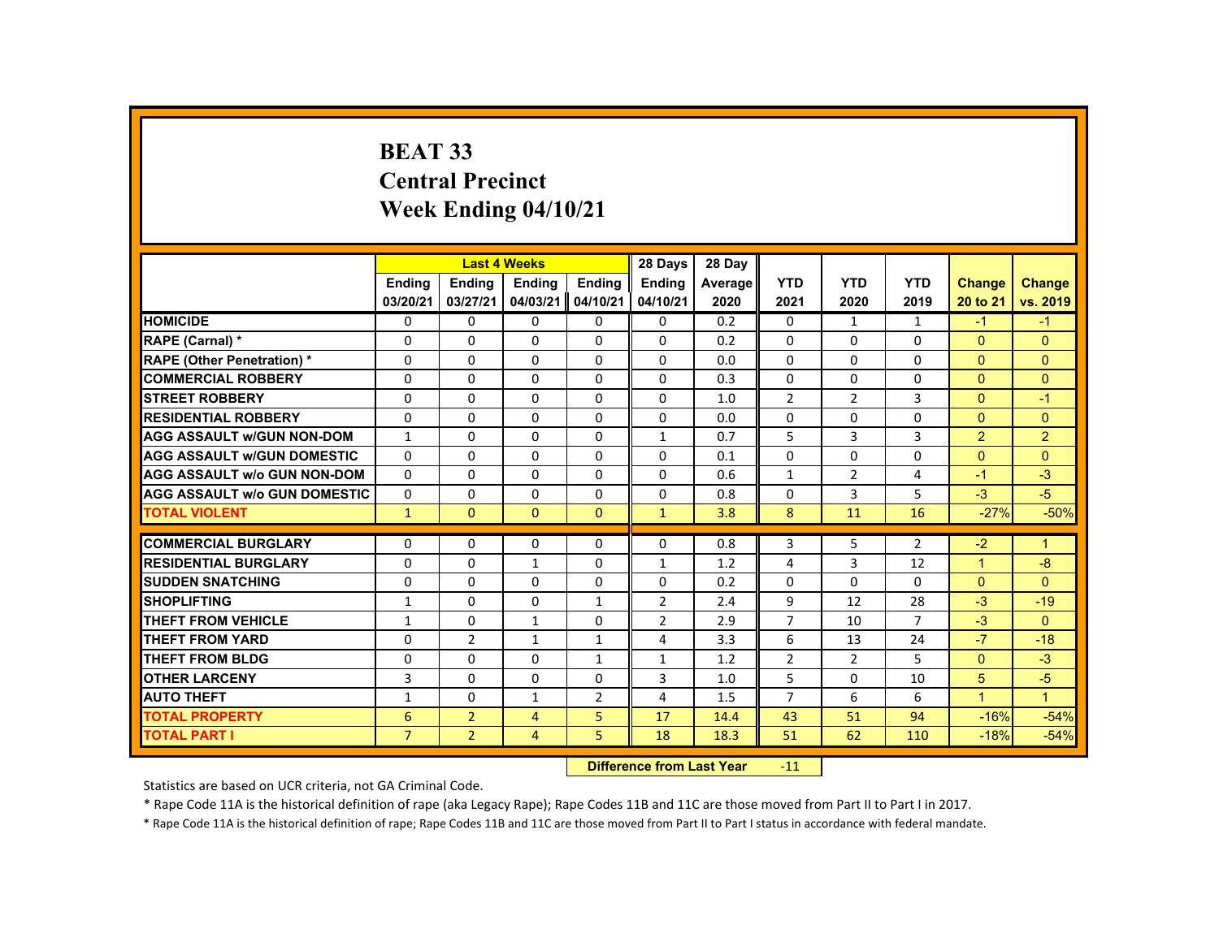# BEAT 33
## Central Precinct
## Week Ending 04/10/21

| | Last 4 Weeks | | | | 28 Days | 28 Day | YTD | YTD | YTD | Change | Change |
|---|---|---|---|---|---|---|---|---|---|---|---|
| | Ending 03/20/21 | Ending 03/27/21 | Ending 04/03/21 | Ending 04/10/21 | Ending 04/10/21 | Average 2020 | 2021 | 2020 | 2019 | 20 to 21 | vs. 2019 |
| HOMICIDE | 0 | 0 | 0 | 0 | 0 | 0.2 | 0 | 1 | 1 | -1 | -1 |
| RAPE (Carnal) * | 0 | 0 | 0 | 0 | 0 | 0.2 | 0 | 0 | 0 | 0 | 0 |
| RAPE (Other Penetration) * | 0 | 0 | 0 | 0 | 0 | 0.0 | 0 | 0 | 0 | 0 | 0 |
| COMMERCIAL ROBBERY | 0 | 0 | 0 | 0 | 0 | 0.3 | 0 | 0 | 0 | 0 | 0 |
| STREET ROBBERY | 0 | 0 | 0 | 0 | 0 | 1.0 | 2 | 2 | 3 | 0 | -1 |
| RESIDENTIAL ROBBERY | 0 | 0 | 0 | 0 | 0 | 0.0 | 0 | 0 | 0 | 0 | 0 |
| AGG ASSAULT w/GUN NON-DOM | 1 | 0 | 0 | 0 | 1 | 0.7 | 5 | 3 | 3 | 2 | 2 |
| AGG ASSAULT w/GUN DOMESTIC | 0 | 0 | 0 | 0 | 0 | 0.1 | 0 | 0 | 0 | 0 | 0 |
| AGG ASSAULT w/o GUN NON-DOM | 0 | 0 | 0 | 0 | 0 | 0.6 | 1 | 2 | 4 | -1 | -3 |
| AGG ASSAULT w/o GUN DOMESTIC | 0 | 0 | 0 | 0 | 0 | 0.8 | 0 | 3 | 5 | -3 | -5 |
| TOTAL VIOLENT | 1 | 0 | 0 | 0 | 1 | 3.8 | 8 | 11 | 16 | -27% | -50% |
| COMMERCIAL BURGLARY | 0 | 0 | 0 | 0 | 0 | 0.8 | 3 | 5 | 2 | -2 | 1 |
| RESIDENTIAL BURGLARY | 0 | 0 | 1 | 0 | 1 | 1.2 | 4 | 3 | 12 | 1 | -8 |
| SUDDEN SNATCHING | 0 | 0 | 0 | 0 | 0 | 0.2 | 0 | 0 | 0 | 0 | 0 |
| SHOPLIFTING | 1 | 0 | 0 | 1 | 2 | 2.4 | 9 | 12 | 28 | -3 | -19 |
| THEFT FROM VEHICLE | 1 | 0 | 1 | 0 | 2 | 2.9 | 7 | 10 | 7 | -3 | 0 |
| THEFT FROM YARD | 0 | 2 | 1 | 1 | 4 | 3.3 | 6 | 13 | 24 | -7 | -18 |
| THEFT FROM BLDG | 0 | 0 | 0 | 1 | 1 | 1.2 | 2 | 2 | 5 | 0 | -3 |
| OTHER LARCENY | 3 | 0 | 0 | 0 | 3 | 1.0 | 5 | 0 | 10 | 5 | -5 |
| AUTO THEFT | 1 | 0 | 1 | 2 | 4 | 1.5 | 7 | 6 | 6 | 1 | 1 |
| TOTAL PROPERTY | 6 | 2 | 4 | 5 | 17 | 14.4 | 43 | 51 | 94 | -16% | -54% |
| TOTAL PART I | 7 | 2 | 4 | 5 | 18 | 18.3 | 51 | 62 | 110 | -18% | -54% |

**Difference from Last Year** -11

Statistics are based on UCR criteria, not GA Criminal Code.

* Rape Code 11A is the historical definition of rape (aka Legacy Rape); Rape Codes 11B and 11C are those moved from Part II to Part I in 2017.

* Rape Code 11A is the historical definition of rape; Rape Codes 11B and 11C are those moved from Part II to Part I status in accordance with federal mandate.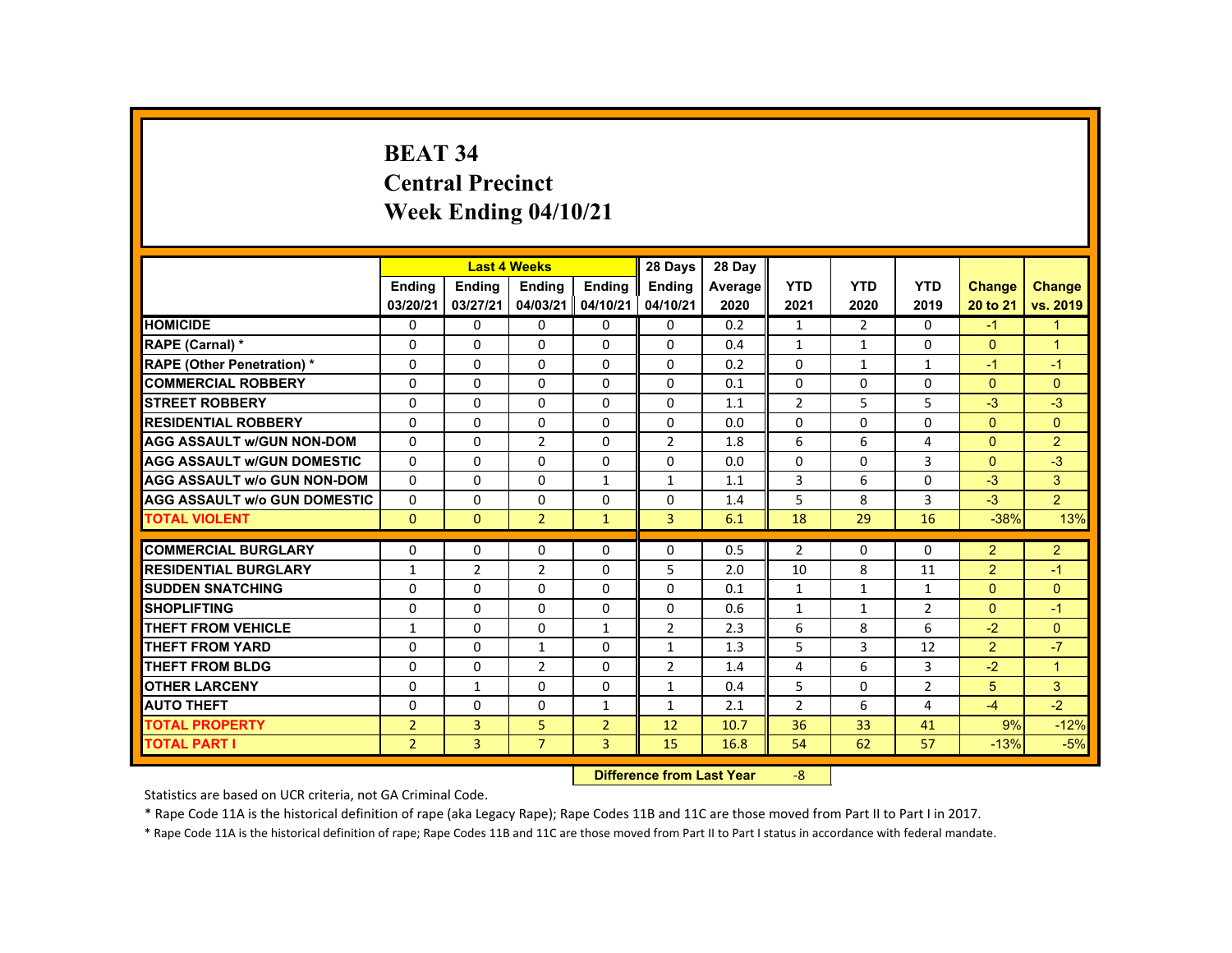# BEAT 34
# Central Precinct
# Week Ending 04/10/21

| | Last 4 Weeks | | | | 28 Days | 28 Day | | | | | |
|---|---|---|---|---|---|---|---|---|---|---|---|
| | Ending 03/20/21 | Ending 03/27/21 | Ending 04/03/21 | Ending 04/10/21 | Ending 04/10/21 | Average 2020 | YTD 2021 | YTD 2020 | YTD 2019 | Change 20 to 21 | Change vs. 2019 |
| HOMICIDE | 0 | 0 | 0 | 0 | 0 | 0.2 | 1 | 2 | 0 | -1 | 1 |
| RAPE (Carnal) * | 0 | 0 | 0 | 0 | 0 | 0.4 | 1 | 1 | 0 | 0 | 1 |
| RAPE (Other Penetration) * | 0 | 0 | 0 | 0 | 0 | 0.2 | 0 | 1 | 1 | -1 | -1 |
| COMMERCIAL ROBBERY | 0 | 0 | 0 | 0 | 0 | 0.1 | 0 | 0 | 0 | 0 | 0 |
| STREET ROBBERY | 0 | 0 | 0 | 0 | 0 | 1.1 | 2 | 5 | 5 | -3 | -3 |
| RESIDENTIAL ROBBERY | 0 | 0 | 0 | 0 | 0 | 0.0 | 0 | 0 | 0 | 0 | 0 |
| AGG ASSAULT w/GUN NON-DOM | 0 | 0 | 2 | 0 | 2 | 1.8 | 6 | 6 | 4 | 0 | 2 |
| AGG ASSAULT w/GUN DOMESTIC | 0 | 0 | 0 | 0 | 0 | 0.0 | 0 | 0 | 3 | 0 | -3 |
| AGG ASSAULT w/o GUN NON-DOM | 0 | 0 | 0 | 1 | 1 | 1.1 | 3 | 6 | 0 | -3 | 3 |
| AGG ASSAULT w/o GUN DOMESTIC | 0 | 0 | 0 | 0 | 0 | 1.4 | 5 | 8 | 3 | -3 | 2 |
| TOTAL VIOLENT | 0 | 0 | 2 | 1 | 3 | 6.1 | 18 | 29 | 16 | -38% | 13% |
| COMMERCIAL BURGLARY | 0 | 0 | 0 | 0 | 0 | 0.5 | 2 | 0 | 0 | 2 | 2 |
| RESIDENTIAL BURGLARY | 1 | 2 | 2 | 0 | 5 | 2.0 | 10 | 8 | 11 | 2 | -1 |
| SUDDEN SNATCHING | 0 | 0 | 0 | 0 | 0 | 0.1 | 1 | 1 | 1 | 0 | 0 |
| SHOPLIFTING | 0 | 0 | 0 | 0 | 0 | 0.6 | 1 | 1 | 2 | 0 | -1 |
| THEFT FROM VEHICLE | 1 | 0 | 0 | 1 | 2 | 2.3 | 6 | 8 | 6 | -2 | 0 |
| THEFT FROM YARD | 0 | 0 | 1 | 0 | 1 | 1.3 | 5 | 3 | 12 | 2 | -7 |
| THEFT FROM BLDG | 0 | 0 | 2 | 0 | 2 | 1.4 | 4 | 6 | 3 | -2 | 1 |
| OTHER LARCENY | 0 | 1 | 0 | 0 | 1 | 0.4 | 5 | 0 | 2 | 5 | 3 |
| AUTO THEFT | 0 | 0 | 0 | 1 | 1 | 2.1 | 2 | 6 | 4 | -4 | -2 |
| TOTAL PROPERTY | 2 | 3 | 5 | 2 | 12 | 10.7 | 36 | 33 | 41 | 9% | -12% |
| TOTAL PART I | 2 | 3 | 7 | 3 | 15 | 16.8 | 54 | 62 | 57 | -13% | -5% |

**Difference from Last Year** -8

Statistics are based on UCR criteria, not GA Criminal Code.

* Rape Code 11A is the historical definition of rape (aka Legacy Rape); Rape Codes 11B and 11C are those moved from Part II to Part I in 2017.

* Rape Code 11A is the historical definition of rape; Rape Codes 11B and 11C are those moved from Part II to Part I status in accordance with federal mandate.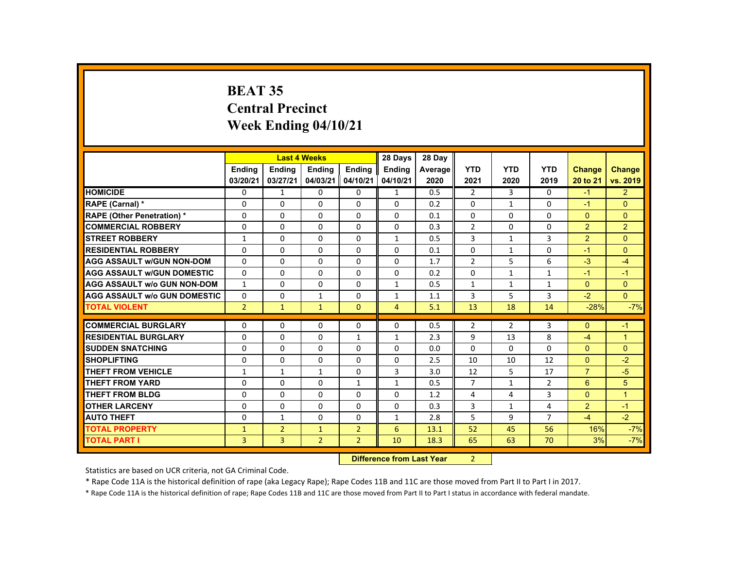# BEAT 35
## Central Precinct
## Week Ending 04/10/21

| | Last 4 Weeks | | | | 28 Days | 28 Day | | | | | |
|---|---|---|---|---|---|---|---|---|---|---|---|
| | Ending 03/20/21 | Ending 03/27/21 | Ending 04/03/21 | Ending 04/10/21 | Ending 04/10/21 | Average 2020 | YTD 2021 | YTD 2020 | YTD 2019 | Change 20 to 21 | Change vs. 2019 |
| HOMICIDE | 0 | 1 | 0 | 0 | 1 | 0.5 | 2 | 3 | 0 | -1 | 2 |
| RAPE (Carnal) * | 0 | 0 | 0 | 0 | 0 | 0.2 | 0 | 1 | 0 | -1 | 0 |
| RAPE (Other Penetration) * | 0 | 0 | 0 | 0 | 0 | 0.1 | 0 | 0 | 0 | 0 | 0 |
| COMMERCIAL ROBBERY | 0 | 0 | 0 | 0 | 0 | 0.3 | 2 | 0 | 0 | 2 | 2 |
| STREET ROBBERY | 1 | 0 | 0 | 0 | 1 | 0.5 | 3 | 1 | 3 | 2 | 0 |
| RESIDENTIAL ROBBERY | 0 | 0 | 0 | 0 | 0 | 0.1 | 0 | 1 | 0 | -1 | 0 |
| AGG ASSAULT w/GUN NON-DOM | 0 | 0 | 0 | 0 | 0 | 1.7 | 2 | 5 | 6 | -3 | -4 |
| AGG ASSAULT w/GUN DOMESTIC | 0 | 0 | 0 | 0 | 0 | 0.2 | 0 | 1 | 1 | -1 | -1 |
| AGG ASSAULT w/o GUN NON-DOM | 1 | 0 | 0 | 0 | 1 | 0.5 | 1 | 1 | 1 | 0 | 0 |
| AGG ASSAULT w/o GUN DOMESTIC | 0 | 0 | 1 | 0 | 1 | 1.1 | 3 | 5 | 3 | -2 | 0 |
| TOTAL VIOLENT | 2 | 1 | 1 | 0 | 4 | 5.1 | 13 | 18 | 14 | -28% | -7% |
| COMMERCIAL BURGLARY | 0 | 0 | 0 | 0 | 0 | 0.5 | 2 | 2 | 3 | 0 | -1 |
| RESIDENTIAL BURGLARY | 0 | 0 | 0 | 1 | 1 | 2.3 | 9 | 13 | 8 | -4 | 1 |
| SUDDEN SNATCHING | 0 | 0 | 0 | 0 | 0 | 0.0 | 0 | 0 | 0 | 0 | 0 |
| SHOPLIFTING | 0 | 0 | 0 | 0 | 0 | 2.5 | 10 | 10 | 12 | 0 | -2 |
| THEFT FROM VEHICLE | 1 | 1 | 1 | 0 | 3 | 3.0 | 12 | 5 | 17 | 7 | -5 |
| THEFT FROM YARD | 0 | 0 | 0 | 1 | 1 | 0.5 | 7 | 1 | 2 | 6 | 5 |
| THEFT FROM BLDG | 0 | 0 | 0 | 0 | 0 | 1.2 | 4 | 4 | 3 | 0 | 1 |
| OTHER LARCENY | 0 | 0 | 0 | 0 | 0 | 0.3 | 3 | 1 | 4 | 2 | -1 |
| AUTO THEFT | 0 | 1 | 0 | 0 | 1 | 2.8 | 5 | 9 | 7 | -4 | -2 |
| TOTAL PROPERTY | 1 | 2 | 1 | 2 | 6 | 13.1 | 52 | 45 | 56 | 16% | -7% |
| TOTAL PART I | 3 | 3 | 2 | 2 | 10 | 18.3 | 65 | 63 | 70 | 3% | -7% |

**Difference from Last Year** 2

Statistics are based on UCR criteria, not GA Criminal Code.

* Rape Code 11A is the historical definition of rape (aka Legacy Rape); Rape Codes 11B and 11C are those moved from Part II to Part I in 2017.

* Rape Code 11A is the historical definition of rape; Rape Codes 11B and 11C are those moved from Part II to Part I status in accordance with federal mandate.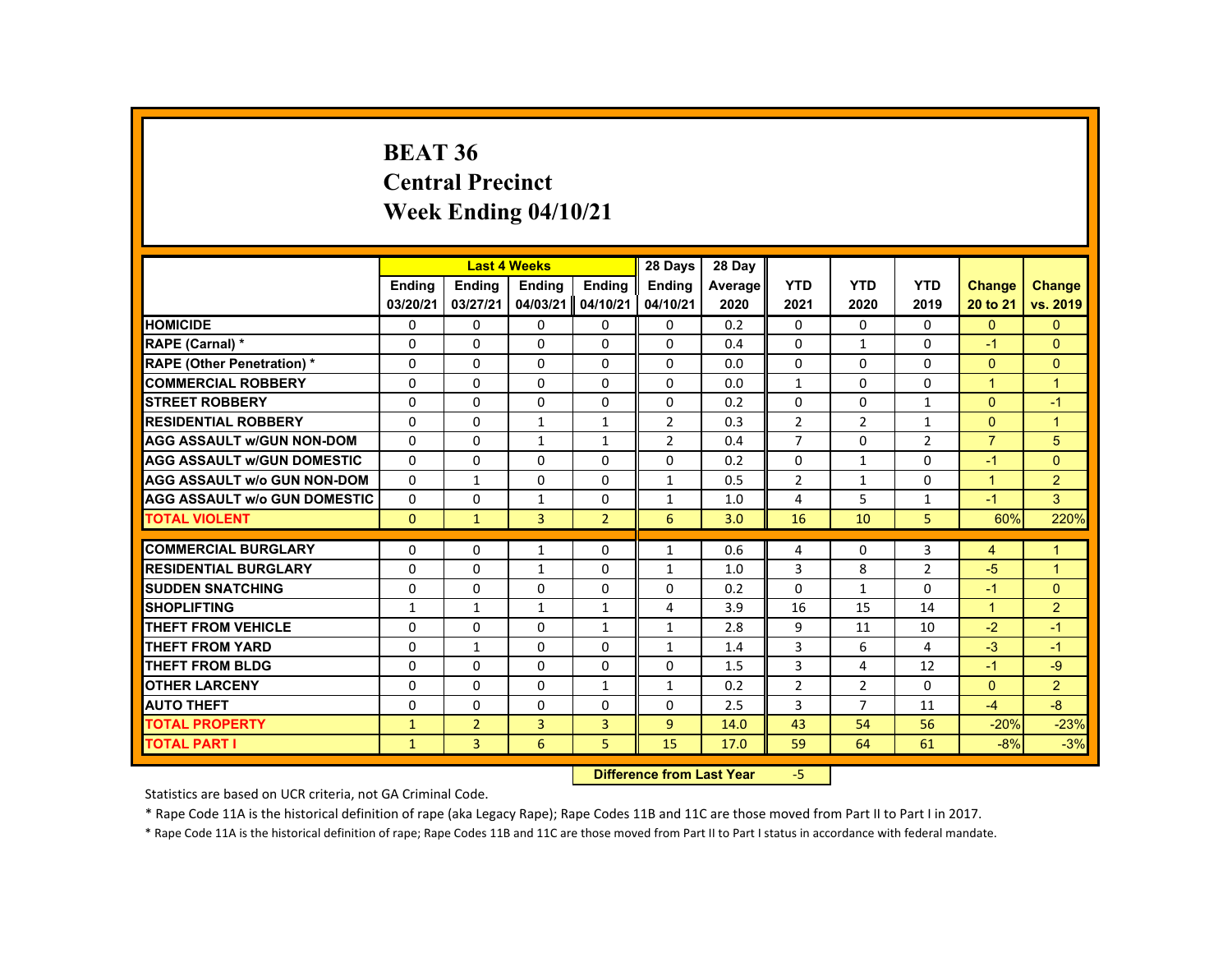# BEAT 36
## Central Precinct
## Week Ending 04/10/21

| | Last 4 Weeks | | | | 28 Days | 28 Day | | | | | |
|---|---|---|---|---|---|---|---|---|---|---|---|
| | Ending 03/20/21 | Ending 03/27/21 | Ending 04/03/21 | Ending 04/10/21 | Ending 04/10/21 | Average 2020 | YTD 2021 | YTD 2020 | YTD 2019 | Change 20 to 21 | Change vs. 2019 |
| HOMICIDE | 0 | 0 | 0 | 0 | 0 | 0.2 | 0 | 0 | 0 | 0 | 0 |
| RAPE (Carnal) * | 0 | 0 | 0 | 0 | 0 | 0.4 | 0 | 1 | 0 | -1 | 0 |
| RAPE (Other Penetration) * | 0 | 0 | 0 | 0 | 0 | 0.0 | 0 | 0 | 0 | 0 | 0 |
| COMMERCIAL ROBBERY | 0 | 0 | 0 | 0 | 0 | 0.0 | 1 | 0 | 0 | 1 | 1 |
| STREET ROBBERY | 0 | 0 | 0 | 0 | 0 | 0.2 | 0 | 0 | 1 | 0 | -1 |
| RESIDENTIAL ROBBERY | 0 | 0 | 1 | 1 | 2 | 0.3 | 2 | 2 | 1 | 0 | 1 |
| AGG ASSAULT w/GUN NON-DOM | 0 | 0 | 1 | 1 | 2 | 0.4 | 7 | 0 | 2 | 7 | 5 |
| AGG ASSAULT w/GUN DOMESTIC | 0 | 0 | 0 | 0 | 0 | 0.2 | 0 | 1 | 0 | -1 | 0 |
| AGG ASSAULT w/o GUN NON-DOM | 0 | 1 | 0 | 0 | 1 | 0.5 | 2 | 1 | 0 | 1 | 2 |
| AGG ASSAULT w/o GUN DOMESTIC | 0 | 0 | 1 | 0 | 1 | 1.0 | 4 | 5 | 1 | -1 | 3 |
| TOTAL VIOLENT | 0 | 1 | 3 | 2 | 6 | 3.0 | 16 | 10 | 5 | 60% | 220% |
| COMMERCIAL BURGLARY | 0 | 0 | 1 | 0 | 1 | 0.6 | 4 | 0 | 3 | 4 | 1 |
| RESIDENTIAL BURGLARY | 0 | 0 | 1 | 0 | 1 | 1.0 | 3 | 8 | 2 | -5 | 1 |
| SUDDEN SNATCHING | 0 | 0 | 0 | 0 | 0 | 0.2 | 0 | 1 | 0 | -1 | 0 |
| SHOPLIFTING | 1 | 1 | 1 | 1 | 4 | 3.9 | 16 | 15 | 14 | 1 | 2 |
| THEFT FROM VEHICLE | 0 | 0 | 0 | 1 | 1 | 2.8 | 9 | 11 | 10 | -2 | -1 |
| THEFT FROM YARD | 0 | 1 | 0 | 0 | 1 | 1.4 | 3 | 6 | 4 | -3 | -1 |
| THEFT FROM BLDG | 0 | 0 | 0 | 0 | 0 | 1.5 | 3 | 4 | 12 | -1 | -9 |
| OTHER LARCENY | 0 | 0 | 0 | 1 | 1 | 0.2 | 2 | 2 | 0 | 0 | 2 |
| AUTO THEFT | 0 | 0 | 0 | 0 | 0 | 2.5 | 3 | 7 | 11 | -4 | -8 |
| TOTAL PROPERTY | 1 | 2 | 3 | 3 | 9 | 14.0 | 43 | 54 | 56 | -20% | -23% |
| TOTAL PART I | 1 | 3 | 6 | 5 | 15 | 17.0 | 59 | 64 | 61 | -8% | -3% |

**Difference from Last Year** -5

Statistics are based on UCR criteria, not GA Criminal Code.

* Rape Code 11A is the historical definition of rape (aka Legacy Rape); Rape Codes 11B and 11C are those moved from Part II to Part I in 2017.

* Rape Code 11A is the historical definition of rape; Rape Codes 11B and 11C are those moved from Part II to Part I status in accordance with federal mandate.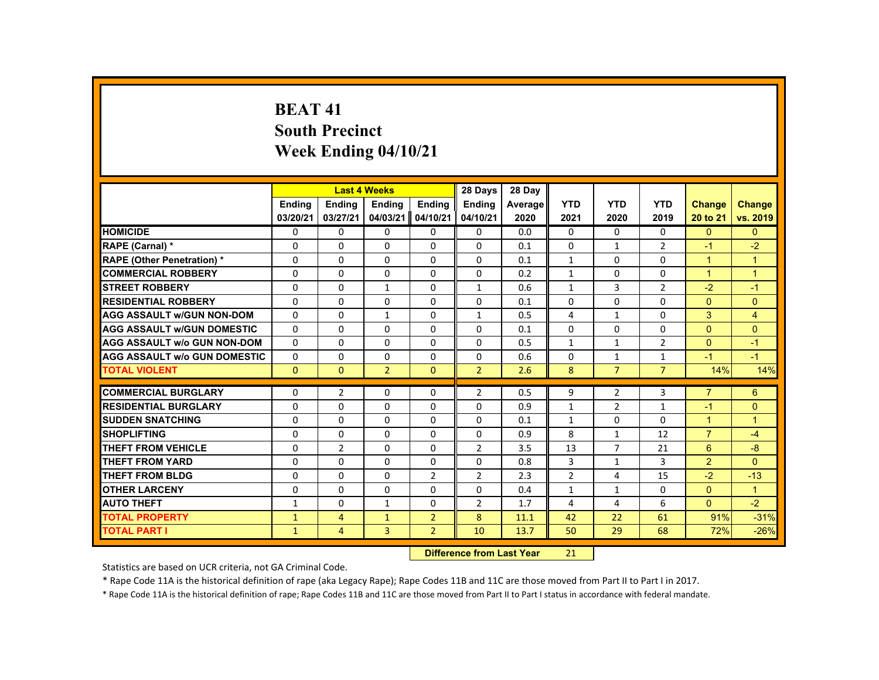# BEAT 41
## South Precinct
## Week Ending 04/10/21

| | Last 4 Weeks | | | | 28 Days | 28 Day | | | | | |
|---|---|---|---|---|---|---|---|---|---|---|---|
| | Ending 03/20/21 | Ending 03/27/21 | Ending 04/03/21 | Ending 04/10/21 | Ending 04/10/21 | Average 2020 | YTD 2021 | YTD 2020 | YTD 2019 | Change 20 to 21 | Change vs. 2019 |
| HOMICIDE | 0 | 0 | 0 | 0 | 0 | 0.0 | 0 | 0 | 0 | 0 | 0 |
| RAPE (Carnal) * | 0 | 0 | 0 | 0 | 0 | 0.1 | 0 | 1 | 2 | -1 | -2 |
| RAPE (Other Penetration) * | 0 | 0 | 0 | 0 | 0 | 0.1 | 1 | 0 | 0 | 1 | 1 |
| COMMERCIAL ROBBERY | 0 | 0 | 0 | 0 | 0 | 0.2 | 1 | 0 | 0 | 1 | 1 |
| STREET ROBBERY | 0 | 0 | 1 | 0 | 1 | 0.6 | 1 | 3 | 2 | -2 | -1 |
| RESIDENTIAL ROBBERY | 0 | 0 | 0 | 0 | 0 | 0.1 | 0 | 0 | 0 | 0 | 0 |
| AGG ASSAULT w/GUN NON-DOM | 0 | 0 | 1 | 0 | 1 | 0.5 | 4 | 1 | 0 | 3 | 4 |
| AGG ASSAULT w/GUN DOMESTIC | 0 | 0 | 0 | 0 | 0 | 0.1 | 0 | 0 | 0 | 0 | 0 |
| AGG ASSAULT w/o GUN NON-DOM | 0 | 0 | 0 | 0 | 0 | 0.5 | 1 | 1 | 2 | 0 | -1 |
| AGG ASSAULT w/o GUN DOMESTIC | 0 | 0 | 0 | 0 | 0 | 0.6 | 0 | 1 | 1 | -1 | -1 |
| TOTAL VIOLENT | 0 | 0 | 2 | 0 | 2 | 2.6 | 8 | 7 | 7 | 14% | 14% |
| COMMERCIAL BURGLARY | 0 | 2 | 0 | 0 | 2 | 0.5 | 9 | 2 | 3 | 7 | 6 |
| RESIDENTIAL BURGLARY | 0 | 0 | 0 | 0 | 0 | 0.9 | 1 | 2 | 1 | -1 | 0 |
| SUDDEN SNATCHING | 0 | 0 | 0 | 0 | 0 | 0.1 | 1 | 0 | 0 | 1 | 1 |
| SHOPLIFTING | 0 | 0 | 0 | 0 | 0 | 0.9 | 8 | 1 | 12 | 7 | -4 |
| THEFT FROM VEHICLE | 0 | 2 | 0 | 0 | 2 | 3.5 | 13 | 7 | 21 | 6 | -8 |
| THEFT FROM YARD | 0 | 0 | 0 | 0 | 0 | 0.8 | 3 | 1 | 3 | 2 | 0 |
| THEFT FROM BLDG | 0 | 0 | 0 | 2 | 2 | 2.3 | 2 | 4 | 15 | -2 | -13 |
| OTHER LARCENY | 0 | 0 | 0 | 0 | 0 | 0.4 | 1 | 1 | 0 | 0 | 1 |
| AUTO THEFT | 1 | 0 | 1 | 0 | 2 | 1.7 | 4 | 4 | 6 | 0 | -2 |
| TOTAL PROPERTY | 1 | 4 | 1 | 2 | 8 | 11.1 | 42 | 22 | 61 | 91% | -31% |
| TOTAL PART I | 1 | 4 | 3 | 2 | 10 | 13.7 | 50 | 29 | 68 | 72% | -26% |

**Difference from Last Year** 21

Statistics are based on UCR criteria, not GA Criminal Code.

* Rape Code 11A is the historical definition of rape (aka Legacy Rape); Rape Codes 11B and 11C are those moved from Part II to Part I in 2017.

* Rape Code 11A is the historical definition of rape; Rape Codes 11B and 11C are those moved from Part II to Part I status in accordance with federal mandate.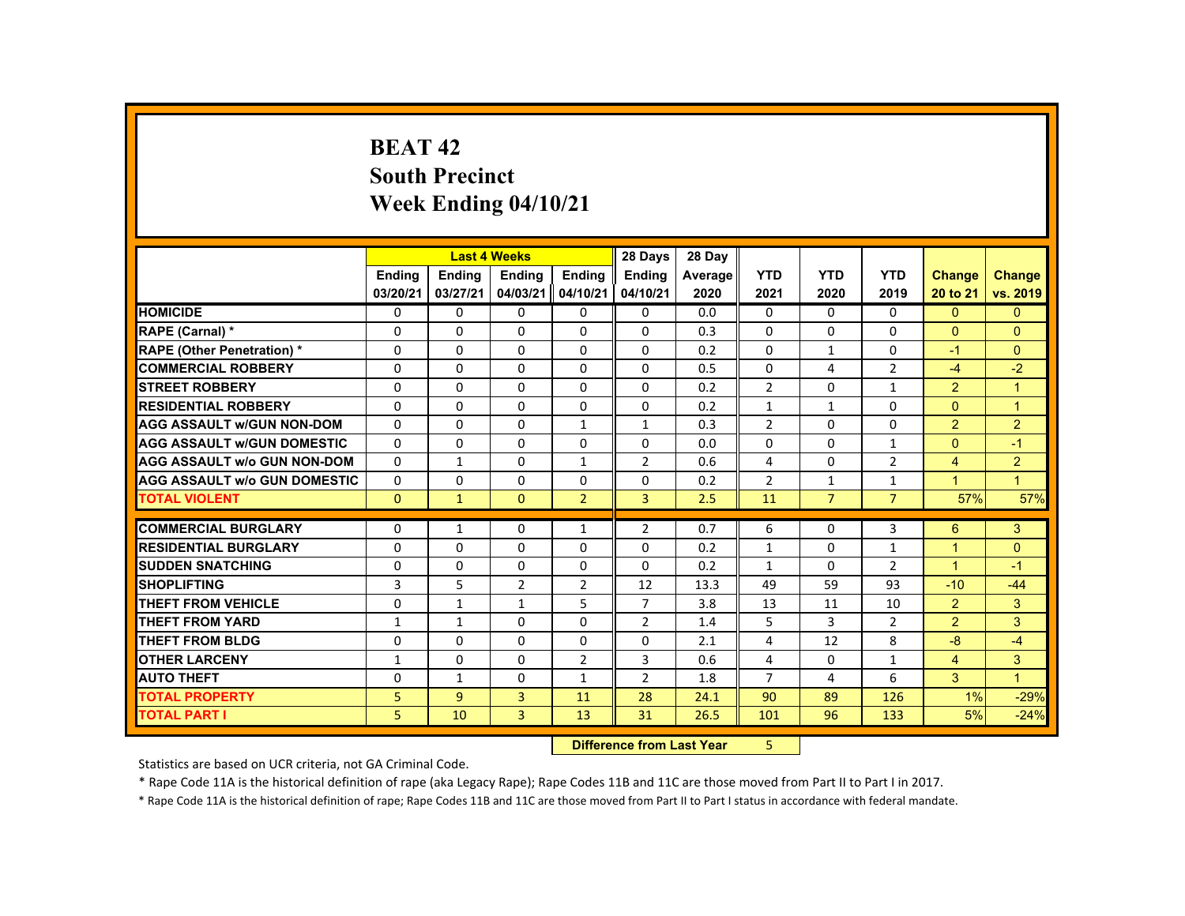# BEAT 42
## South Precinct
## Week Ending 04/10/21

| | Last 4 Weeks | | | | 28 Days | 28 Day | | | | | |
|---|---|---|---|---|---|---|---|---|---|---|---|
| | Ending 03/20/21 | Ending 03/27/21 | Ending 04/03/21 | Ending 04/10/21 | Ending 04/10/21 | Average 2020 | YTD 2021 | YTD 2020 | YTD 2019 | Change 20 to 21 | Change vs. 2019 |
| HOMICIDE | 0 | 0 | 0 | 0 | 0 | 0.0 | 0 | 0 | 0 | 0 | 0 |
| RAPE (Carnal) * | 0 | 0 | 0 | 0 | 0 | 0.3 | 0 | 0 | 0 | 0 | 0 |
| RAPE (Other Penetration) * | 0 | 0 | 0 | 0 | 0 | 0.2 | 0 | 1 | 0 | -1 | 0 |
| COMMERCIAL ROBBERY | 0 | 0 | 0 | 0 | 0 | 0.5 | 0 | 4 | 2 | -4 | -2 |
| STREET ROBBERY | 0 | 0 | 0 | 0 | 0 | 0.2 | 2 | 0 | 1 | 2 | 1 |
| RESIDENTIAL ROBBERY | 0 | 0 | 0 | 0 | 0 | 0.2 | 1 | 1 | 0 | 0 | 1 |
| AGG ASSAULT w/GUN NON-DOM | 0 | 0 | 0 | 1 | 1 | 0.3 | 2 | 0 | 0 | 2 | 2 |
| AGG ASSAULT w/GUN DOMESTIC | 0 | 0 | 0 | 0 | 0 | 0.0 | 0 | 0 | 1 | 0 | -1 |
| AGG ASSAULT w/o GUN NON-DOM | 0 | 1 | 0 | 1 | 2 | 0.6 | 4 | 0 | 2 | 4 | 2 |
| AGG ASSAULT w/o GUN DOMESTIC | 0 | 0 | 0 | 0 | 0 | 0.2 | 2 | 1 | 1 | 1 | 1 |
| TOTAL VIOLENT | 0 | 1 | 0 | 2 | 3 | 2.5 | 11 | 7 | 7 | 57% | 57% |
| COMMERCIAL BURGLARY | 0 | 1 | 0 | 1 | 2 | 0.7 | 6 | 0 | 3 | 6 | 3 |
| RESIDENTIAL BURGLARY | 0 | 0 | 0 | 0 | 0 | 0.2 | 1 | 0 | 1 | 1 | 0 |
| SUDDEN SNATCHING | 0 | 0 | 0 | 0 | 0 | 0.2 | 1 | 0 | 2 | 1 | -1 |
| SHOPLIFTING | 3 | 5 | 2 | 2 | 12 | 13.3 | 49 | 59 | 93 | -10 | -44 |
| THEFT FROM VEHICLE | 0 | 1 | 1 | 5 | 7 | 3.8 | 13 | 11 | 10 | 2 | 3 |
| THEFT FROM YARD | 1 | 1 | 0 | 0 | 2 | 1.4 | 5 | 3 | 2 | 2 | 3 |
| THEFT FROM BLDG | 0 | 0 | 0 | 0 | 0 | 2.1 | 4 | 12 | 8 | -8 | -4 |
| OTHER LARCENY | 1 | 0 | 0 | 2 | 3 | 0.6 | 4 | 0 | 1 | 4 | 3 |
| AUTO THEFT | 0 | 1 | 0 | 1 | 2 | 1.8 | 7 | 4 | 6 | 3 | 1 |
| TOTAL PROPERTY | 5 | 9 | 3 | 11 | 28 | 24.1 | 90 | 89 | 126 | 1% | -29% |
| TOTAL PART I | 5 | 10 | 3 | 13 | 31 | 26.5 | 101 | 96 | 133 | 5% | -24% |

**Difference from Last Year** 5

Statistics are based on UCR criteria, not GA Criminal Code.

* Rape Code 11A is the historical definition of rape (aka Legacy Rape); Rape Codes 11B and 11C are those moved from Part II to Part I in 2017.

* Rape Code 11A is the historical definition of rape; Rape Codes 11B and 11C are those moved from Part II to Part I status in accordance with federal mandate.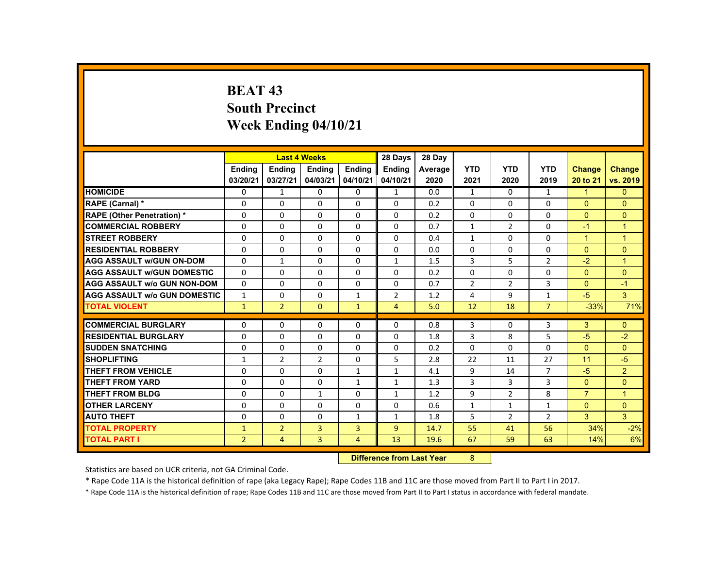# BEAT 43
## South Precinct
## Week Ending 04/10/21

| | Last 4 Weeks | | | | 28 Days | 28 Day | | | | | |
|---|---|---|---|---|---|---|---|---|---|---|---|
| | Ending 03/20/21 | Ending 03/27/21 | Ending 04/03/21 | Ending 04/10/21 | Ending 04/10/21 | Average 2020 | YTD 2021 | YTD 2020 | YTD 2019 | Change 20 to 21 | Change vs. 2019 |
| HOMICIDE | 0 | 1 | 0 | 0 | 1 | 0.0 | 1 | 0 | 1 | 1 | 0 |
| RAPE (Carnal) * | 0 | 0 | 0 | 0 | 0 | 0.2 | 0 | 0 | 0 | 0 | 0 |
| RAPE (Other Penetration) * | 0 | 0 | 0 | 0 | 0 | 0.2 | 0 | 0 | 0 | 0 | 0 |
| COMMERCIAL ROBBERY | 0 | 0 | 0 | 0 | 0 | 0.7 | 1 | 2 | 0 | -1 | 1 |
| STREET ROBBERY | 0 | 0 | 0 | 0 | 0 | 0.4 | 1 | 0 | 0 | 1 | 1 |
| RESIDENTIAL ROBBERY | 0 | 0 | 0 | 0 | 0 | 0.0 | 0 | 0 | 0 | 0 | 0 |
| AGG ASSAULT w/GUN ON-DOM | 0 | 1 | 0 | 0 | 1 | 1.5 | 3 | 5 | 2 | -2 | 1 |
| AGG ASSAULT w/GUN DOMESTIC | 0 | 0 | 0 | 0 | 0 | 0.2 | 0 | 0 | 0 | 0 | 0 |
| AGG ASSAULT w/o GUN NON-DOM | 0 | 0 | 0 | 0 | 0 | 0.7 | 2 | 2 | 3 | 0 | -1 |
| AGG ASSAULT w/o GUN DOMESTIC | 1 | 0 | 0 | 1 | 2 | 1.2 | 4 | 9 | 1 | -5 | 3 |
| TOTAL VIOLENT | 1 | 2 | 0 | 1 | 4 | 5.0 | 12 | 18 | 7 | -33% | 71% |
| COMMERCIAL BURGLARY | 0 | 0 | 0 | 0 | 0 | 0.8 | 3 | 0 | 3 | 3 | 0 |
| RESIDENTIAL BURGLARY | 0 | 0 | 0 | 0 | 0 | 1.8 | 3 | 8 | 5 | -5 | -2 |
| SUDDEN SNATCHING | 0 | 0 | 0 | 0 | 0 | 0.2 | 0 | 0 | 0 | 0 | 0 |
| SHOPLIFTING | 1 | 2 | 2 | 0 | 5 | 2.8 | 22 | 11 | 27 | 11 | -5 |
| THEFT FROM VEHICLE | 0 | 0 | 0 | 1 | 1 | 4.1 | 9 | 14 | 7 | -5 | 2 |
| THEFT FROM YARD | 0 | 0 | 0 | 1 | 1 | 1.3 | 3 | 3 | 3 | 0 | 0 |
| THEFT FROM BLDG | 0 | 0 | 1 | 0 | 1 | 1.2 | 9 | 2 | 8 | 7 | 1 |
| OTHER LARCENY | 0 | 0 | 0 | 0 | 0 | 0.6 | 1 | 1 | 1 | 0 | 0 |
| AUTO THEFT | 0 | 0 | 0 | 1 | 1 | 1.8 | 5 | 2 | 2 | 3 | 3 |
| TOTAL PROPERTY | 1 | 2 | 3 | 3 | 9 | 14.7 | 55 | 41 | 56 | 34% | -2% |
| TOTAL PART I | 2 | 4 | 3 | 4 | 13 | 19.6 | 67 | 59 | 63 | 14% | 6% |

**Difference from Last Year** 8

Statistics are based on UCR criteria, not GA Criminal Code.

* Rape Code 11A is the historical definition of rape (aka Legacy Rape); Rape Codes 11B and 11C are those moved from Part II to Part I in 2017.

* Rape Code 11A is the historical definition of rape; Rape Codes 11B and 11C are those moved from Part II to Part I status in accordance with federal mandate.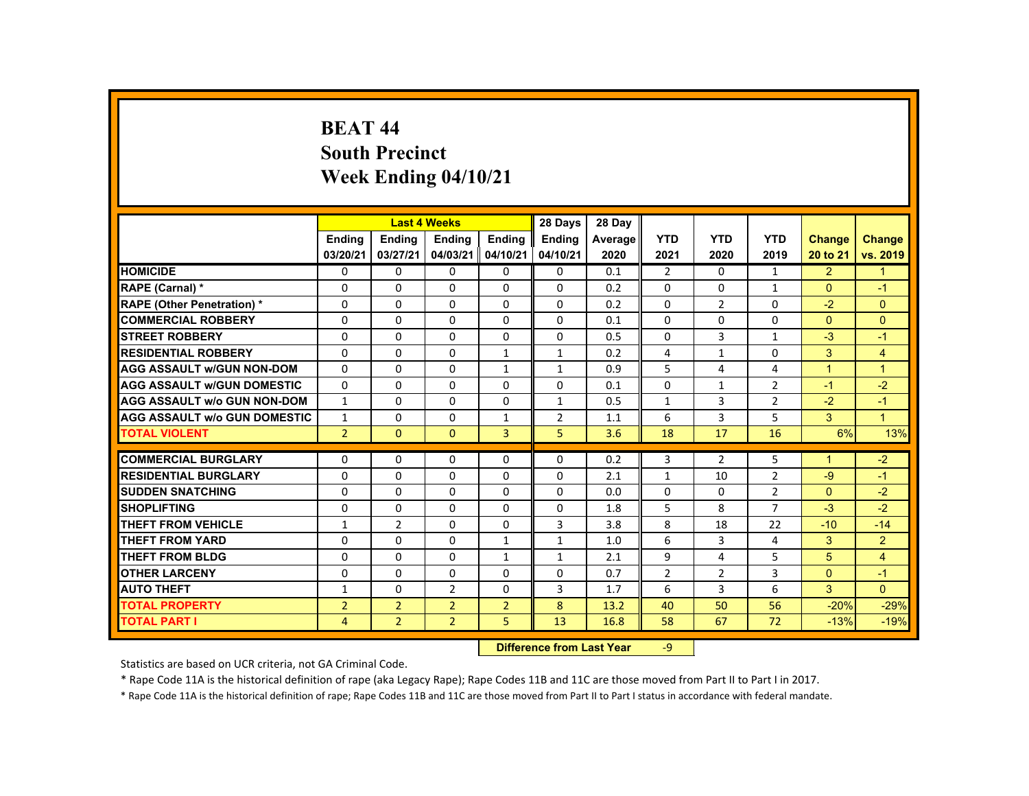# BEAT 44
## South Precinct
## Week Ending 04/10/21

| | Last 4 Weeks | | | | 28 Days | 28 Day | | | | | |
|---|---|---|---|---|---|---|---|---|---|---|---|
| | Ending 03/20/21 | Ending 03/27/21 | Ending 04/03/21 | Ending 04/10/21 | Ending 04/10/21 | Average 2020 | YTD 2021 | YTD 2020 | YTD 2019 | Change 20 to 21 | Change vs. 2019 |
| HOMICIDE | 0 | 0 | 0 | 0 | 0 | 0.1 | 2 | 0 | 1 | 2 | 1 |
| RAPE (Carnal) * | 0 | 0 | 0 | 0 | 0 | 0.2 | 0 | 0 | 1 | 0 | -1 |
| RAPE (Other Penetration) * | 0 | 0 | 0 | 0 | 0 | 0.2 | 0 | 2 | 0 | -2 | 0 |
| COMMERCIAL ROBBERY | 0 | 0 | 0 | 0 | 0 | 0.1 | 0 | 0 | 0 | 0 | 0 |
| STREET ROBBERY | 0 | 0 | 0 | 0 | 0 | 0.5 | 0 | 3 | 1 | -3 | -1 |
| RESIDENTIAL ROBBERY | 0 | 0 | 0 | 1 | 1 | 0.2 | 4 | 1 | 0 | 3 | 4 |
| AGG ASSAULT w/GUN NON-DOM | 0 | 0 | 0 | 1 | 1 | 0.9 | 5 | 4 | 4 | 1 | 1 |
| AGG ASSAULT w/GUN DOMESTIC | 0 | 0 | 0 | 0 | 0 | 0.1 | 0 | 1 | 2 | -1 | -2 |
| AGG ASSAULT w/o GUN NON-DOM | 1 | 0 | 0 | 0 | 1 | 0.5 | 1 | 3 | 2 | -2 | -1 |
| AGG ASSAULT w/o GUN DOMESTIC | 1 | 0 | 0 | 1 | 2 | 1.1 | 6 | 3 | 5 | 3 | 1 |
| TOTAL VIOLENT | 2 | 0 | 0 | 3 | 5 | 3.6 | 18 | 17 | 16 | 6% | 13% |
| COMMERCIAL BURGLARY | 0 | 0 | 0 | 0 | 0 | 0.2 | 3 | 2 | 5 | 1 | -2 |
| RESIDENTIAL BURGLARY | 0 | 0 | 0 | 0 | 0 | 2.1 | 1 | 10 | 2 | -9 | -1 |
| SUDDEN SNATCHING | 0 | 0 | 0 | 0 | 0 | 0.0 | 0 | 0 | 2 | 0 | -2 |
| SHOPLIFTING | 0 | 0 | 0 | 0 | 0 | 1.8 | 5 | 8 | 7 | -3 | -2 |
| THEFT FROM VEHICLE | 1 | 2 | 0 | 0 | 3 | 3.8 | 8 | 18 | 22 | -10 | -14 |
| THEFT FROM YARD | 0 | 0 | 0 | 1 | 1 | 1.0 | 6 | 3 | 4 | 3 | 2 |
| THEFT FROM BLDG | 0 | 0 | 0 | 1 | 1 | 2.1 | 9 | 4 | 5 | 5 | 4 |
| OTHER LARCENY | 0 | 0 | 0 | 0 | 0 | 0.7 | 2 | 2 | 3 | 0 | -1 |
| AUTO THEFT | 1 | 0 | 2 | 0 | 3 | 1.7 | 6 | 3 | 6 | 3 | 0 |
| TOTAL PROPERTY | 2 | 2 | 2 | 2 | 8 | 13.2 | 40 | 50 | 56 | -20% | -29% |
| TOTAL PART I | 4 | 2 | 2 | 5 | 13 | 16.8 | 58 | 67 | 72 | -13% | -19% |

**Difference from Last Year** -9

Statistics are based on UCR criteria, not GA Criminal Code.

* Rape Code 11A is the historical definition of rape (aka Legacy Rape); Rape Codes 11B and 11C are those moved from Part II to Part I in 2017.

* Rape Code 11A is the historical definition of rape; Rape Codes 11B and 11C are those moved from Part II to Part I status in accordance with federal mandate.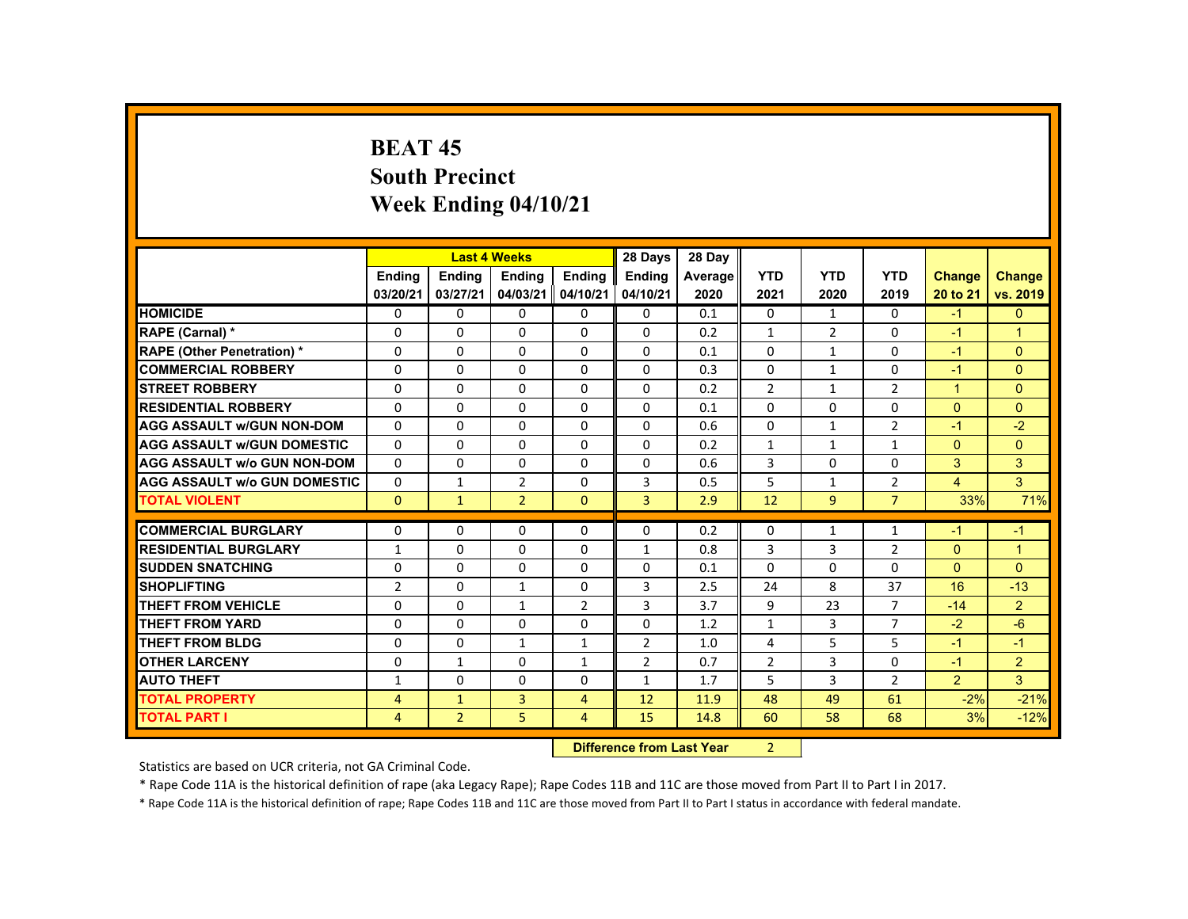# BEAT 45
## South Precinct
## Week Ending 04/10/21

| | Last 4 Weeks | | | | 28 Days | 28 Day | | | | | |
|---|---|---|---|---|---|---|---|---|---|---|---|
| | Ending 03/20/21 | Ending 03/27/21 | Ending 04/03/21 | Ending 04/10/21 | Ending 04/10/21 | Average 2020 | YTD 2021 | YTD 2020 | YTD 2019 | Change 20 to 21 | Change vs. 2019 |
| HOMICIDE | 0 | 0 | 0 | 0 | 0 | 0.1 | 0 | 1 | 0 | -1 | 0 |
| RAPE (Carnal) * | 0 | 0 | 0 | 0 | 0 | 0.2 | 1 | 2 | 0 | -1 | 1 |
| RAPE (Other Penetration) * | 0 | 0 | 0 | 0 | 0 | 0.1 | 0 | 1 | 0 | -1 | 0 |
| COMMERCIAL ROBBERY | 0 | 0 | 0 | 0 | 0 | 0.3 | 0 | 1 | 0 | -1 | 0 |
| STREET ROBBERY | 0 | 0 | 0 | 0 | 0 | 0.2 | 2 | 1 | 2 | 1 | 0 |
| RESIDENTIAL ROBBERY | 0 | 0 | 0 | 0 | 0 | 0.1 | 0 | 0 | 0 | 0 | 0 |
| AGG ASSAULT w/GUN NON-DOM | 0 | 0 | 0 | 0 | 0 | 0.6 | 0 | 1 | 2 | -1 | -2 |
| AGG ASSAULT w/GUN DOMESTIC | 0 | 0 | 0 | 0 | 0 | 0.2 | 1 | 1 | 1 | 0 | 0 |
| AGG ASSAULT w/o GUN NON-DOM | 0 | 0 | 0 | 0 | 0 | 0.6 | 3 | 0 | 0 | 3 | 3 |
| AGG ASSAULT w/o GUN DOMESTIC | 0 | 1 | 2 | 0 | 3 | 0.5 | 5 | 1 | 2 | 4 | 3 |
| TOTAL VIOLENT | 0 | 1 | 2 | 0 | 3 | 2.9 | 12 | 9 | 7 | 33% | 71% |
| COMMERCIAL BURGLARY | 0 | 0 | 0 | 0 | 0 | 0.2 | 0 | 1 | 1 | -1 | -1 |
| RESIDENTIAL BURGLARY | 1 | 0 | 0 | 0 | 1 | 0.8 | 3 | 3 | 2 | 0 | 1 |
| SUDDEN SNATCHING | 0 | 0 | 0 | 0 | 0 | 0.1 | 0 | 0 | 0 | 0 | 0 |
| SHOPLIFTING | 2 | 0 | 1 | 0 | 3 | 2.5 | 24 | 8 | 37 | 16 | -13 |
| THEFT FROM VEHICLE | 0 | 0 | 1 | 2 | 3 | 3.7 | 9 | 23 | 7 | -14 | 2 |
| THEFT FROM YARD | 0 | 0 | 0 | 0 | 0 | 1.2 | 1 | 3 | 7 | -2 | -6 |
| THEFT FROM BLDG | 0 | 0 | 1 | 1 | 2 | 1.0 | 4 | 5 | 5 | -1 | -1 |
| OTHER LARCENY | 0 | 1 | 0 | 1 | 2 | 0.7 | 2 | 3 | 0 | -1 | 2 |
| AUTO THEFT | 1 | 0 | 0 | 0 | 1 | 1.7 | 5 | 3 | 2 | 2 | 3 |
| TOTAL PROPERTY | 4 | 1 | 3 | 4 | 12 | 11.9 | 48 | 49 | 61 | -2% | -21% |
| TOTAL PART I | 4 | 2 | 5 | 4 | 15 | 14.8 | 60 | 58 | 68 | 3% | -12% |

**Difference from Last Year** 2

Statistics are based on UCR criteria, not GA Criminal Code.

* Rape Code 11A is the historical definition of rape (aka Legacy Rape); Rape Codes 11B and 11C are those moved from Part II to Part I in 2017.

* Rape Code 11A is the historical definition of rape; Rape Codes 11B and 11C are those moved from Part II to Part I status in accordance with federal mandate.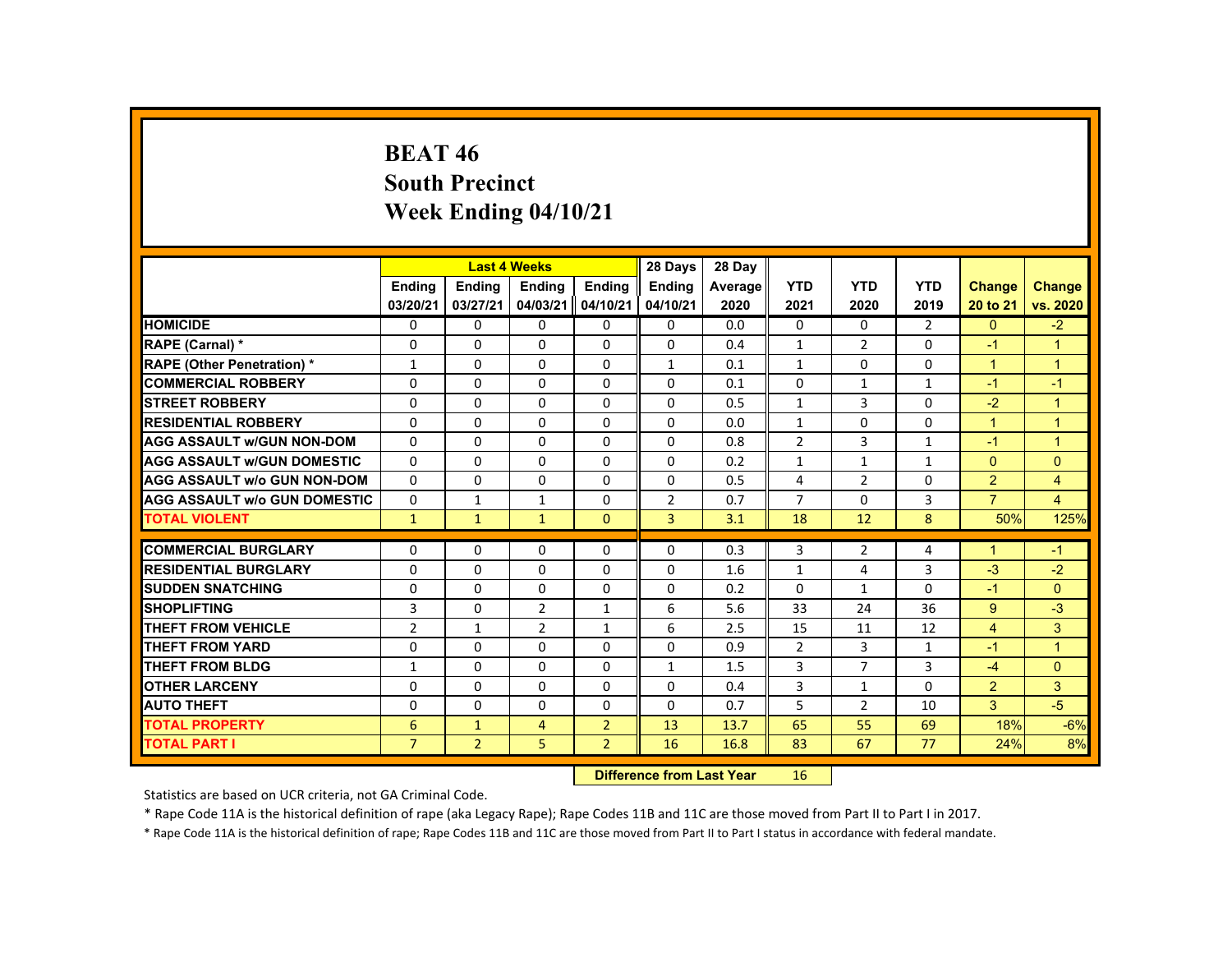# BEAT 46
## South Precinct
## Week Ending 04/10/21

| | Last 4 Weeks | | | | 28 Days | 28 Day | | | | | |
|---|---|---|---|---|---|---|---|---|---|---|---|
| | Ending 03/20/21 | Ending 03/27/21 | Ending 04/03/21 | Ending 04/10/21 | Ending 04/10/21 | Average 2020 | YTD 2021 | YTD 2020 | YTD 2019 | Change 20 to 21 | Change vs. 2020 |
| HOMICIDE | 0 | 0 | 0 | 0 | 0 | 0.0 | 0 | 0 | 2 | 0 | -2 |
| RAPE (Carnal) * | 0 | 0 | 0 | 0 | 0 | 0.4 | 1 | 2 | 0 | -1 | 1 |
| RAPE (Other Penetration) * | 1 | 0 | 0 | 0 | 1 | 0.1 | 1 | 0 | 0 | 1 | 1 |
| COMMERCIAL ROBBERY | 0 | 0 | 0 | 0 | 0 | 0.1 | 0 | 1 | 1 | -1 | -1 |
| STREET ROBBERY | 0 | 0 | 0 | 0 | 0 | 0.5 | 1 | 3 | 0 | -2 | 1 |
| RESIDENTIAL ROBBERY | 0 | 0 | 0 | 0 | 0 | 0.0 | 1 | 0 | 0 | 1 | 1 |
| AGG ASSAULT w/GUN NON-DOM | 0 | 0 | 0 | 0 | 0 | 0.8 | 2 | 3 | 1 | -1 | 1 |
| AGG ASSAULT w/GUN DOMESTIC | 0 | 0 | 0 | 0 | 0 | 0.2 | 1 | 1 | 1 | 0 | 0 |
| AGG ASSAULT w/o GUN NON-DOM | 0 | 0 | 0 | 0 | 0 | 0.5 | 4 | 2 | 0 | 2 | 4 |
| AGG ASSAULT w/o GUN DOMESTIC | 0 | 1 | 1 | 0 | 2 | 0.7 | 7 | 0 | 3 | 7 | 4 |
| TOTAL VIOLENT | 1 | 1 | 1 | 0 | 3 | 3.1 | 18 | 12 | 8 | 50% | 125% |
| COMMERCIAL BURGLARY | 0 | 0 | 0 | 0 | 0 | 0.3 | 3 | 2 | 4 | 1 | -1 |
| RESIDENTIAL BURGLARY | 0 | 0 | 0 | 0 | 0 | 1.6 | 1 | 4 | 3 | -3 | -2 |
| SUDDEN SNATCHING | 0 | 0 | 0 | 0 | 0 | 0.2 | 0 | 1 | 0 | -1 | 0 |
| SHOPLIFTING | 3 | 0 | 2 | 1 | 6 | 5.6 | 33 | 24 | 36 | 9 | -3 |
| THEFT FROM VEHICLE | 2 | 1 | 2 | 1 | 6 | 2.5 | 15 | 11 | 12 | 4 | 3 |
| THEFT FROM YARD | 0 | 0 | 0 | 0 | 0 | 0.9 | 2 | 3 | 1 | -1 | 1 |
| THEFT FROM BLDG | 1 | 0 | 0 | 0 | 1 | 1.5 | 3 | 7 | 3 | -4 | 0 |
| OTHER LARCENY | 0 | 0 | 0 | 0 | 0 | 0.4 | 3 | 1 | 0 | 2 | 3 |
| AUTO THEFT | 0 | 0 | 0 | 0 | 0 | 0.7 | 5 | 2 | 10 | 3 | -5 |
| TOTAL PROPERTY | 6 | 1 | 4 | 2 | 13 | 13.7 | 65 | 55 | 69 | 18% | -6% |
| TOTAL PART I | 7 | 2 | 5 | 2 | 16 | 16.8 | 83 | 67 | 77 | 24% | 8% |

**Difference from Last Year** 16

Statistics are based on UCR criteria, not GA Criminal Code.

* Rape Code 11A is the historical definition of rape (aka Legacy Rape); Rape Codes 11B and 11C are those moved from Part II to Part I in 2017.

* Rape Code 11A is the historical definition of rape; Rape Codes 11B and 11C are those moved from Part II to Part I status in accordance with federal mandate.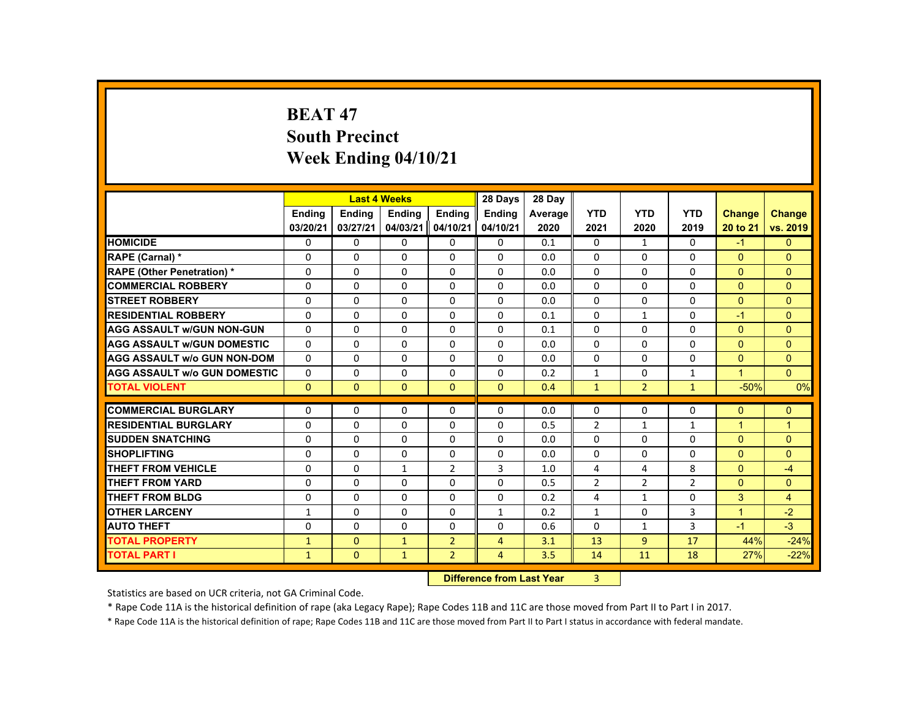# BEAT 47
## South Precinct
## Week Ending 04/10/21

| | Last 4 Weeks | | | | 28 Days | 28 Day | | | | | |
|---|---|---|---|---|---|---|---|---|---|---|---|
| | Ending 03/20/21 | Ending 03/27/21 | Ending 04/03/21 | Ending 04/10/21 | Ending 04/10/21 | Average 2020 | YTD 2021 | YTD 2020 | YTD 2019 | Change 20 to 21 | Change vs. 2019 |
| HOMICIDE | 0 | 0 | 0 | 0 | 0 | 0.1 | 0 | 1 | 0 | -1 | 0 |
| RAPE (Carnal) * | 0 | 0 | 0 | 0 | 0 | 0.0 | 0 | 0 | 0 | 0 | 0 |
| RAPE (Other Penetration) * | 0 | 0 | 0 | 0 | 0 | 0.0 | 0 | 0 | 0 | 0 | 0 |
| COMMERCIAL ROBBERY | 0 | 0 | 0 | 0 | 0 | 0.0 | 0 | 0 | 0 | 0 | 0 |
| STREET ROBBERY | 0 | 0 | 0 | 0 | 0 | 0.0 | 0 | 0 | 0 | 0 | 0 |
| RESIDENTIAL ROBBERY | 0 | 0 | 0 | 0 | 0 | 0.1 | 0 | 1 | 0 | -1 | 0 |
| AGG ASSAULT w/GUN NON-GUN | 0 | 0 | 0 | 0 | 0 | 0.1 | 0 | 0 | 0 | 0 | 0 |
| AGG ASSAULT w/GUN DOMESTIC | 0 | 0 | 0 | 0 | 0 | 0.0 | 0 | 0 | 0 | 0 | 0 |
| AGG ASSAULT w/o GUN NON-DOM | 0 | 0 | 0 | 0 | 0 | 0.0 | 0 | 0 | 0 | 0 | 0 |
| AGG ASSAULT w/o GUN DOMESTIC | 0 | 0 | 0 | 0 | 0 | 0.2 | 1 | 0 | 1 | 1 | 0 |
| TOTAL VIOLENT | 0 | 0 | 0 | 0 | 0 | 0.4 | 1 | 2 | 1 | -50% | 0% |
| COMMERCIAL BURGLARY | 0 | 0 | 0 | 0 | 0 | 0.0 | 0 | 0 | 0 | 0 | 0 |
| RESIDENTIAL BURGLARY | 0 | 0 | 0 | 0 | 0 | 0.5 | 2 | 1 | 1 | 1 | 1 |
| SUDDEN SNATCHING | 0 | 0 | 0 | 0 | 0 | 0.0 | 0 | 0 | 0 | 0 | 0 |
| SHOPLIFTING | 0 | 0 | 0 | 0 | 0 | 0.0 | 0 | 0 | 0 | 0 | 0 |
| THEFT FROM VEHICLE | 0 | 0 | 1 | 2 | 3 | 1.0 | 4 | 4 | 8 | 0 | -4 |
| THEFT FROM YARD | 0 | 0 | 0 | 0 | 0 | 0.5 | 2 | 2 | 2 | 0 | 0 |
| THEFT FROM BLDG | 0 | 0 | 0 | 0 | 0 | 0.2 | 4 | 1 | 0 | 3 | 4 |
| OTHER LARCENY | 1 | 0 | 0 | 0 | 1 | 0.2 | 1 | 0 | 3 | 1 | -2 |
| AUTO THEFT | 0 | 0 | 0 | 0 | 0 | 0.6 | 0 | 1 | 3 | -1 | -3 |
| TOTAL PROPERTY | 1 | 0 | 1 | 2 | 4 | 3.1 | 13 | 9 | 17 | 44% | -24% |
| TOTAL PART I | 1 | 0 | 1 | 2 | 4 | 3.5 | 14 | 11 | 18 | 27% | -22% |

**Difference from Last Year** 3

Statistics are based on UCR criteria, not GA Criminal Code.

* Rape Code 11A is the historical definition of rape (aka Legacy Rape); Rape Codes 11B and 11C are those moved from Part II to Part I in 2017.

* Rape Code 11A is the historical definition of rape; Rape Codes 11B and 11C are those moved from Part II to Part I status in accordance with federal mandate.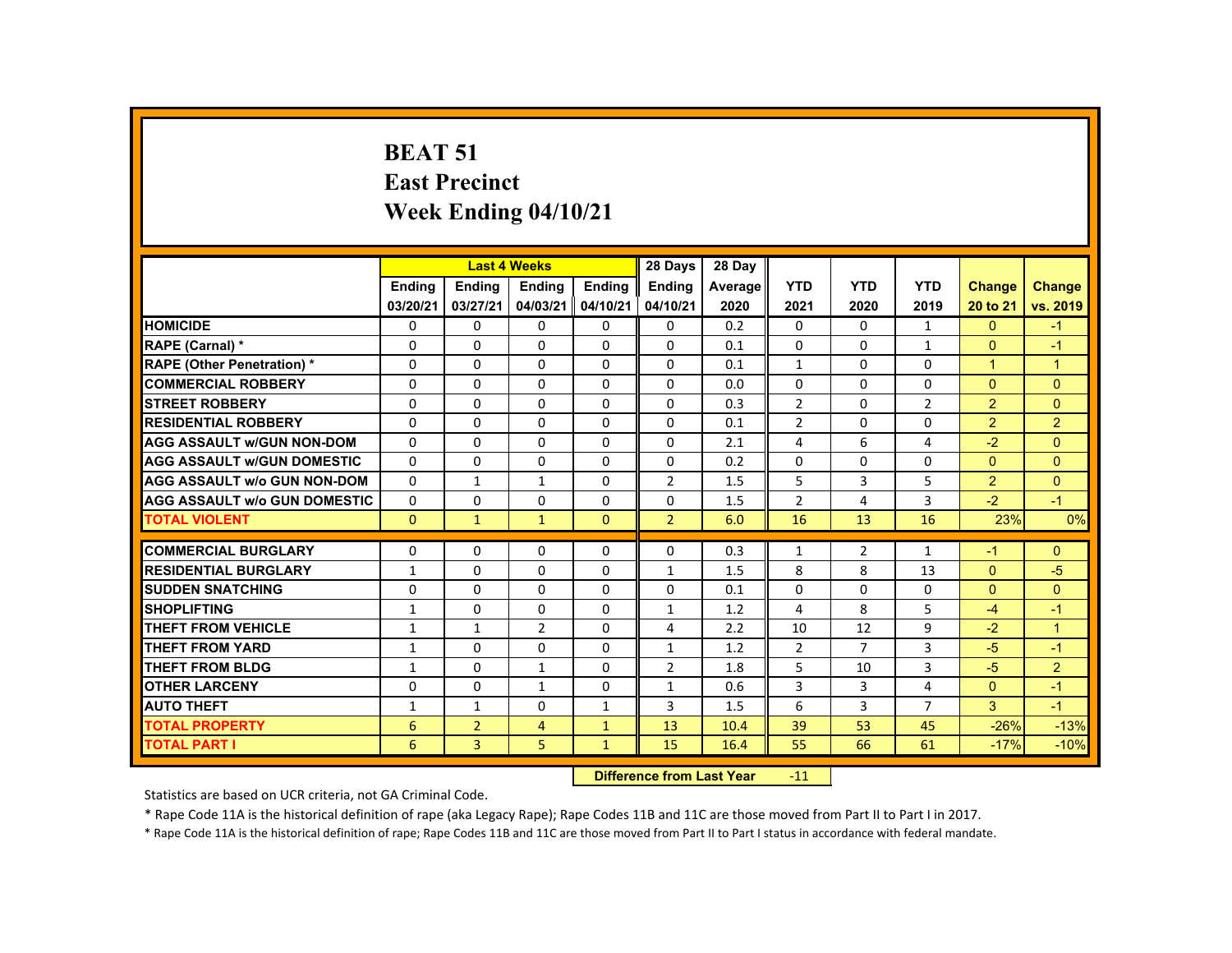# BEAT 51
## East Precinct
## Week Ending 04/10/21

| | Last 4 Weeks | | | | 28 Days | 28 Day | | | | | |
|---|---|---|---|---|---|---|---|---|---|---|---|
| | Ending 03/20/21 | Ending 03/27/21 | Ending 04/03/21 | Ending 04/10/21 | Ending 04/10/21 | Average 2020 | YTD 2021 | YTD 2020 | YTD 2019 | Change 20 to 21 | Change vs. 2019 |
| HOMICIDE | 0 | 0 | 0 | 0 | 0 | 0.2 | 0 | 0 | 1 | 0 | -1 |
| RAPE (Carnal) * | 0 | 0 | 0 | 0 | 0 | 0.1 | 0 | 0 | 1 | 0 | -1 |
| RAPE (Other Penetration) * | 0 | 0 | 0 | 0 | 0 | 0.1 | 1 | 0 | 0 | 1 | 1 |
| COMMERCIAL ROBBERY | 0 | 0 | 0 | 0 | 0 | 0.0 | 0 | 0 | 0 | 0 | 0 |
| STREET ROBBERY | 0 | 0 | 0 | 0 | 0 | 0.3 | 2 | 0 | 2 | 2 | 0 |
| RESIDENTIAL ROBBERY | 0 | 0 | 0 | 0 | 0 | 0.1 | 2 | 0 | 0 | 2 | 2 |
| AGG ASSAULT w/GUN NON-DOM | 0 | 0 | 0 | 0 | 0 | 2.1 | 4 | 6 | 4 | -2 | 0 |
| AGG ASSAULT w/GUN DOMESTIC | 0 | 0 | 0 | 0 | 0 | 0.2 | 0 | 0 | 0 | 0 | 0 |
| AGG ASSAULT w/o GUN NON-DOM | 0 | 1 | 1 | 0 | 2 | 1.5 | 5 | 3 | 5 | 2 | 0 |
| AGG ASSAULT w/o GUN DOMESTIC | 0 | 0 | 0 | 0 | 0 | 1.5 | 2 | 4 | 3 | -2 | -1 |
| TOTAL VIOLENT | 0 | 1 | 1 | 0 | 2 | 6.0 | 16 | 13 | 16 | 23% | 0% |
| COMMERCIAL BURGLARY | 0 | 0 | 0 | 0 | 0 | 0.3 | 1 | 2 | 1 | -1 | 0 |
| RESIDENTIAL BURGLARY | 1 | 0 | 0 | 0 | 1 | 1.5 | 8 | 8 | 13 | 0 | -5 |
| SUDDEN SNATCHING | 0 | 0 | 0 | 0 | 0 | 0.1 | 0 | 0 | 0 | 0 | 0 |
| SHOPLIFTING | 1 | 0 | 0 | 0 | 1 | 1.2 | 4 | 8 | 5 | -4 | -1 |
| THEFT FROM VEHICLE | 1 | 1 | 2 | 0 | 4 | 2.2 | 10 | 12 | 9 | -2 | 1 |
| THEFT FROM YARD | 1 | 0 | 0 | 0 | 1 | 1.2 | 2 | 7 | 3 | -5 | -1 |
| THEFT FROM BLDG | 1 | 0 | 1 | 0 | 2 | 1.8 | 5 | 10 | 3 | -5 | 2 |
| OTHER LARCENY | 0 | 0 | 1 | 0 | 1 | 0.6 | 3 | 3 | 4 | 0 | -1 |
| AUTO THEFT | 1 | 1 | 0 | 1 | 3 | 1.5 | 6 | 3 | 7 | 3 | -1 |
| TOTAL PROPERTY | 6 | 2 | 4 | 1 | 13 | 10.4 | 39 | 53 | 45 | -26% | -13% |
| TOTAL PART I | 6 | 3 | 5 | 1 | 15 | 16.4 | 55 | 66 | 61 | -17% | -10% |

**Difference from Last Year** -11

Statistics are based on UCR criteria, not GA Criminal Code.

* Rape Code 11A is the historical definition of rape (aka Legacy Rape); Rape Codes 11B and 11C are those moved from Part II to Part I in 2017.

* Rape Code 11A is the historical definition of rape; Rape Codes 11B and 11C are those moved from Part II to Part I status in accordance with federal mandate.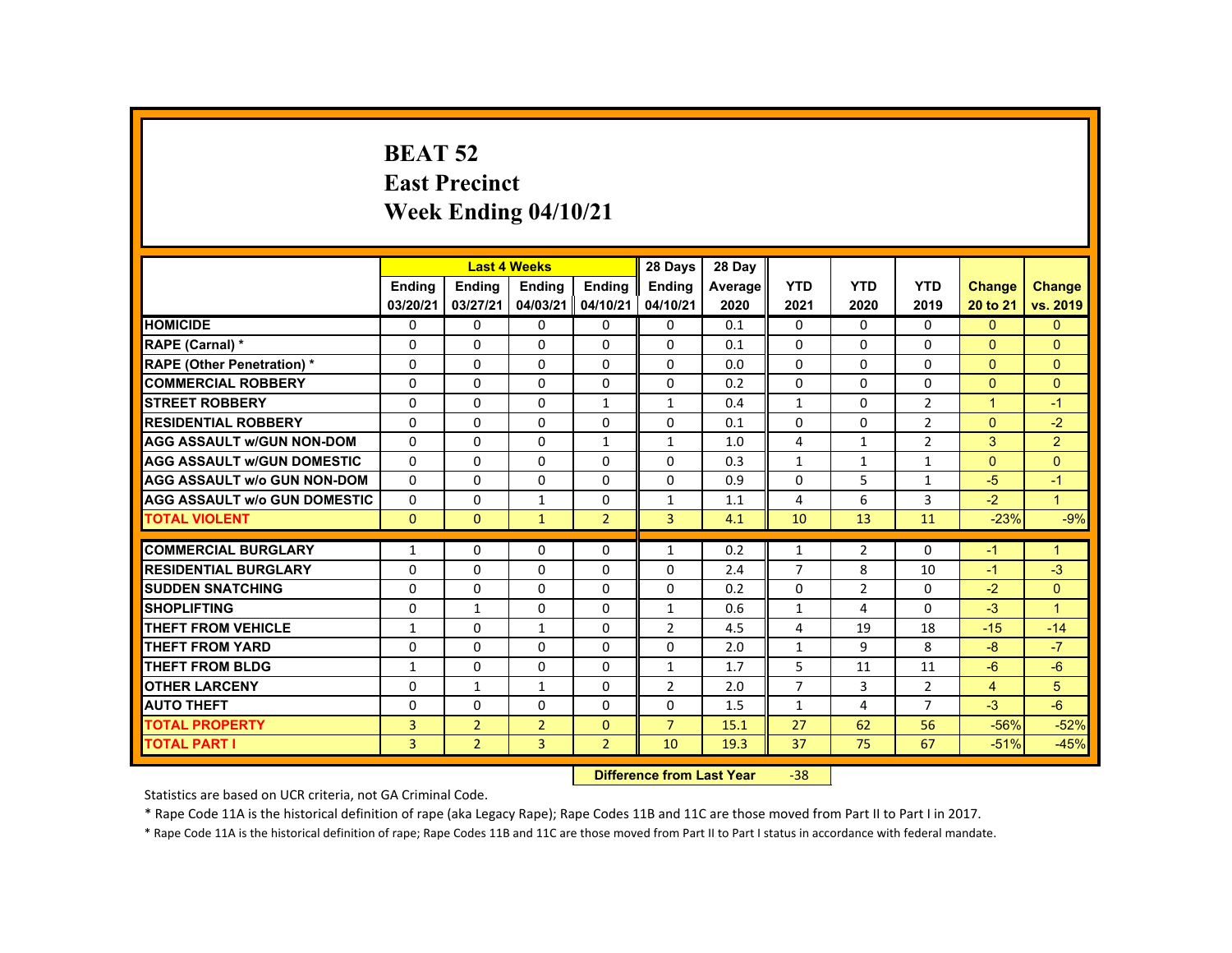# BEAT 52
## East Precinct
## Week Ending 04/10/21

| | Last 4 Weeks | | | | 28 Days | 28 Day | | | | | |
|---|---|---|---|---|---|---|---|---|---|---|---|
| | Ending 03/20/21 | Ending 03/27/21 | Ending 04/03/21 | Ending 04/10/21 | Ending 04/10/21 | Average 2020 | YTD 2021 | YTD 2020 | YTD 2019 | Change 20 to 21 | Change vs. 2019 |
| HOMICIDE | 0 | 0 | 0 | 0 | 0 | 0.1 | 0 | 0 | 0 | 0 | 0 |
| RAPE (Carnal) * | 0 | 0 | 0 | 0 | 0 | 0.1 | 0 | 0 | 0 | 0 | 0 |
| RAPE (Other Penetration) * | 0 | 0 | 0 | 0 | 0 | 0.0 | 0 | 0 | 0 | 0 | 0 |
| COMMERCIAL ROBBERY | 0 | 0 | 0 | 0 | 0 | 0.2 | 0 | 0 | 0 | 0 | 0 |
| STREET ROBBERY | 0 | 0 | 0 | 1 | 1 | 0.4 | 1 | 0 | 2 | 1 | -1 |
| RESIDENTIAL ROBBERY | 0 | 0 | 0 | 0 | 0 | 0.1 | 0 | 0 | 2 | 0 | -2 |
| AGG ASSAULT w/GUN NON-DOM | 0 | 0 | 0 | 1 | 1 | 1.0 | 4 | 1 | 2 | 3 | 2 |
| AGG ASSAULT w/GUN DOMESTIC | 0 | 0 | 0 | 0 | 0 | 0.3 | 1 | 1 | 1 | 0 | 0 |
| AGG ASSAULT w/o GUN NON-DOM | 0 | 0 | 0 | 0 | 0 | 0.9 | 0 | 5 | 1 | -5 | -1 |
| AGG ASSAULT w/o GUN DOMESTIC | 0 | 0 | 1 | 0 | 1 | 1.1 | 4 | 6 | 3 | -2 | 1 |
| TOTAL VIOLENT | 0 | 0 | 1 | 2 | 3 | 4.1 | 10 | 13 | 11 | -23% | -9% |
| COMMERCIAL BURGLARY | 1 | 0 | 0 | 0 | 1 | 0.2 | 1 | 2 | 0 | -1 | 1 |
| RESIDENTIAL BURGLARY | 0 | 0 | 0 | 0 | 0 | 2.4 | 7 | 8 | 10 | -1 | -3 |
| SUDDEN SNATCHING | 0 | 0 | 0 | 0 | 0 | 0.2 | 0 | 2 | 0 | -2 | 0 |
| SHOPLIFTING | 0 | 1 | 0 | 0 | 1 | 0.6 | 1 | 4 | 0 | -3 | 1 |
| THEFT FROM VEHICLE | 1 | 0 | 1 | 0 | 2 | 4.5 | 4 | 19 | 18 | -15 | -14 |
| THEFT FROM YARD | 0 | 0 | 0 | 0 | 0 | 2.0 | 1 | 9 | 8 | -8 | -7 |
| THEFT FROM BLDG | 1 | 0 | 0 | 0 | 1 | 1.7 | 5 | 11 | 11 | -6 | -6 |
| OTHER LARCENY | 0 | 1 | 1 | 0 | 2 | 2.0 | 7 | 3 | 2 | 4 | 5 |
| AUTO THEFT | 0 | 0 | 0 | 0 | 0 | 1.5 | 1 | 4 | 7 | -3 | -6 |
| TOTAL PROPERTY | 3 | 2 | 2 | 0 | 7 | 15.1 | 27 | 62 | 56 | -56% | -52% |
| TOTAL PART I | 3 | 2 | 3 | 2 | 10 | 19.3 | 37 | 75 | 67 | -51% | -45% |

**Difference from Last Year** -38

Statistics are based on UCR criteria, not GA Criminal Code.

* Rape Code 11A is the historical definition of rape (aka Legacy Rape); Rape Codes 11B and 11C are those moved from Part II to Part I in 2017.

* Rape Code 11A is the historical definition of rape; Rape Codes 11B and 11C are those moved from Part II to Part I status in accordance with federal mandate.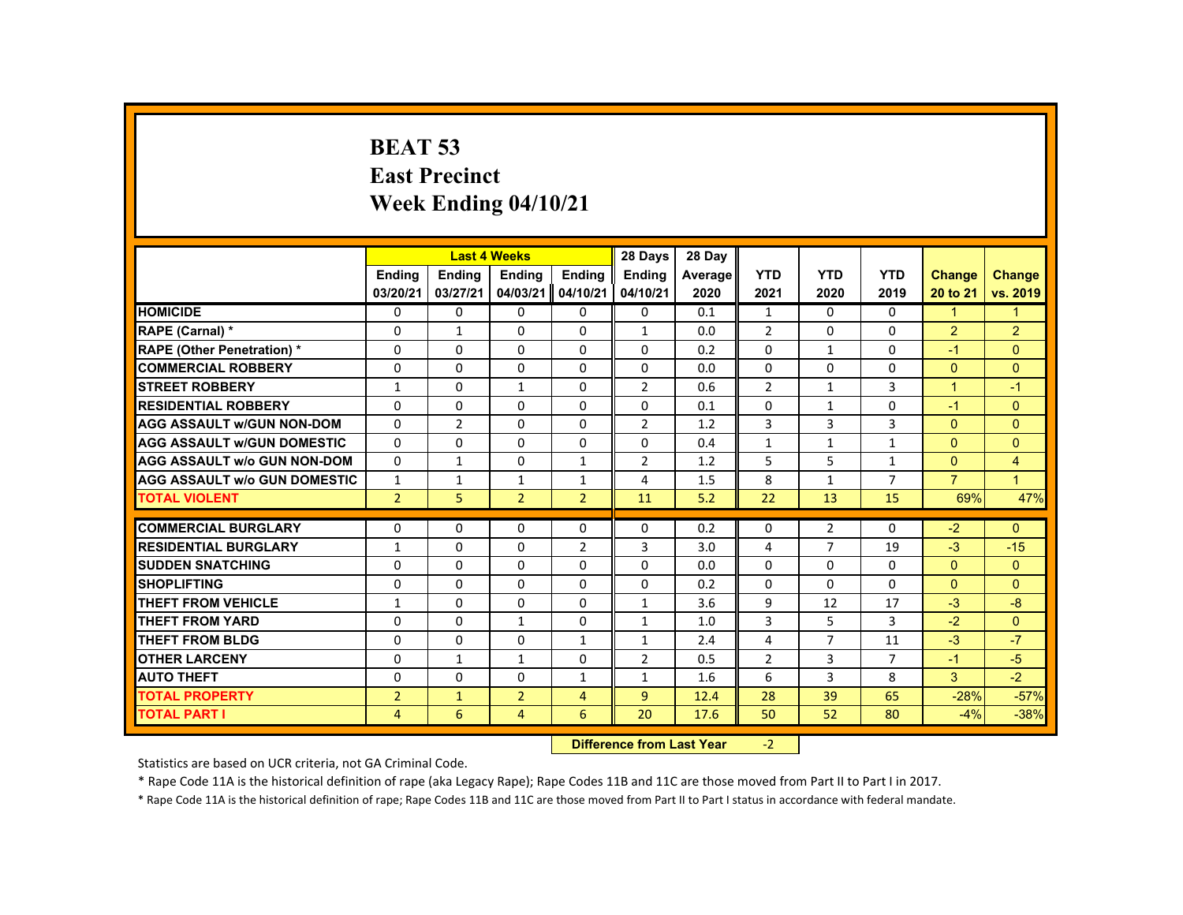# BEAT 53
## East Precinct
## Week Ending 04/10/21

| | Last 4 Weeks | | | | 28 Days | 28 Day | YTD | YTD | YTD | Change | Change |
|---|---|---|---|---|---|---|---|---|---|---|---|
| | Ending 03/20/21 | Ending 03/27/21 | Ending 04/03/21 | Ending 04/10/21 | Ending 04/10/21 | Average 2020 | 2021 | 2020 | 2019 | 20 to 21 | vs. 2019 |
| HOMICIDE | 0 | 0 | 0 | 0 | 0 | 0.1 | 1 | 0 | 0 | 1 | 1 |
| RAPE (Carnal) * | 0 | 1 | 0 | 0 | 1 | 0.0 | 2 | 0 | 0 | 2 | 2 |
| RAPE (Other Penetration) * | 0 | 0 | 0 | 0 | 0 | 0.2 | 0 | 1 | 0 | -1 | 0 |
| COMMERCIAL ROBBERY | 0 | 0 | 0 | 0 | 0 | 0.0 | 0 | 0 | 0 | 0 | 0 |
| STREET ROBBERY | 1 | 0 | 1 | 0 | 2 | 0.6 | 2 | 1 | 3 | 1 | -1 |
| RESIDENTIAL ROBBERY | 0 | 0 | 0 | 0 | 0 | 0.1 | 0 | 1 | 0 | -1 | 0 |
| AGG ASSAULT w/GUN NON-DOM | 0 | 2 | 0 | 0 | 2 | 1.2 | 3 | 3 | 3 | 0 | 0 |
| AGG ASSAULT w/GUN DOMESTIC | 0 | 0 | 0 | 0 | 0 | 0.4 | 1 | 1 | 1 | 0 | 0 |
| AGG ASSAULT w/o GUN NON-DOM | 0 | 1 | 0 | 1 | 2 | 1.2 | 5 | 5 | 1 | 0 | 4 |
| AGG ASSAULT w/o GUN DOMESTIC | 1 | 1 | 1 | 1 | 4 | 1.5 | 8 | 1 | 7 | 7 | 1 |
| TOTAL VIOLENT | 2 | 5 | 2 | 2 | 11 | 5.2 | 22 | 13 | 15 | 69% | 47% |
| COMMERCIAL BURGLARY | 0 | 0 | 0 | 0 | 0 | 0.2 | 0 | 2 | 0 | -2 | 0 |
| RESIDENTIAL BURGLARY | 1 | 0 | 0 | 2 | 3 | 3.0 | 4 | 7 | 19 | -3 | -15 |
| SUDDEN SNATCHING | 0 | 0 | 0 | 0 | 0 | 0.0 | 0 | 0 | 0 | 0 | 0 |
| SHOPLIFTING | 0 | 0 | 0 | 0 | 0 | 0.2 | 0 | 0 | 0 | 0 | 0 |
| THEFT FROM VEHICLE | 1 | 0 | 0 | 0 | 1 | 3.6 | 9 | 12 | 17 | -3 | -8 |
| THEFT FROM YARD | 0 | 0 | 1 | 0 | 1 | 1.0 | 3 | 5 | 3 | -2 | 0 |
| THEFT FROM BLDG | 0 | 0 | 0 | 1 | 1 | 2.4 | 4 | 7 | 11 | -3 | -7 |
| OTHER LARCENY | 0 | 1 | 1 | 0 | 2 | 0.5 | 2 | 3 | 7 | -1 | -5 |
| AUTO THEFT | 0 | 0 | 0 | 1 | 1 | 1.6 | 6 | 3 | 8 | 3 | -2 |
| TOTAL PROPERTY | 2 | 1 | 2 | 4 | 9 | 12.4 | 28 | 39 | 65 | -28% | -57% |
| TOTAL PART I | 4 | 6 | 4 | 6 | 20 | 17.6 | 50 | 52 | 80 | -4% | -38% |

**Difference from Last Year** -2

Statistics are based on UCR criteria, not GA Criminal Code.

* Rape Code 11A is the historical definition of rape (aka Legacy Rape); Rape Codes 11B and 11C are those moved from Part II to Part I in 2017.

* Rape Code 11A is the historical definition of rape; Rape Codes 11B and 11C are those moved from Part II to Part I status in accordance with federal mandate.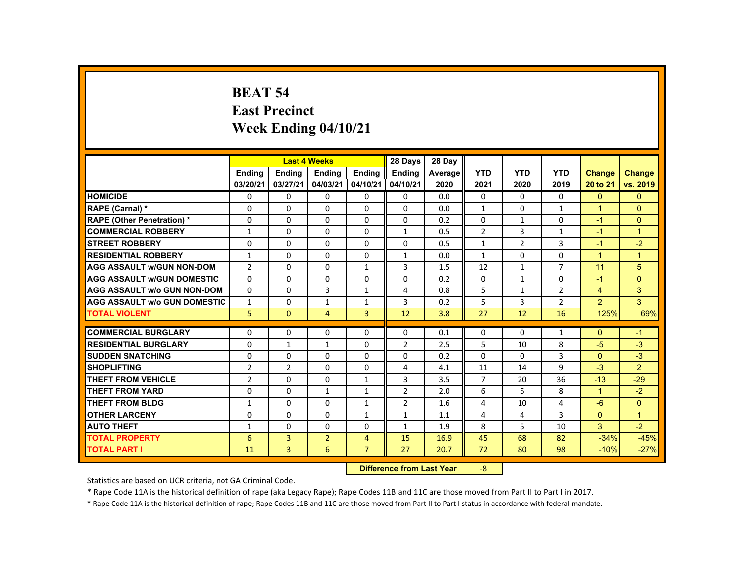# BEAT 54
## East Precinct
## Week Ending 04/10/21

| | Last 4 Weeks | | | | 28 Days | 28 Day | | | | | |
|---|---|---|---|---|---|---|---|---|---|---|---|
| | Ending 03/20/21 | Ending 03/27/21 | Ending 04/03/21 | Ending 04/10/21 | Ending 04/10/21 | Average 2020 | YTD 2021 | YTD 2020 | YTD 2019 | Change 20 to 21 | Change vs. 2019 |
| HOMICIDE | 0 | 0 | 0 | 0 | 0 | 0.0 | 0 | 0 | 0 | 0 | 0 |
| RAPE (Carnal) * | 0 | 0 | 0 | 0 | 0 | 0.0 | 1 | 0 | 1 | 1 | 0 |
| RAPE (Other Penetration) * | 0 | 0 | 0 | 0 | 0 | 0.2 | 0 | 1 | 0 | -1 | 0 |
| COMMERCIAL ROBBERY | 1 | 0 | 0 | 0 | 1 | 0.5 | 2 | 3 | 1 | -1 | 1 |
| STREET ROBBERY | 0 | 0 | 0 | 0 | 0 | 0.5 | 1 | 2 | 3 | -1 | -2 |
| RESIDENTIAL ROBBERY | 1 | 0 | 0 | 0 | 1 | 0.0 | 1 | 0 | 0 | 1 | 1 |
| AGG ASSAULT w/GUN NON-DOM | 2 | 0 | 0 | 1 | 3 | 1.5 | 12 | 1 | 7 | 11 | 5 |
| AGG ASSAULT w/GUN DOMESTIC | 0 | 0 | 0 | 0 | 0 | 0.2 | 0 | 1 | 0 | -1 | 0 |
| AGG ASSAULT w/o GUN NON-DOM | 0 | 0 | 3 | 1 | 4 | 0.8 | 5 | 1 | 2 | 4 | 3 |
| AGG ASSAULT w/o GUN DOMESTIC | 1 | 0 | 1 | 1 | 3 | 0.2 | 5 | 3 | 2 | 2 | 3 |
| TOTAL VIOLENT | 5 | 0 | 4 | 3 | 12 | 3.8 | 27 | 12 | 16 | 125% | 69% |
| COMMERCIAL BURGLARY | 0 | 0 | 0 | 0 | 0 | 0.1 | 0 | 0 | 1 | 0 | -1 |
| RESIDENTIAL BURGLARY | 0 | 1 | 1 | 0 | 2 | 2.5 | 5 | 10 | 8 | -5 | -3 |
| SUDDEN SNATCHING | 0 | 0 | 0 | 0 | 0 | 0.2 | 0 | 0 | 3 | 0 | -3 |
| SHOPLIFTING | 2 | 2 | 0 | 0 | 4 | 4.1 | 11 | 14 | 9 | -3 | 2 |
| THEFT FROM VEHICLE | 2 | 0 | 0 | 1 | 3 | 3.5 | 7 | 20 | 36 | -13 | -29 |
| THEFT FROM YARD | 0 | 0 | 1 | 1 | 2 | 2.0 | 6 | 5 | 8 | 1 | -2 |
| THEFT FROM BLDG | 1 | 0 | 0 | 1 | 2 | 1.6 | 4 | 10 | 4 | -6 | 0 |
| OTHER LARCENY | 0 | 0 | 0 | 1 | 1 | 1.1 | 4 | 4 | 3 | 0 | 1 |
| AUTO THEFT | 1 | 0 | 0 | 0 | 1 | 1.9 | 8 | 5 | 10 | 3 | -2 |
| TOTAL PROPERTY | 6 | 3 | 2 | 4 | 15 | 16.9 | 45 | 68 | 82 | -34% | -45% |
| TOTAL PART I | 11 | 3 | 6 | 7 | 27 | 20.7 | 72 | 80 | 98 | -10% | -27% |

**Difference from Last Year** -8

Statistics are based on UCR criteria, not GA Criminal Code.

* Rape Code 11A is the historical definition of rape (aka Legacy Rape); Rape Codes 11B and 11C are those moved from Part II to Part I in 2017.

* Rape Code 11A is the historical definition of rape; Rape Codes 11B and 11C are those moved from Part II to Part I status in accordance with federal mandate.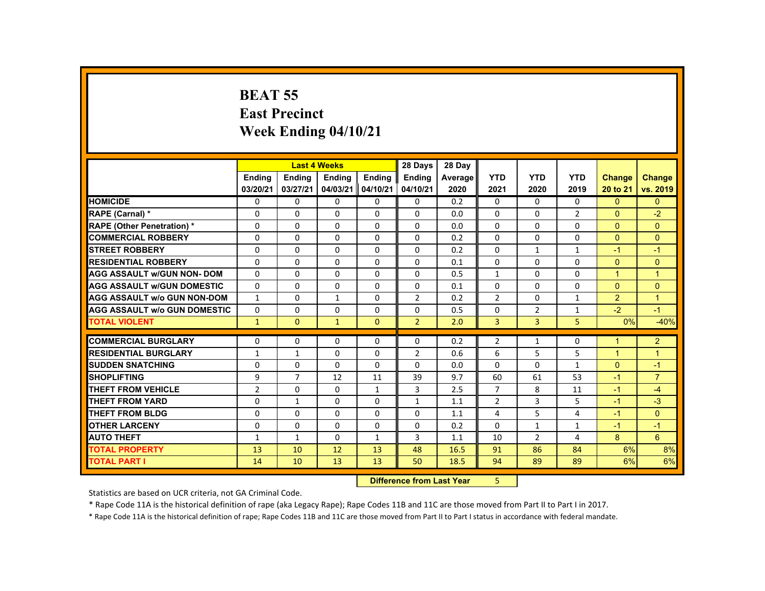# BEAT 55
## East Precinct
## Week Ending 04/10/21

| | Last 4 Weeks | | | | 28 Days | 28 Day | | | | | |
|---|---|---|---|---|---|---|---|---|---|---|---|
| | Ending 03/20/21 | Ending 03/27/21 | Ending 04/03/21 | Ending 04/10/21 | Ending 04/10/21 | Average 2020 | YTD 2021 | YTD 2020 | YTD 2019 | Change 20 to 21 | Change vs. 2019 |
| HOMICIDE | 0 | 0 | 0 | 0 | 0 | 0.2 | 0 | 0 | 0 | 0 | 0 |
| RAPE (Carnal) * | 0 | 0 | 0 | 0 | 0 | 0.0 | 0 | 0 | 2 | 0 | -2 |
| RAPE (Other Penetration) * | 0 | 0 | 0 | 0 | 0 | 0.0 | 0 | 0 | 0 | 0 | 0 |
| COMMERCIAL ROBBERY | 0 | 0 | 0 | 0 | 0 | 0.2 | 0 | 0 | 0 | 0 | 0 |
| STREET ROBBERY | 0 | 0 | 0 | 0 | 0 | 0.2 | 0 | 1 | 1 | -1 | -1 |
| RESIDENTIAL ROBBERY | 0 | 0 | 0 | 0 | 0 | 0.1 | 0 | 0 | 0 | 0 | 0 |
| AGG ASSAULT w/GUN NON- DOM | 0 | 0 | 0 | 0 | 0 | 0.5 | 1 | 0 | 0 | 1 | 1 |
| AGG ASSAULT w/GUN DOMESTIC | 0 | 0 | 0 | 0 | 0 | 0.1 | 0 | 0 | 0 | 0 | 0 |
| AGG ASSAULT w/o GUN NON-DOM | 1 | 0 | 1 | 0 | 2 | 0.2 | 2 | 0 | 1 | 2 | 1 |
| AGG ASSAULT w/o GUN DOMESTIC | 0 | 0 | 0 | 0 | 0 | 0.5 | 0 | 2 | 1 | -2 | -1 |
| TOTAL VIOLENT | 1 | 0 | 1 | 0 | 2 | 2.0 | 3 | 3 | 5 | 0% | -40% |
| COMMERCIAL BURGLARY | 0 | 0 | 0 | 0 | 0 | 0.2 | 2 | 1 | 0 | 1 | 2 |
| RESIDENTIAL BURGLARY | 1 | 1 | 0 | 0 | 2 | 0.6 | 6 | 5 | 5 | 1 | 1 |
| SUDDEN SNATCHING | 0 | 0 | 0 | 0 | 0 | 0.0 | 0 | 0 | 1 | 0 | -1 |
| SHOPLIFTING | 9 | 7 | 12 | 11 | 39 | 9.7 | 60 | 61 | 53 | -1 | 7 |
| THEFT FROM VEHICLE | 2 | 0 | 0 | 1 | 3 | 2.5 | 7 | 8 | 11 | -1 | -4 |
| THEFT FROM YARD | 0 | 1 | 0 | 0 | 1 | 1.1 | 2 | 3 | 5 | -1 | -3 |
| THEFT FROM BLDG | 0 | 0 | 0 | 0 | 0 | 1.1 | 4 | 5 | 4 | -1 | 0 |
| OTHER LARCENY | 0 | 0 | 0 | 0 | 0 | 0.2 | 0 | 1 | 1 | -1 | -1 |
| AUTO THEFT | 1 | 1 | 0 | 1 | 3 | 1.1 | 10 | 2 | 4 | 8 | 6 |
| TOTAL PROPERTY | 13 | 10 | 12 | 13 | 48 | 16.5 | 91 | 86 | 84 | 6% | 8% |
| TOTAL PART I | 14 | 10 | 13 | 13 | 50 | 18.5 | 94 | 89 | 89 | 6% | 6% |

**Difference from Last Year** 5

Statistics are based on UCR criteria, not GA Criminal Code.

* Rape Code 11A is the historical definition of rape (aka Legacy Rape); Rape Codes 11B and 11C are those moved from Part II to Part I in 2017.

* Rape Code 11A is the historical definition of rape; Rape Codes 11B and 11C are those moved from Part II to Part I status in accordance with federal mandate.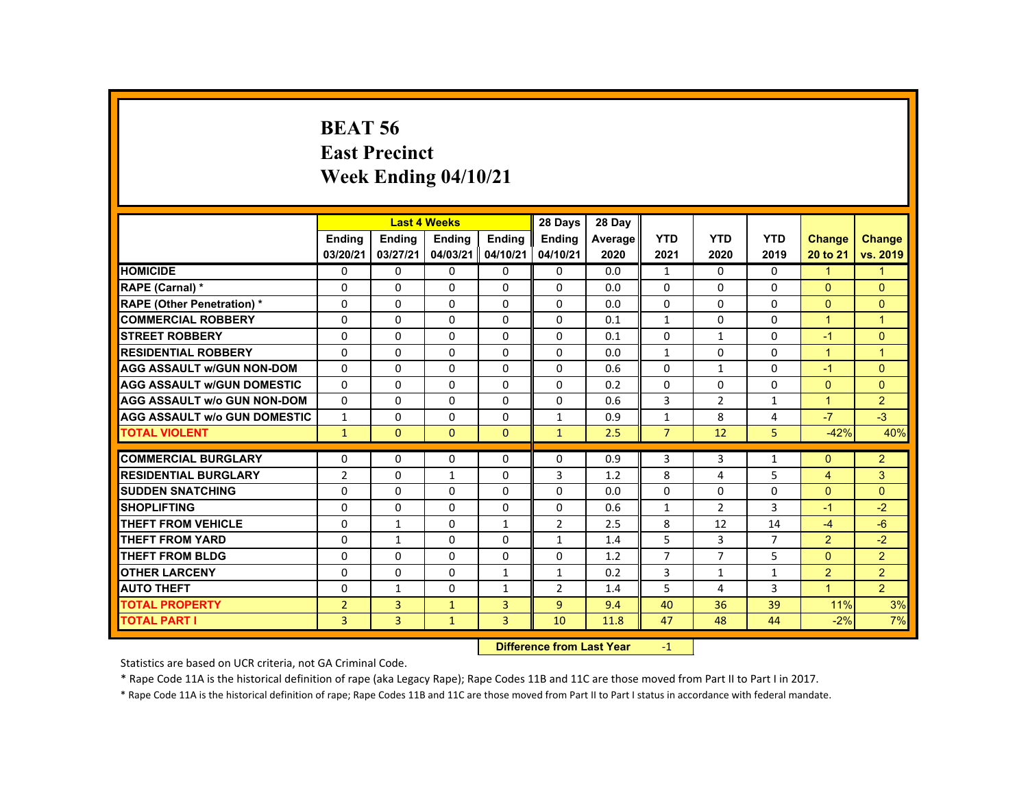# BEAT 56
## East Precinct
## Week Ending 04/10/21

| | Last 4 Weeks | | | | 28 Days | 28 Day | | | | | |
|---|---|---|---|---|---|---|---|---|---|---|---|
| | Ending 03/20/21 | Ending 03/27/21 | Ending 04/03/21 | Ending 04/10/21 | Ending 04/10/21 | Average 2020 | YTD 2021 | YTD 2020 | YTD 2019 | Change 20 to 21 | Change vs. 2019 |
| HOMICIDE | 0 | 0 | 0 | 0 | 0 | 0.0 | 1 | 0 | 0 | 1 | 1 |
| RAPE (Carnal) * | 0 | 0 | 0 | 0 | 0 | 0.0 | 0 | 0 | 0 | 0 | 0 |
| RAPE (Other Penetration) * | 0 | 0 | 0 | 0 | 0 | 0.0 | 0 | 0 | 0 | 0 | 0 |
| COMMERCIAL ROBBERY | 0 | 0 | 0 | 0 | 0 | 0.1 | 1 | 0 | 0 | 1 | 1 |
| STREET ROBBERY | 0 | 0 | 0 | 0 | 0 | 0.1 | 0 | 1 | 0 | -1 | 0 |
| RESIDENTIAL ROBBERY | 0 | 0 | 0 | 0 | 0 | 0.0 | 1 | 0 | 0 | 1 | 1 |
| AGG ASSAULT w/GUN NON-DOM | 0 | 0 | 0 | 0 | 0 | 0.6 | 0 | 1 | 0 | -1 | 0 |
| AGG ASSAULT w/GUN DOMESTIC | 0 | 0 | 0 | 0 | 0 | 0.2 | 0 | 0 | 0 | 0 | 0 |
| AGG ASSAULT w/o GUN NON-DOM | 0 | 0 | 0 | 0 | 0 | 0.6 | 3 | 2 | 1 | 1 | 2 |
| AGG ASSAULT w/o GUN DOMESTIC | 1 | 0 | 0 | 0 | 1 | 0.9 | 1 | 8 | 4 | -7 | -3 |
| TOTAL VIOLENT | 1 | 0 | 0 | 0 | 1 | 2.5 | 7 | 12 | 5 | -42% | 40% |
| COMMERCIAL BURGLARY | 0 | 0 | 0 | 0 | 0 | 0.9 | 3 | 3 | 1 | 0 | 2 |
| RESIDENTIAL BURGLARY | 2 | 0 | 1 | 0 | 3 | 1.2 | 8 | 4 | 5 | 4 | 3 |
| SUDDEN SNATCHING | 0 | 0 | 0 | 0 | 0 | 0.0 | 0 | 0 | 0 | 0 | 0 |
| SHOPLIFTING | 0 | 0 | 0 | 0 | 0 | 0.6 | 1 | 2 | 3 | -1 | -2 |
| THEFT FROM VEHICLE | 0 | 1 | 0 | 1 | 2 | 2.5 | 8 | 12 | 14 | -4 | -6 |
| THEFT FROM YARD | 0 | 1 | 0 | 0 | 1 | 1.4 | 5 | 3 | 7 | 2 | -2 |
| THEFT FROM BLDG | 0 | 0 | 0 | 0 | 0 | 1.2 | 7 | 7 | 5 | 0 | 2 |
| OTHER LARCENY | 0 | 0 | 0 | 1 | 1 | 0.2 | 3 | 1 | 1 | 2 | 2 |
| AUTO THEFT | 0 | 1 | 0 | 1 | 2 | 1.4 | 5 | 4 | 3 | 1 | 2 |
| TOTAL PROPERTY | 2 | 3 | 1 | 3 | 9 | 9.4 | 40 | 36 | 39 | 11% | 3% |
| TOTAL PART I | 3 | 3 | 1 | 3 | 10 | 11.8 | 47 | 48 | 44 | -2% | 7% |

**Difference from Last Year** -1

Statistics are based on UCR criteria, not GA Criminal Code.

* Rape Code 11A is the historical definition of rape (aka Legacy Rape); Rape Codes 11B and 11C are those moved from Part II to Part I in 2017.

* Rape Code 11A is the historical definition of rape; Rape Codes 11B and 11C are those moved from Part II to Part I status in accordance with federal mandate.